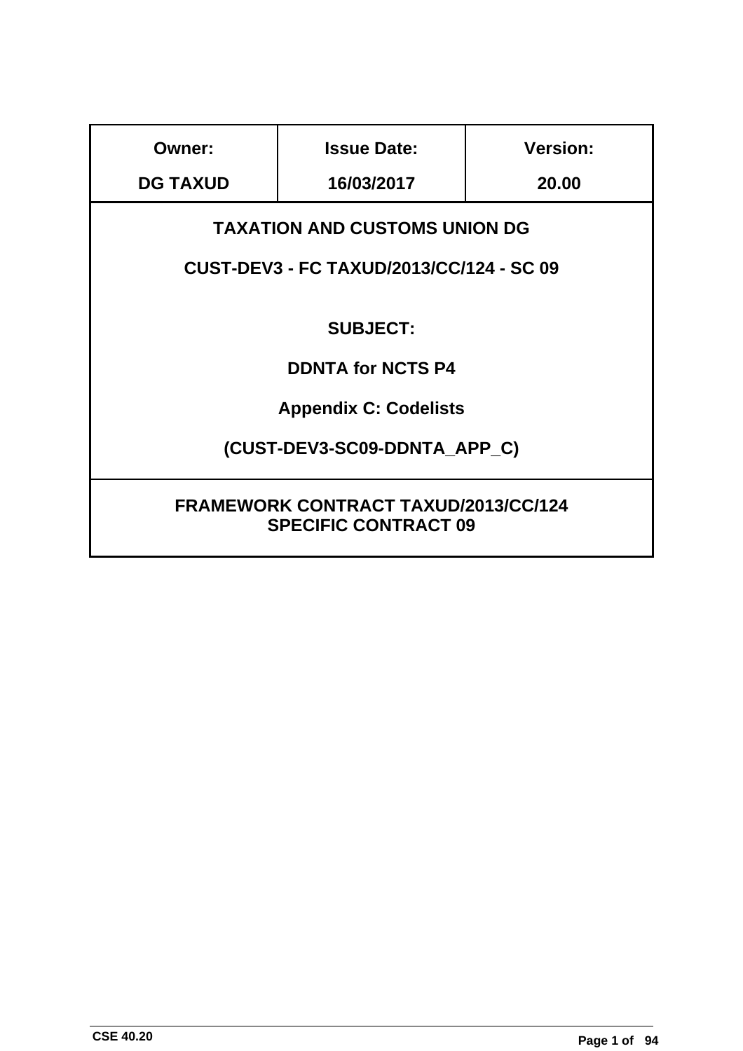| Owner: | Issue Date: | Version: |
|---|---|---|
| DG TAXUD | 16/03/2017 | 20.00 |

**TAXATION AND CUSTOMS UNION DG**

**CUST-DEV3 - FC TAXUD/2013/CC/124 - SC 09**

**SUBJECT:**

**DDNTA for NCTS P4**

**Appendix C: Codelists**

**(CUST-DEV3-SC09-DDNTA_APP_C)**

**FRAMEWORK CONTRACT TAXUD/2013/CC/124**
**SPECIFIC CONTRACT 09**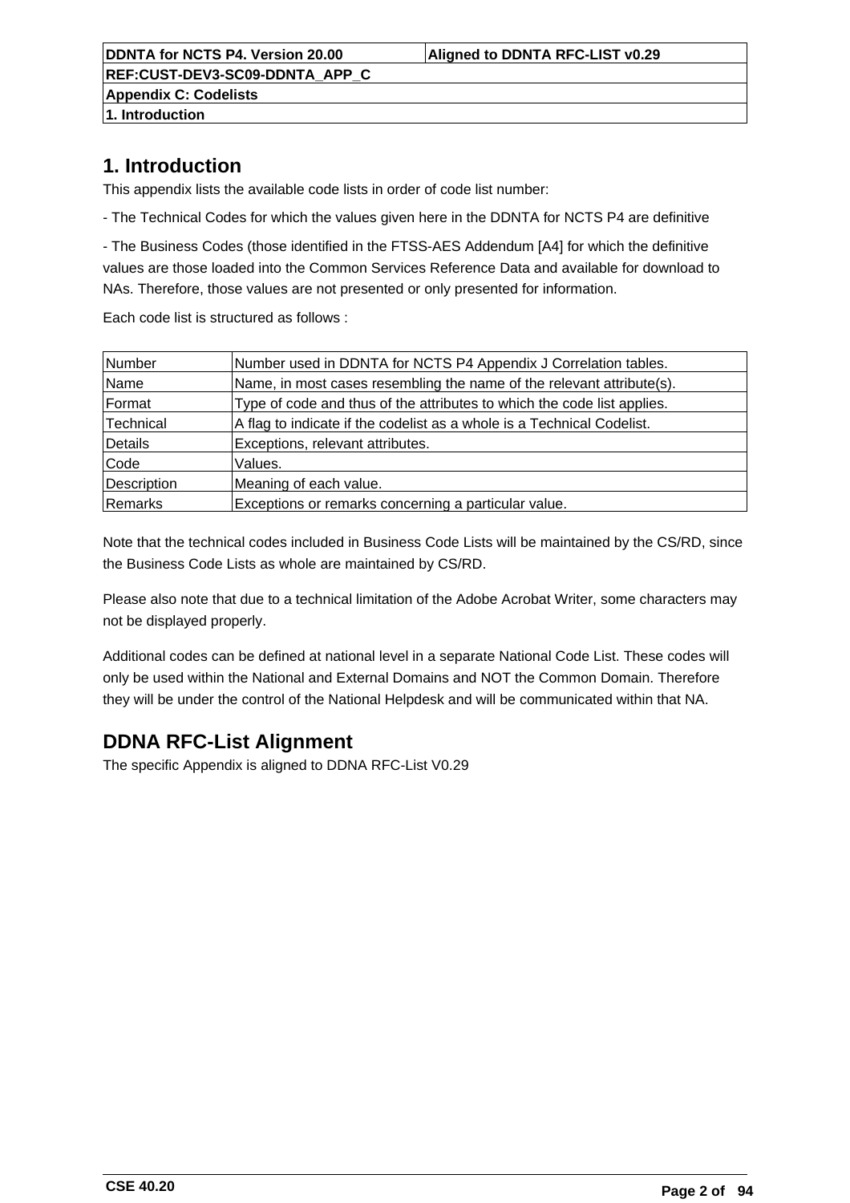# 1. Introduction

This appendix lists the available code lists in order of code list number:

- The Technical Codes for which the values given here in the DDNTA for NCTS P4 are definitive

- The Business Codes (those identified in the FTSS-AES Addendum [A4] for which the definitive values are those loaded into the Common Services Reference Data and available for download to NAs. Therefore, those values are not presented or only presented for information.

Each code list is structured as follows :

| | |
|---|---|
| Number | Number used in DDNTA for NCTS P4 Appendix J Correlation tables. |
| Name | Name, in most cases resembling the name of the relevant attribute(s). |
| Format | Type of code and thus of the attributes to which the code list applies. |
| Technical | A flag to indicate if the codelist as a whole is a Technical Codelist. |
| Details | Exceptions, relevant attributes. |
| Code | Values. |
| Description | Meaning of each value. |
| Remarks | Exceptions or remarks concerning a particular value. |

Note that the technical codes included in Business Code Lists will be maintained by the CS/RD, since the Business Code Lists as whole are maintained by CS/RD.

Please also note that due to a technical limitation of the Adobe Acrobat Writer, some characters may not be displayed properly.

Additional codes can be defined at national level in a separate National Code List. These codes will only be used within the National and External Domains and NOT the Common Domain. Therefore they will be under the control of the National Helpdesk and will be communicated within that NA.

# DDNA RFC-List Alignment

The specific Appendix is aligned to DDNA RFC-List V0.29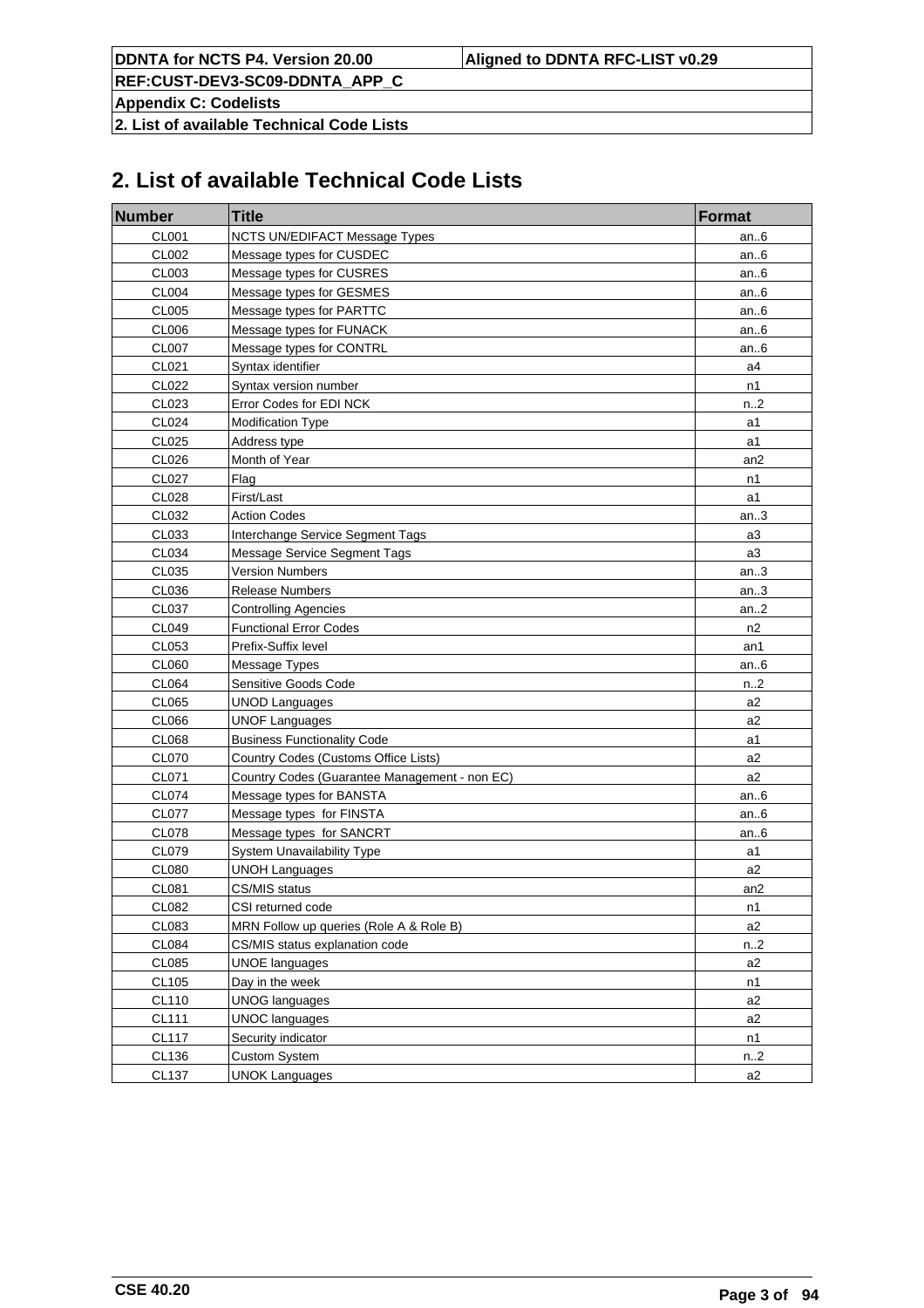## 2. List of available Technical Code Lists

| Number | Title | Format |
|---|---|---|
| CL001 | NCTS UN/EDIFACT Message Types | an..6 |
| CL002 | Message types for CUSDEC | an..6 |
| CL003 | Message types for CUSRES | an..6 |
| CL004 | Message types for GESMES | an..6 |
| CL005 | Message types for PARTTC | an..6 |
| CL006 | Message types for FUNACK | an..6 |
| CL007 | Message types for CONTRL | an..6 |
| CL021 | Syntax identifier | a4 |
| CL022 | Syntax version number | n1 |
| CL023 | Error Codes for EDI NCK | n..2 |
| CL024 | Modification Type | a1 |
| CL025 | Address type | a1 |
| CL026 | Month of Year | an2 |
| CL027 | Flag | n1 |
| CL028 | First/Last | a1 |
| CL032 | Action Codes | an..3 |
| CL033 | Interchange Service Segment Tags | a3 |
| CL034 | Message Service Segment Tags | a3 |
| CL035 | Version Numbers | an..3 |
| CL036 | Release Numbers | an..3 |
| CL037 | Controlling Agencies | an..2 |
| CL049 | Functional Error Codes | n2 |
| CL053 | Prefix-Suffix level | an1 |
| CL060 | Message Types | an..6 |
| CL064 | Sensitive Goods Code | n..2 |
| CL065 | UNOD Languages | a2 |
| CL066 | UNOF Languages | a2 |
| CL068 | Business Functionality Code | a1 |
| CL070 | Country Codes (Customs Office Lists) | a2 |
| CL071 | Country Codes (Guarantee Management - non EC) | a2 |
| CL074 | Message types for BANSTA | an..6 |
| CL077 | Message types  for FINSTA | an..6 |
| CL078 | Message types  for SANCRT | an..6 |
| CL079 | System Unavailability Type | a1 |
| CL080 | UNOH Languages | a2 |
| CL081 | CS/MIS status | an2 |
| CL082 | CSI returned code | n1 |
| CL083 | MRN Follow up queries (Role A & Role B) | a2 |
| CL084 | CS/MIS status explanation code | n..2 |
| CL085 | UNOE languages | a2 |
| CL105 | Day in the week | n1 |
| CL110 | UNOG languages | a2 |
| CL111 | UNOC languages | a2 |
| CL117 | Security indicator | n1 |
| CL136 | Custom System | n..2 |
| CL137 | UNOK Languages | a2 |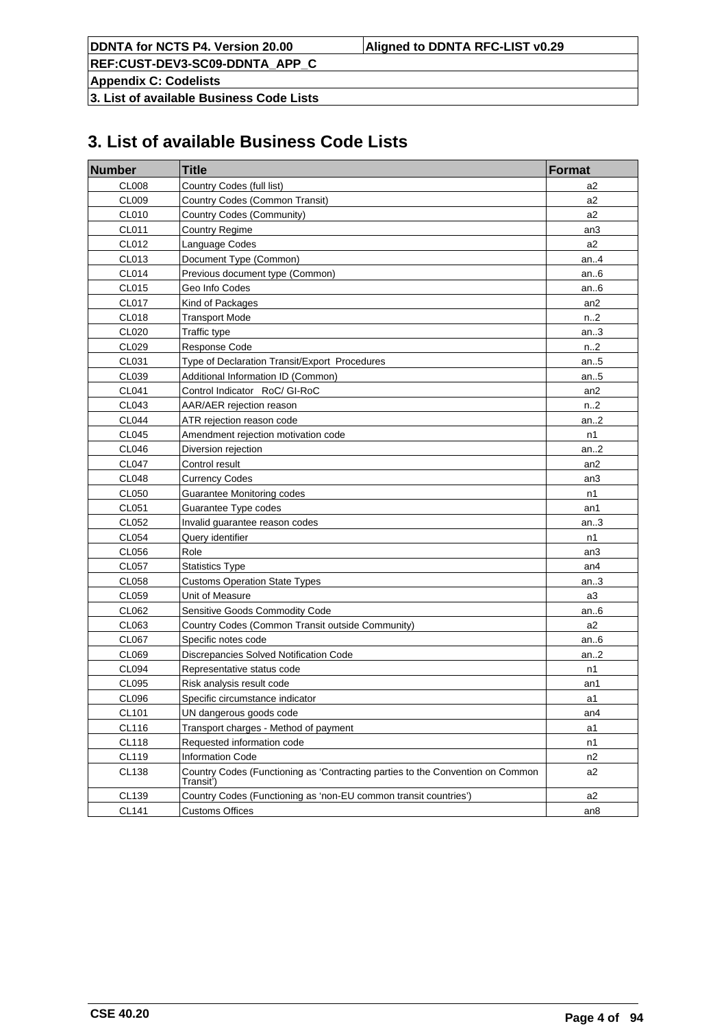# 3. List of available Business Code Lists

| Number | Title | Format |
|---|---|---|
| CL008 | Country Codes (full list) | a2 |
| CL009 | Country Codes (Common Transit) | a2 |
| CL010 | Country Codes (Community) | a2 |
| CL011 | Country Regime | an3 |
| CL012 | Language Codes | a2 |
| CL013 | Document Type (Common) | an..4 |
| CL014 | Previous document type (Common) | an..6 |
| CL015 | Geo Info Codes | an..6 |
| CL017 | Kind of Packages | an2 |
| CL018 | Transport Mode | n..2 |
| CL020 | Traffic type | an..3 |
| CL029 | Response Code | n..2 |
| CL031 | Type of Declaration Transit/Export Procedures | an..5 |
| CL039 | Additional Information ID (Common) | an..5 |
| CL041 | Control Indicator RoC/ GI-RoC | an2 |
| CL043 | AAR/AER rejection reason | n..2 |
| CL044 | ATR rejection reason code | an..2 |
| CL045 | Amendment rejection motivation code | n1 |
| CL046 | Diversion rejection | an..2 |
| CL047 | Control result | an2 |
| CL048 | Currency Codes | an3 |
| CL050 | Guarantee Monitoring codes | n1 |
| CL051 | Guarantee Type codes | an1 |
| CL052 | Invalid guarantee reason codes | an..3 |
| CL054 | Query identifier | n1 |
| CL056 | Role | an3 |
| CL057 | Statistics Type | an4 |
| CL058 | Customs Operation State Types | an..3 |
| CL059 | Unit of Measure | a3 |
| CL062 | Sensitive Goods Commodity Code | an..6 |
| CL063 | Country Codes (Common Transit outside Community) | a2 |
| CL067 | Specific notes code | an..6 |
| CL069 | Discrepancies Solved Notification Code | an..2 |
| CL094 | Representative status code | n1 |
| CL095 | Risk analysis result code | an1 |
| CL096 | Specific circumstance indicator | a1 |
| CL101 | UN dangerous goods code | an4 |
| CL116 | Transport charges - Method of payment | a1 |
| CL118 | Requested information code | n1 |
| CL119 | Information Code | n2 |
| CL138 | Country Codes (Functioning as 'Contracting parties to the Convention on Common Transit') | a2 |
| CL139 | Country Codes (Functioning as 'non-EU common transit countries') | a2 |
| CL141 | Customs Offices | an8 |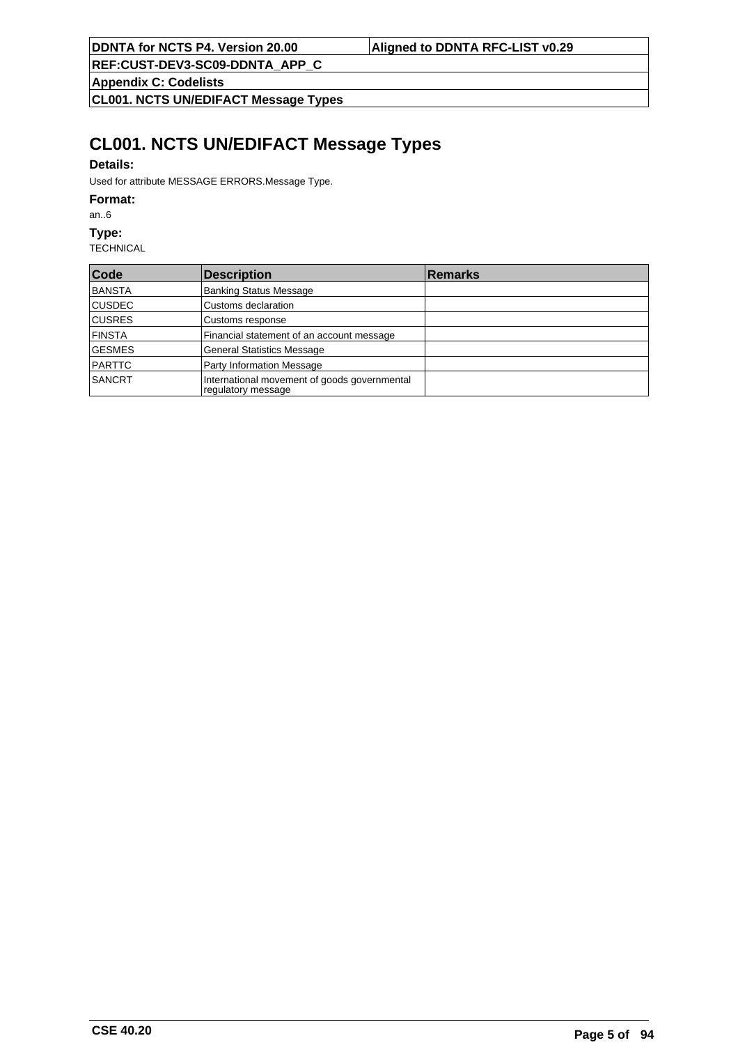# CL001. NCTS UN/EDIFACT Message Types

**Details:**

Used for attribute MESSAGE ERRORS.Message Type.

**Format:**

an..6

**Type:**

TECHNICAL

| Code | Description | Remarks |
|---|---|---|
| BANSTA | Banking Status Message | |
| CUSDEC | Customs declaration | |
| CUSRES | Customs response | |
| FINSTA | Financial statement of an account message | |
| GESMES | General Statistics Message | |
| PARTTC | Party Information Message | |
| SANCRT | International movement of goods governmental regulatory message | |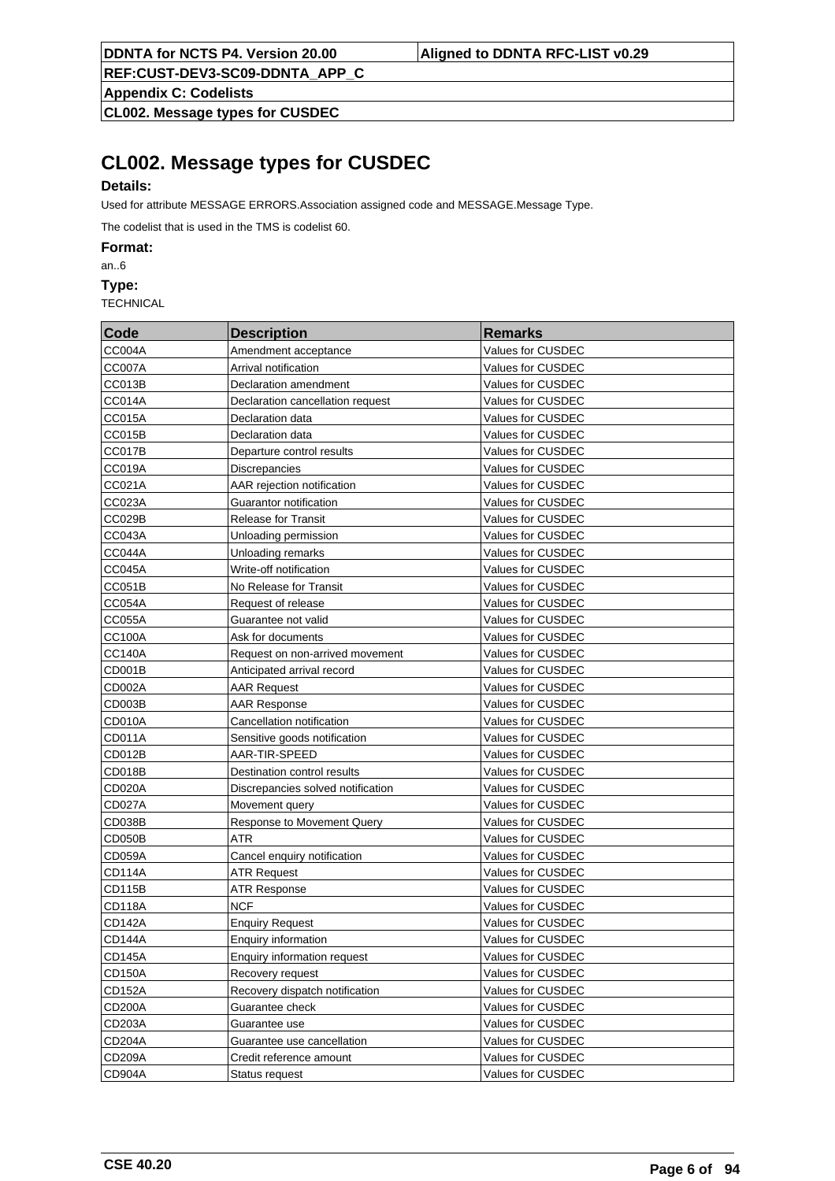# CL002. Message types for CUSDEC

**Details:**

Used for attribute MESSAGE ERRORS.Association assigned code and MESSAGE.Message Type.

The codelist that is used in the TMS is codelist 60.

**Format:**

an..6

**Type:**

TECHNICAL

| Code | Description | Remarks |
|---|---|---|
| CC004A | Amendment acceptance | Values for CUSDEC |
| CC007A | Arrival notification | Values for CUSDEC |
| CC013B | Declaration amendment | Values for CUSDEC |
| CC014A | Declaration cancellation request | Values for CUSDEC |
| CC015A | Declaration data | Values for CUSDEC |
| CC015B | Declaration data | Values for CUSDEC |
| CC017B | Departure control results | Values for CUSDEC |
| CC019A | Discrepancies | Values for CUSDEC |
| CC021A | AAR rejection notification | Values for CUSDEC |
| CC023A | Guarantor notification | Values for CUSDEC |
| CC029B | Release for Transit | Values for CUSDEC |
| CC043A | Unloading permission | Values for CUSDEC |
| CC044A | Unloading remarks | Values for CUSDEC |
| CC045A | Write-off notification | Values for CUSDEC |
| CC051B | No Release for Transit | Values for CUSDEC |
| CC054A | Request of release | Values for CUSDEC |
| CC055A | Guarantee not valid | Values for CUSDEC |
| CC100A | Ask for documents | Values for CUSDEC |
| CC140A | Request on non-arrived movement | Values for CUSDEC |
| CD001B | Anticipated arrival record | Values for CUSDEC |
| CD002A | AAR Request | Values for CUSDEC |
| CD003B | AAR Response | Values for CUSDEC |
| CD010A | Cancellation notification | Values for CUSDEC |
| CD011A | Sensitive goods notification | Values for CUSDEC |
| CD012B | AAR-TIR-SPEED | Values for CUSDEC |
| CD018B | Destination control results | Values for CUSDEC |
| CD020A | Discrepancies solved notification | Values for CUSDEC |
| CD027A | Movement query | Values for CUSDEC |
| CD038B | Response to Movement Query | Values for CUSDEC |
| CD050B | ATR | Values for CUSDEC |
| CD059A | Cancel enquiry notification | Values for CUSDEC |
| CD114A | ATR Request | Values for CUSDEC |
| CD115B | ATR Response | Values for CUSDEC |
| CD118A | NCF | Values for CUSDEC |
| CD142A | Enquiry Request | Values for CUSDEC |
| CD144A | Enquiry information | Values for CUSDEC |
| CD145A | Enquiry information request | Values for CUSDEC |
| CD150A | Recovery request | Values for CUSDEC |
| CD152A | Recovery dispatch notification | Values for CUSDEC |
| CD200A | Guarantee check | Values for CUSDEC |
| CD203A | Guarantee use | Values for CUSDEC |
| CD204A | Guarantee use cancellation | Values for CUSDEC |
| CD209A | Credit reference amount | Values for CUSDEC |
| CD904A | Status request | Values for CUSDEC |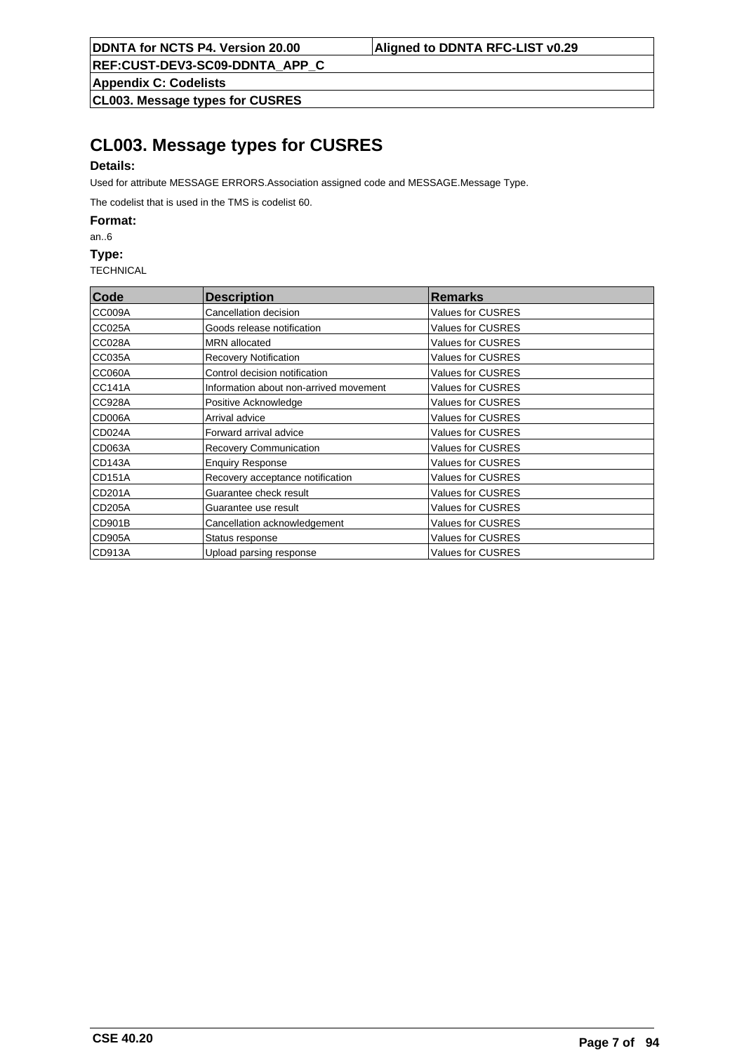# CL003. Message types for CUSRES

**Details:**

Used for attribute MESSAGE ERRORS.Association assigned code and MESSAGE.Message Type.

The codelist that is used in the TMS is codelist 60.

**Format:**

an..6

**Type:**

TECHNICAL

| Code | Description | Remarks |
|---|---|---|
| CC009A | Cancellation decision | Values for CUSRES |
| CC025A | Goods release notification | Values for CUSRES |
| CC028A | MRN allocated | Values for CUSRES |
| CC035A | Recovery Notification | Values for CUSRES |
| CC060A | Control decision notification | Values for CUSRES |
| CC141A | Information about non-arrived movement | Values for CUSRES |
| CC928A | Positive Acknowledge | Values for CUSRES |
| CD006A | Arrival advice | Values for CUSRES |
| CD024A | Forward arrival advice | Values for CUSRES |
| CD063A | Recovery Communication | Values for CUSRES |
| CD143A | Enquiry Response | Values for CUSRES |
| CD151A | Recovery acceptance notification | Values for CUSRES |
| CD201A | Guarantee check result | Values for CUSRES |
| CD205A | Guarantee use result | Values for CUSRES |
| CD901B | Cancellation acknowledgement | Values for CUSRES |
| CD905A | Status response | Values for CUSRES |
| CD913A | Upload parsing response | Values for CUSRES |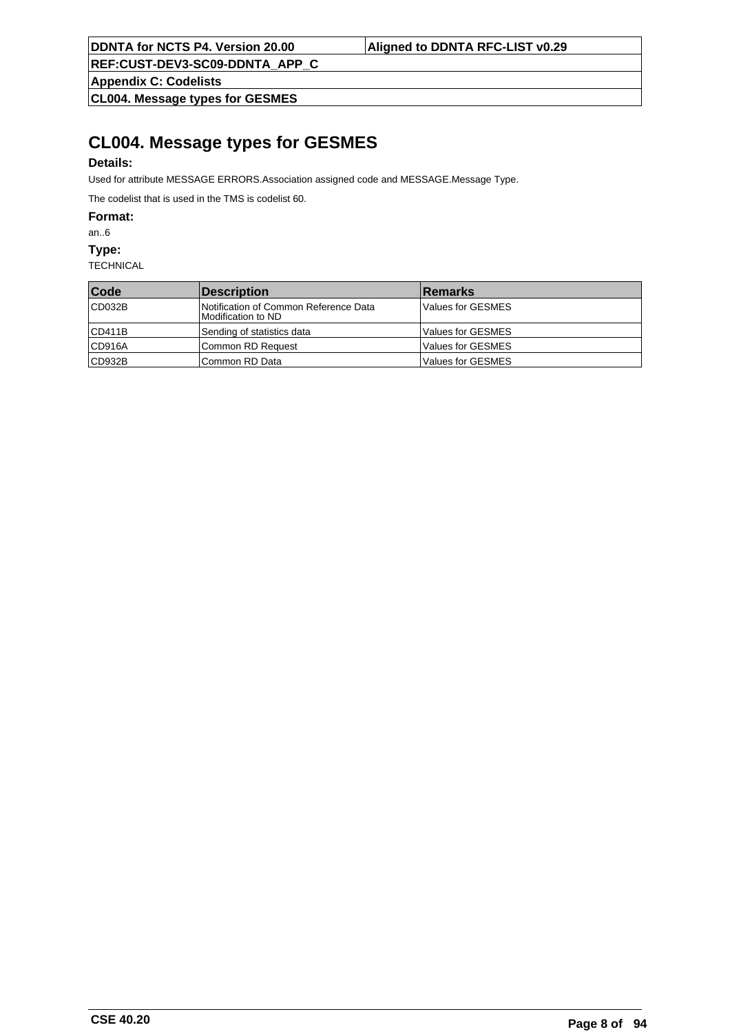# CL004. Message types for GESMES

**Details:**

Used for attribute MESSAGE ERRORS.Association assigned code and MESSAGE.Message Type.

The codelist that is used in the TMS is codelist 60.

**Format:**

an..6

**Type:**

TECHNICAL

| Code | Description | Remarks |
|---|---|---|
| CD032B | Notification of Common Reference Data Modification to ND | Values for GESMES |
| CD411B | Sending of statistics data | Values for GESMES |
| CD916A | Common RD Request | Values for GESMES |
| CD932B | Common RD Data | Values for GESMES |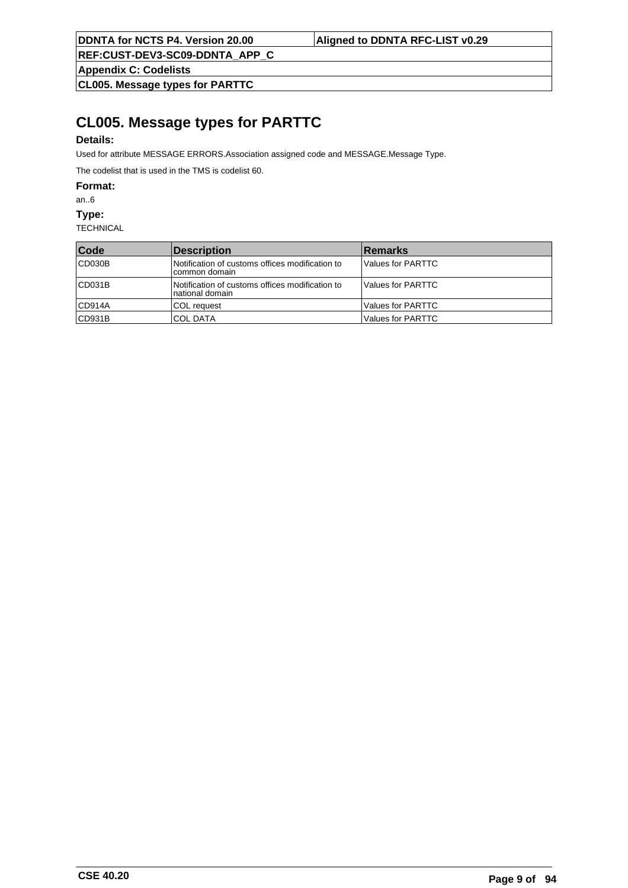# CL005. Message types for PARTTC

### Details:

Used for attribute MESSAGE ERRORS.Association assigned code and MESSAGE.Message Type.

The codelist that is used in the TMS is codelist 60.

### Format:

an..6

### Type:

TECHNICAL

| Code | Description | Remarks |
|---|---|---|
| CD030B | Notification of customs offices modification to common domain | Values for PARTTC |
| CD031B | Notification of customs offices modification to national domain | Values for PARTTC |
| CD914A | COL request | Values for PARTTC |
| CD931B | COL DATA | Values for PARTTC |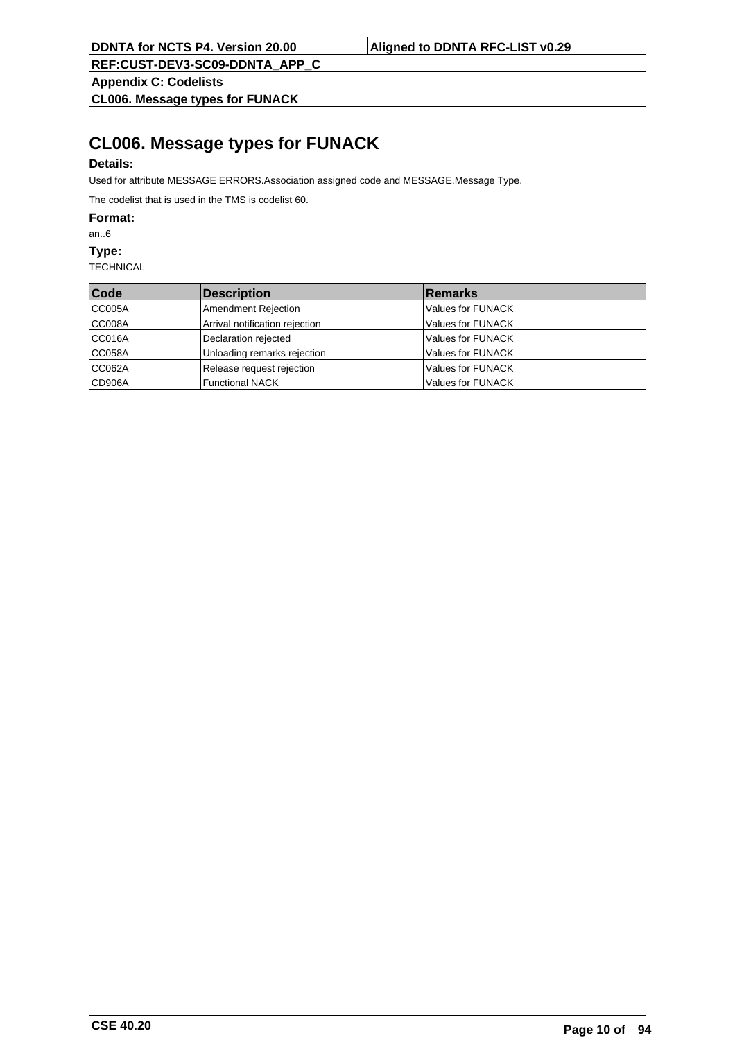# CL006. Message types for FUNACK

### Details:

Used for attribute MESSAGE ERRORS.Association assigned code and MESSAGE.Message Type.

The codelist that is used in the TMS is codelist 60.

### Format:

an..6

### Type:

TECHNICAL

| Code | Description | Remarks |
|---|---|---|
| CC005A | Amendment Rejection | Values for FUNACK |
| CC008A | Arrival notification rejection | Values for FUNACK |
| CC016A | Declaration rejected | Values for FUNACK |
| CC058A | Unloading remarks rejection | Values for FUNACK |
| CC062A | Release request rejection | Values for FUNACK |
| CD906A | Functional NACK | Values for FUNACK |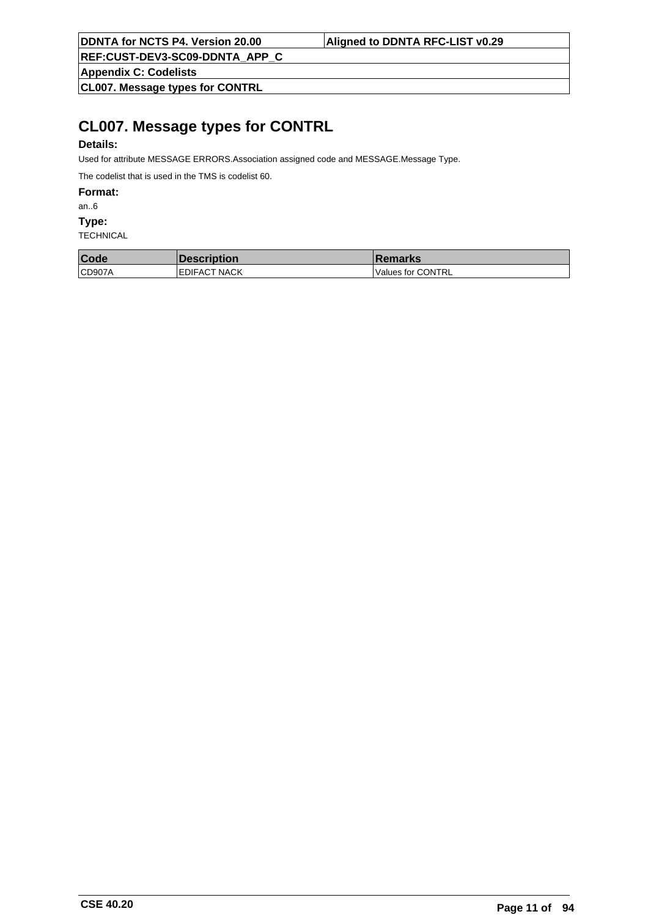# CL007. Message types for CONTRL

**Details:**

Used for attribute MESSAGE ERRORS.Association assigned code and MESSAGE.Message Type.

The codelist that is used in the TMS is codelist 60.

**Format:**

an..6

**Type:**

TECHNICAL

| Code | Description | Remarks |
|---|---|---|
| CD907A | EDIFACT NACK | Values for CONTRL |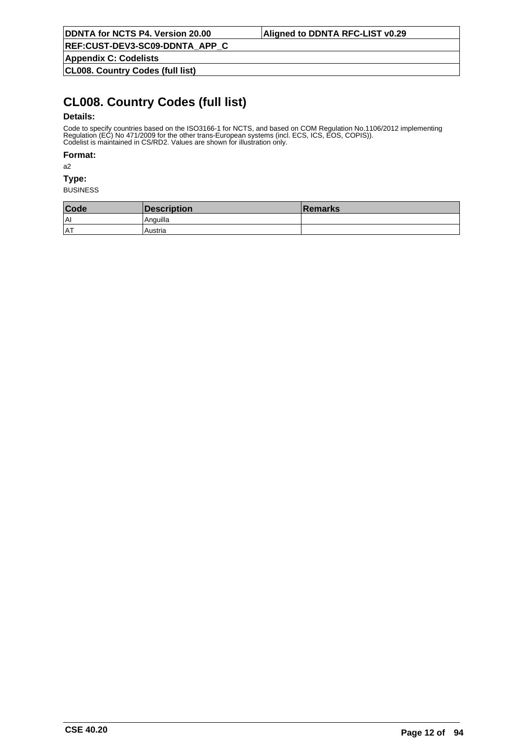# CL008. Country Codes (full list)

**Details:**

Code to specify countries based on the ISO3166-1 for NCTS, and based on COM Regulation No.1106/2012 implementing Regulation (EC) No 471/2009 for the other trans-European systems (incl. ECS, ICS, EOS, COPIS)).
Codelist is maintained in CS/RD2. Values are shown for illustration only.

**Format:**

a2

**Type:**

BUSINESS

| Code | Description | Remarks |
|---|---|---|
| AI | Anguilla | |
| AT | Austria | |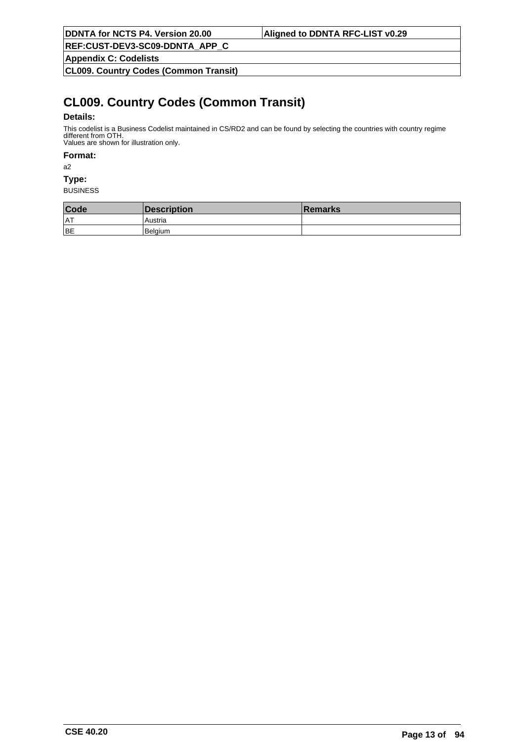# CL009. Country Codes (Common Transit)

**Details:**

This codelist is a Business Codelist maintained in CS/RD2 and can be found by selecting the countries with country regime different from OTH.
Values are shown for illustration only.

**Format:**

a2

**Type:**

BUSINESS

| Code | Description | Remarks |
|---|---|---|
| AT | Austria | |
| BE | Belgium | |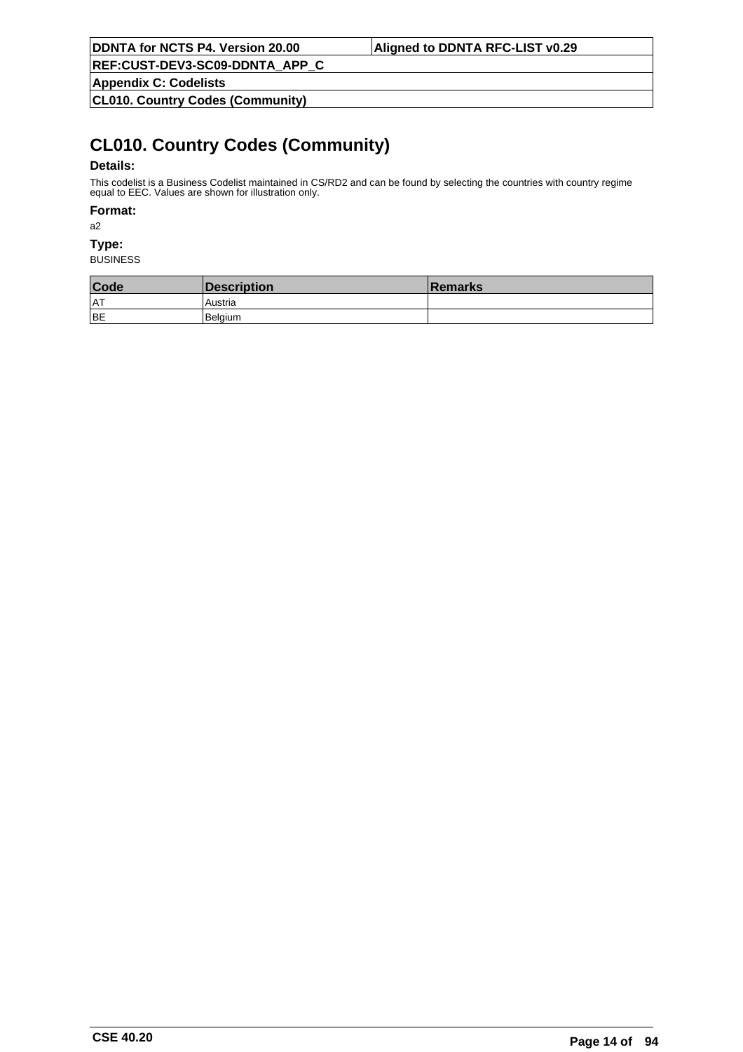# CL010. Country Codes (Community)

**Details:**

This codelist is a Business Codelist maintained in CS/RD2 and can be found by selecting the countries with country regime equal to EEC. Values are shown for illustration only.

**Format:**

a2

**Type:**

BUSINESS

| Code | Description | Remarks |
|---|---|---|
| AT | Austria | |
| BE | Belgium | |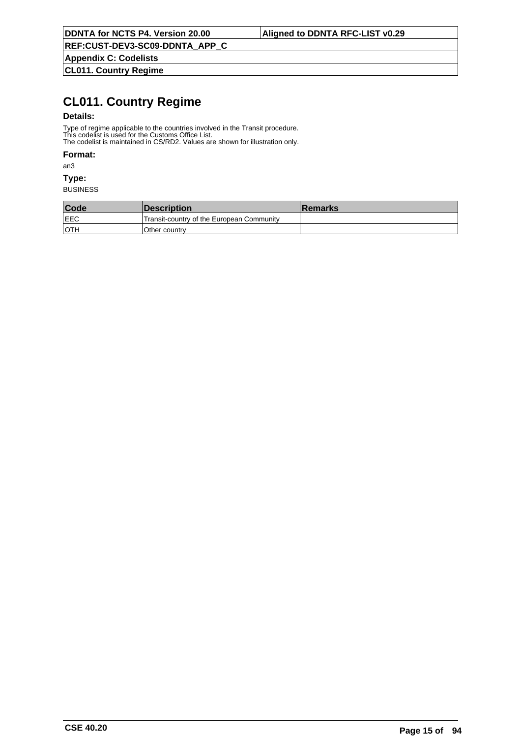# CL011. Country Regime

**Details:**

Type of regime applicable to the countries involved in the Transit procedure.
This codelist is used for the Customs Office List.
The codelist is maintained in CS/RD2. Values are shown for illustration only.

**Format:**

an3

**Type:**

BUSINESS

| Code | Description | Remarks |
|---|---|---|
| EEC | Transit-country of the European Community | |
| OTH | Other country | |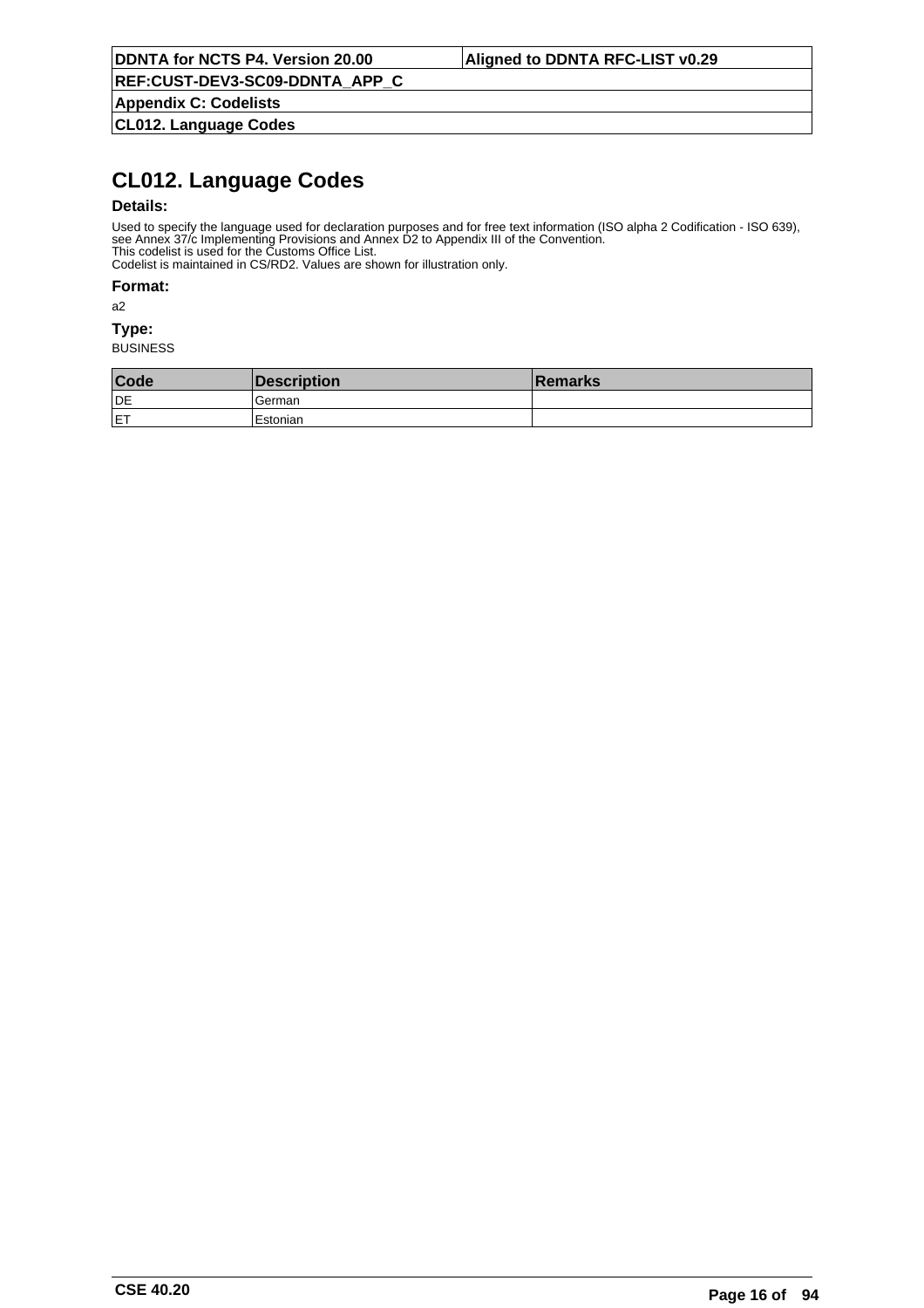# CL012. Language Codes

**Details:**

Used to specify the language used for declaration purposes and for free text information (ISO alpha 2 Codification - ISO 639), see Annex 37/c Implementing Provisions and Annex D2 to Appendix III of the Convention.
This codelist is used for the Customs Office List.
Codelist is maintained in CS/RD2. Values are shown for illustration only.

**Format:**

a2

**Type:**

BUSINESS

| Code | Description | Remarks |
|---|---|---|
| DE | German | |
| ET | Estonian | |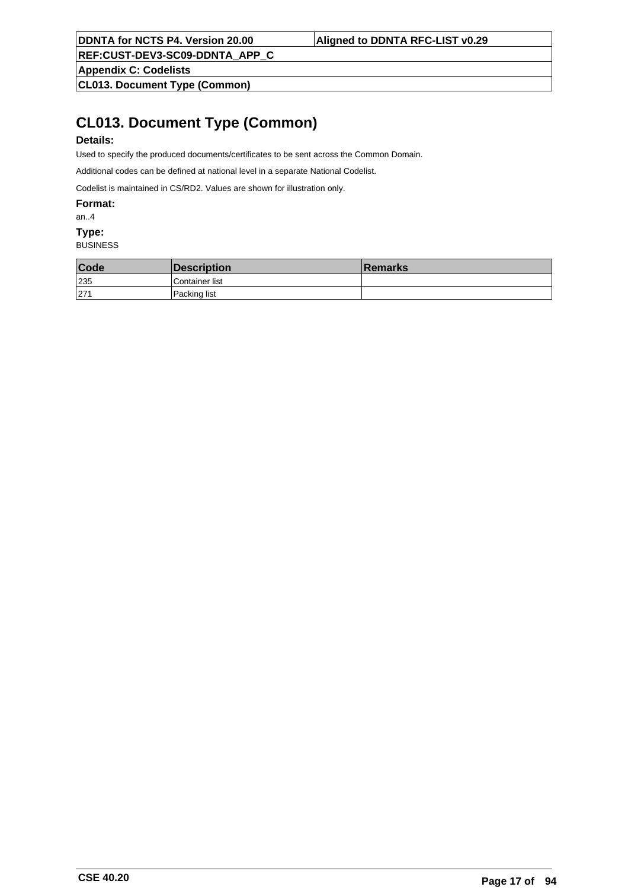# CL013. Document Type (Common)

**Details:**

Used to specify the produced documents/certificates to be sent across the Common Domain.

Additional codes can be defined at national level in a separate National Codelist.

Codelist is maintained in CS/RD2. Values are shown for illustration only.

**Format:**

an..4

**Type:**

BUSINESS

| Code | Description | Remarks |
|---|---|---|
| 235 | Container list | |
| 271 | Packing list | |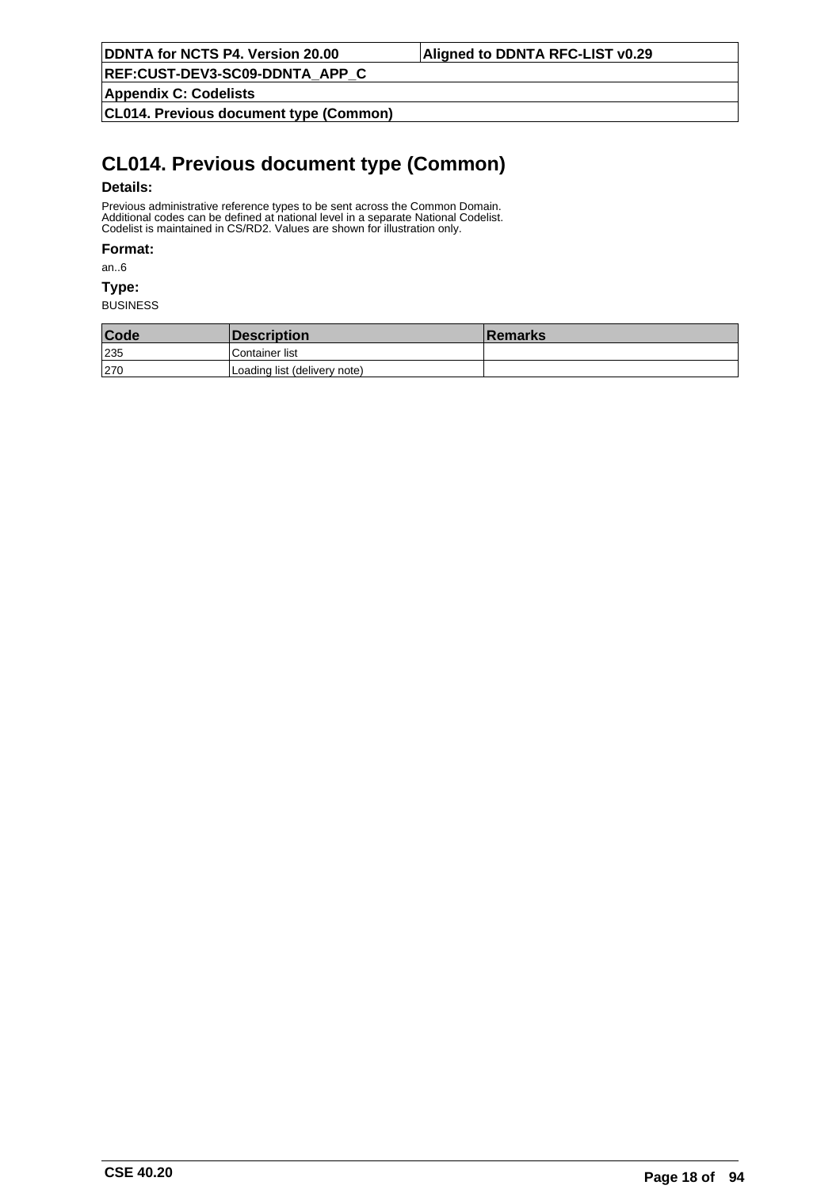# CL014. Previous document type (Common)

**Details:**

Previous administrative reference types to be sent across the Common Domain.
Additional codes can be defined at national level in a separate National Codelist.
Codelist is maintained in CS/RD2. Values are shown for illustration only.

**Format:**

an..6

**Type:**

BUSINESS

| Code | Description | Remarks |
|---|---|---|
| 235 | Container list | |
| 270 | Loading list (delivery note) | |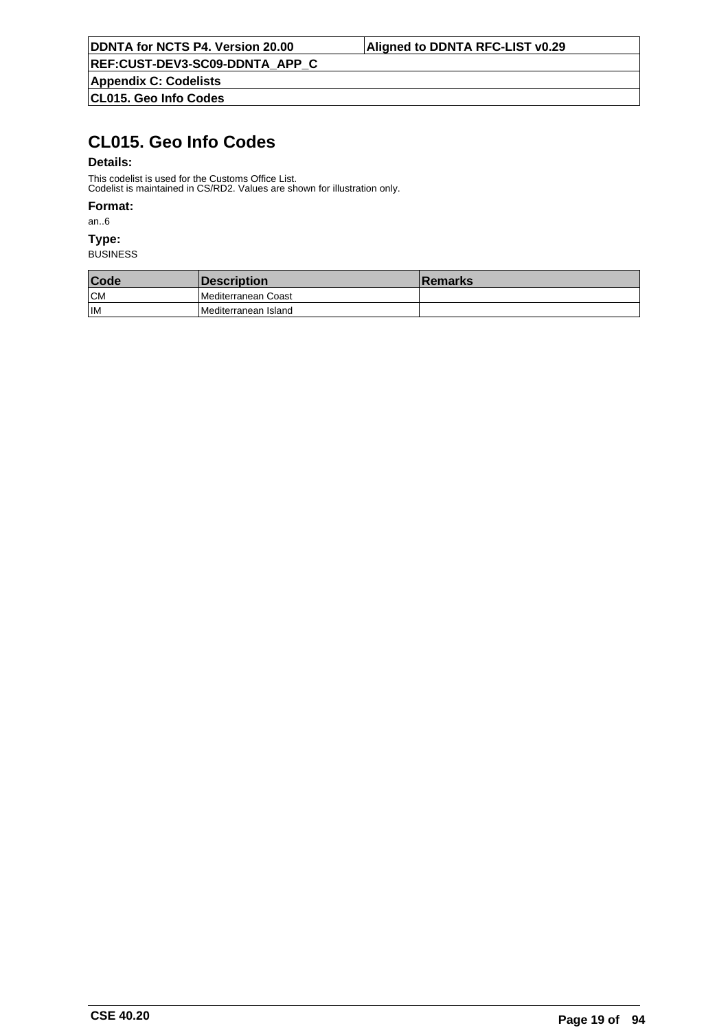# CL015. Geo Info Codes

**Details:**

This codelist is used for the Customs Office List.
Codelist is maintained in CS/RD2. Values are shown for illustration only.

**Format:**

an..6

**Type:**

BUSINESS

| Code | Description | Remarks |
|---|---|---|
| CM | Mediterranean Coast | |
| IM | Mediterranean Island | |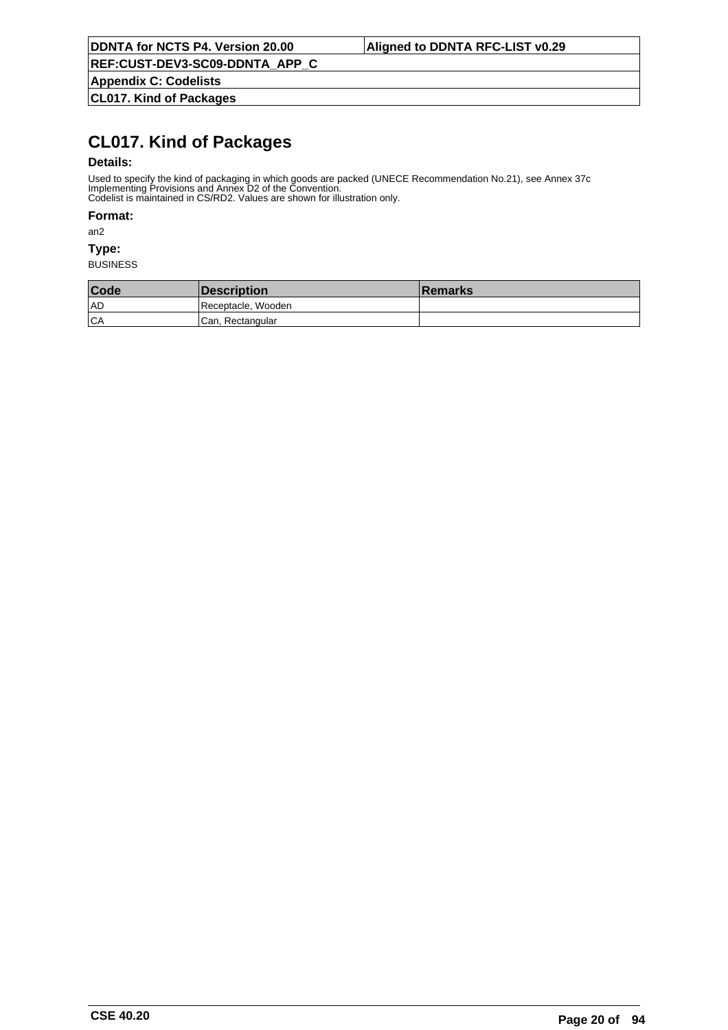# CL017. Kind of Packages

**Details:**

Used to specify the kind of packaging in which goods are packed (UNECE Recommendation No.21), see Annex 37c Implementing Provisions and Annex D2 of the Convention.
Codelist is maintained in CS/RD2. Values are shown for illustration only.

**Format:**

an2

**Type:**

BUSINESS

| Code | Description | Remarks |
|---|---|---|
| AD | Receptacle, Wooden | |
| CA | Can, Rectangular | |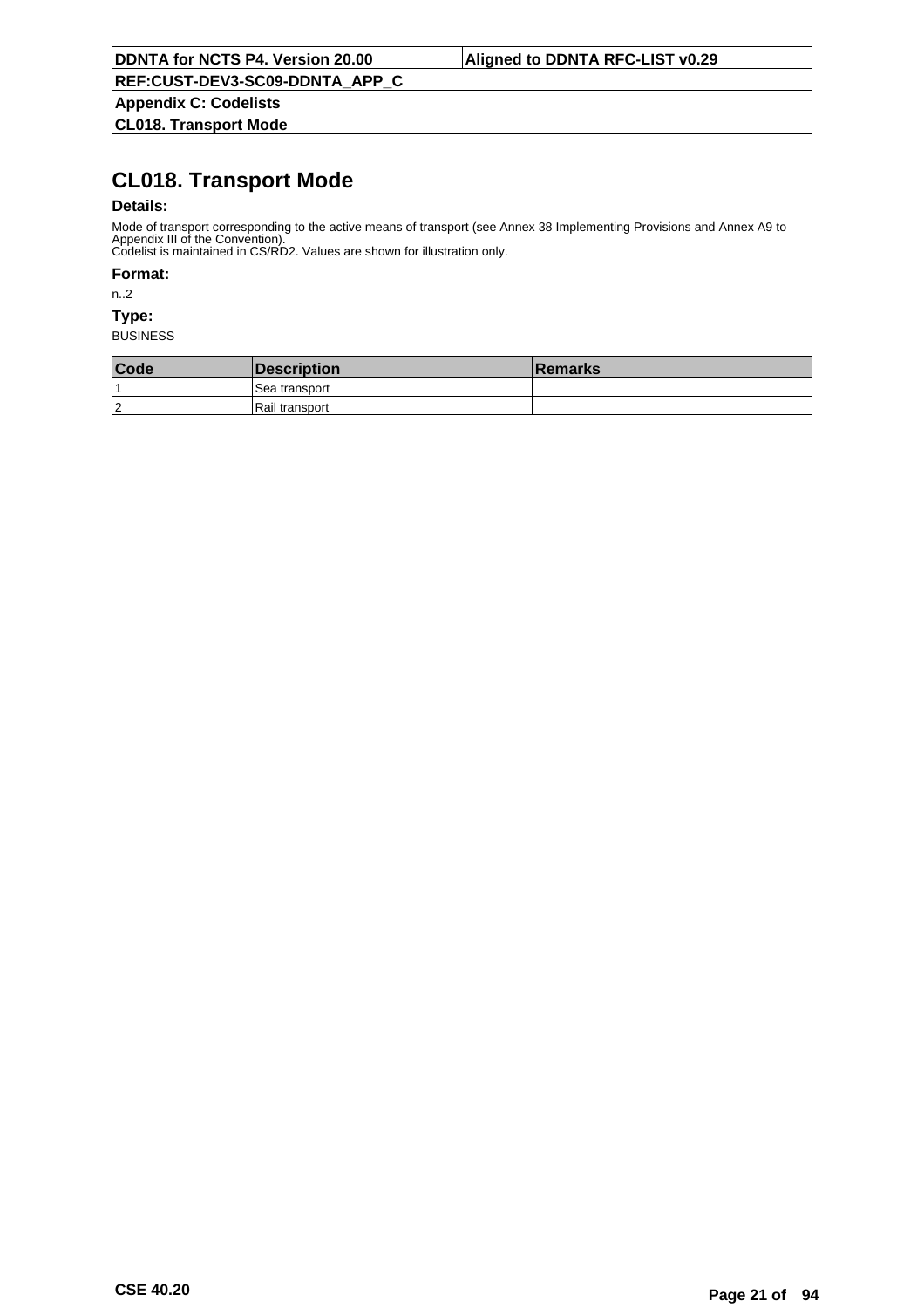# CL018. Transport Mode

**Details:**

Mode of transport corresponding to the active means of transport (see Annex 38 Implementing Provisions and Annex A9 to Appendix III of the Convention).
Codelist is maintained in CS/RD2. Values are shown for illustration only.

**Format:**

n..2

**Type:**

BUSINESS

| Code | Description | Remarks |
|---|---|---|
| 1 | Sea transport | |
| 2 | Rail transport | |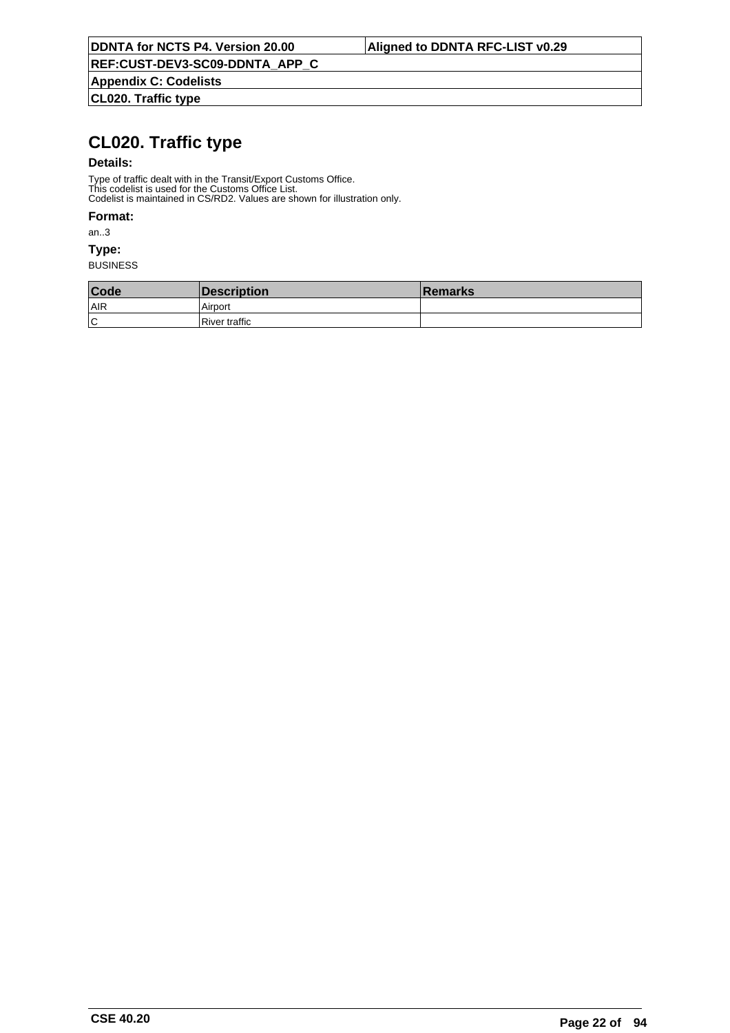# CL020. Traffic type

**Details:**

Type of traffic dealt with in the Transit/Export Customs Office.
This codelist is used for the Customs Office List.
Codelist is maintained in CS/RD2. Values are shown for illustration only.

**Format:**

an..3

**Type:**

BUSINESS

| Code | Description | Remarks |
|---|---|---|
| AIR | Airport | |
| C | River traffic | |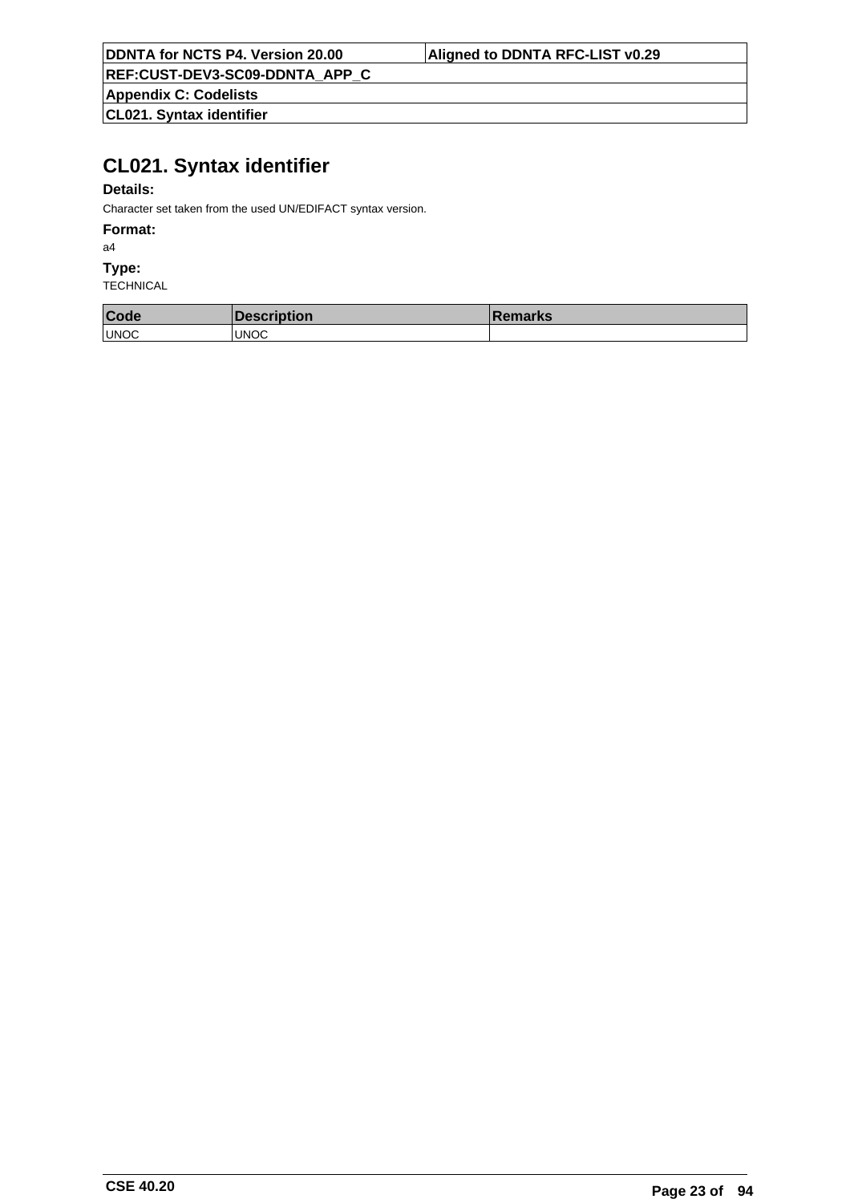# CL021. Syntax identifier

**Details:**

Character set taken from the used UN/EDIFACT syntax version.

**Format:**

a4

**Type:**

TECHNICAL

| Code | Description | Remarks |
|---|---|---|
| UNOC | UNOC | |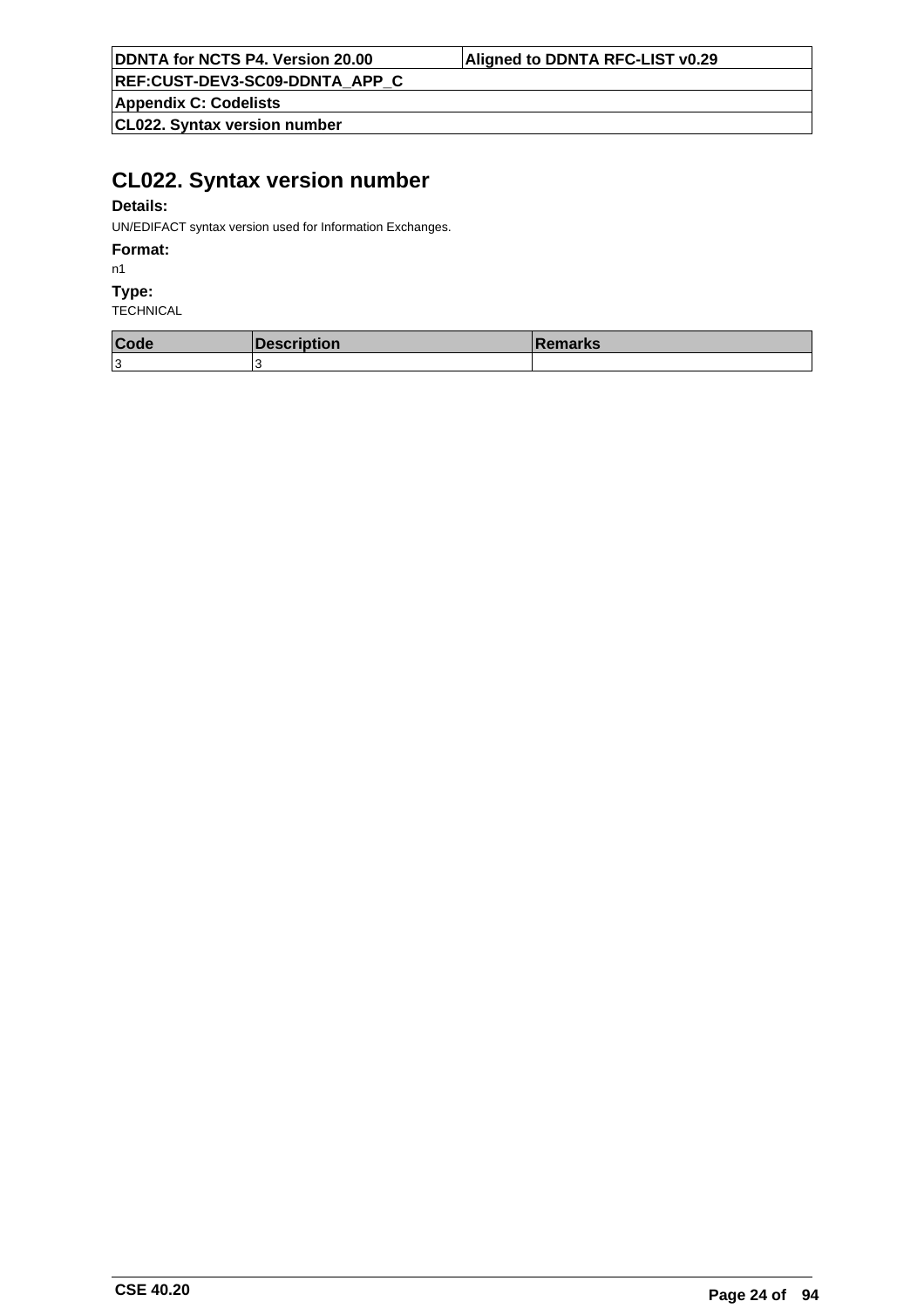# CL022. Syntax version number

**Details:**

UN/EDIFACT syntax version used for Information Exchanges.

**Format:**

n1

**Type:**

TECHNICAL

| Code | Description | Remarks |
|---|---|---|
| 3 | 3 | |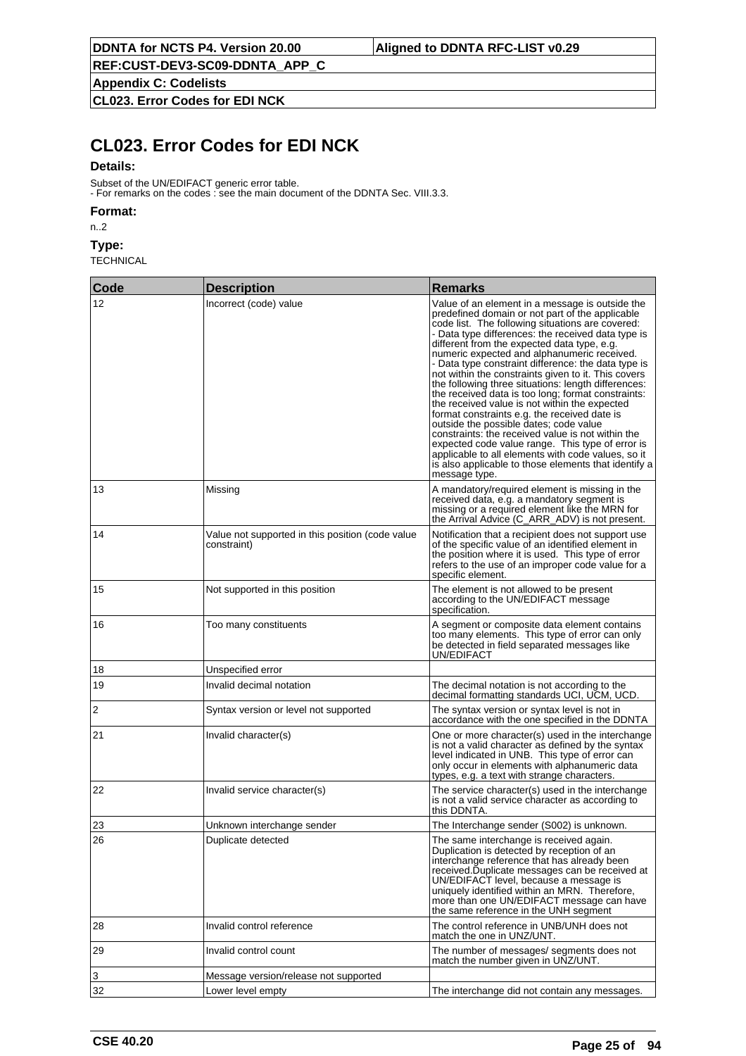# CL023. Error Codes for EDI NCK

**Details:**

Subset of the UN/EDIFACT generic error table.
- For remarks on the codes : see the main document of the DDNTA Sec. VIII.3.3.

**Format:**

n..2

**Type:**

TECHNICAL

| Code | Description | Remarks |
|---|---|---|
| 12 | Incorrect (code) value | Value of an element in a message is outside the predefined domain or not part of the applicable code list. The following situations are covered:<br>- Data type differences: the received data type is different from the expected data type, e.g. numeric expected and alphanumeric received.<br>- Data type constraint difference: the data type is not within the constraints given to it. This covers the following three situations: length differences: the received data is too long; format constraints: the received value is not within the expected format constraints e.g. the received date is outside the possible dates; code value constraints: the received value is not within the expected code value range. This type of error is applicable to all elements with code values, so it is also applicable to those elements that identify a message type. |
| 13 | Missing | A mandatory/required element is missing in the received data, e.g. a mandatory segment is missing or a required element like the MRN for the Arrival Advice (C_ARR_ADV) is not present. |
| 14 | Value not supported in this position (code value constraint) | Notification that a recipient does not support use of the specific value of an identified element in the position where it is used. This type of error refers to the use of an improper code value for a specific element. |
| 15 | Not supported in this position | The element is not allowed to be present according to the UN/EDIFACT message specification. |
| 16 | Too many constituents | A segment or composite data element contains too many elements. This type of error can only be detected in field separated messages like UN/EDIFACT |
| 18 | Unspecified error | |
| 19 | Invalid decimal notation | The decimal notation is not according to the decimal formatting standards UCI, UCM, UCD. |
| 2 | Syntax version or level not supported | The syntax version or syntax level is not in accordance with the one specified in the DDNTA |
| 21 | Invalid character(s) | One or more character(s) used in the interchange is not a valid character as defined by the syntax level indicated in UNB. This type of error can only occur in elements with alphanumeric data types, e.g. a text with strange characters. |
| 22 | Invalid service character(s) | The service character(s) used in the interchange is not a valid service character as according to this DDNTA. |
| 23 | Unknown interchange sender | The Interchange sender (S002) is unknown. |
| 26 | Duplicate detected | The same interchange is received again. Duplication is detected by reception of an interchange reference that has already been received.Duplicate messages can be received at UN/EDIFACT level, because a message is uniquely identified within an MRN. Therefore, more than one UN/EDIFACT message can have the same reference in the UNH segment |
| 28 | Invalid control reference | The control reference in UNB/UNH does not match the one in UNZ/UNT. |
| 29 | Invalid control count | The number of messages/ segments does not match the number given in UNZ/UNT. |
| 3 | Message version/release not supported | |
| 32 | Lower level empty | The interchange did not contain any messages. |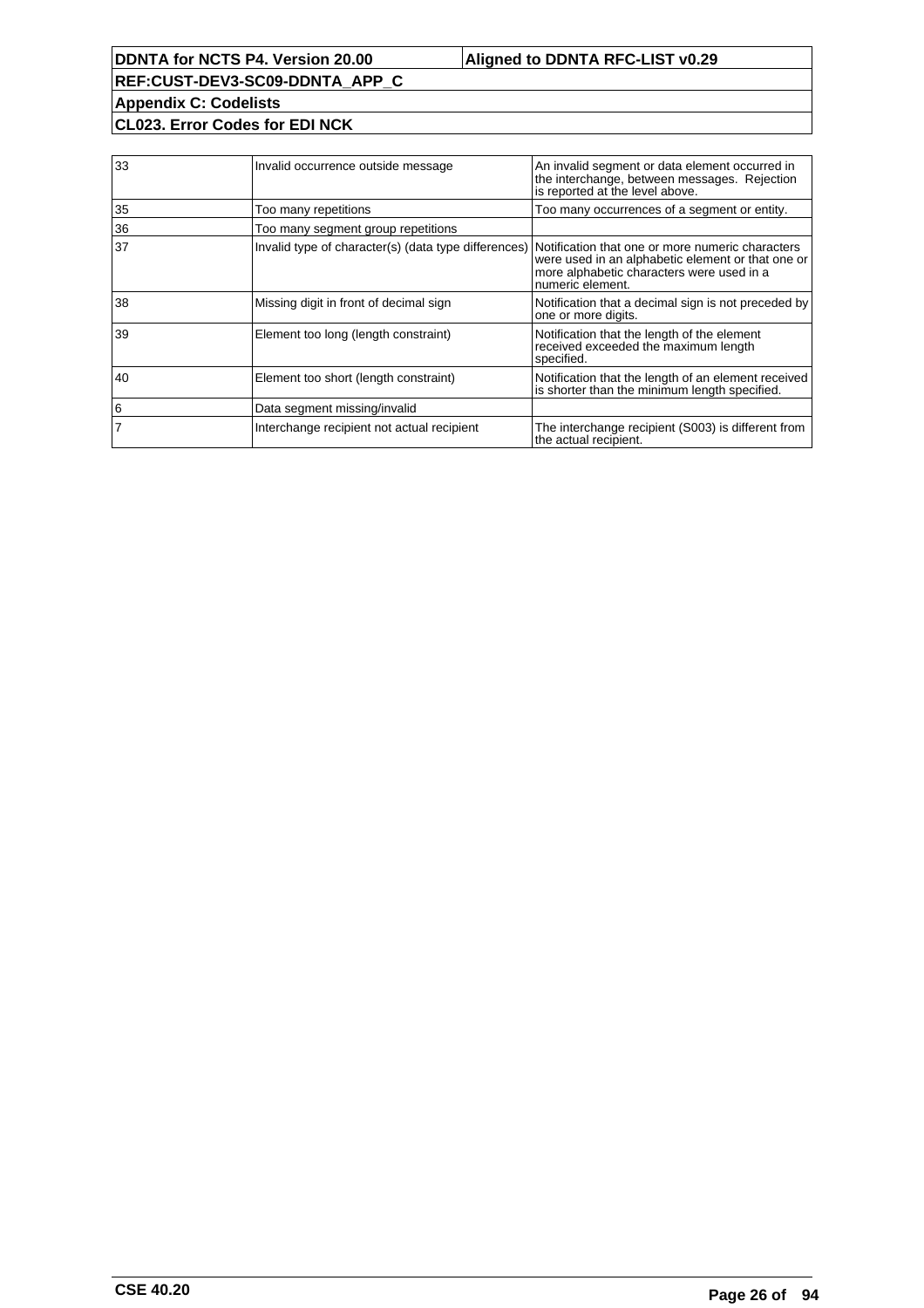| | | |
|---|---|---|
| 33 | Invalid occurrence outside message | An invalid segment or data element occurred in the interchange, between messages. Rejection is reported at the level above. |
| 35 | Too many repetitions | Too many occurrences of a segment or entity. |
| 36 | Too many segment group repetitions | |
| 37 | Invalid type of character(s) (data type differences) | Notification that one or more numeric characters were used in an alphabetic element or that one or more alphabetic characters were used in a numeric element. |
| 38 | Missing digit in front of decimal sign | Notification that a decimal sign is not preceded by one or more digits. |
| 39 | Element too long (length constraint) | Notification that the length of the element received exceeded the maximum length specified. |
| 40 | Element too short (length constraint) | Notification that the length of an element received is shorter than the minimum length specified. |
| 6 | Data segment missing/invalid | |
| 7 | Interchange recipient not actual recipient | The interchange recipient (S003) is different from the actual recipient. |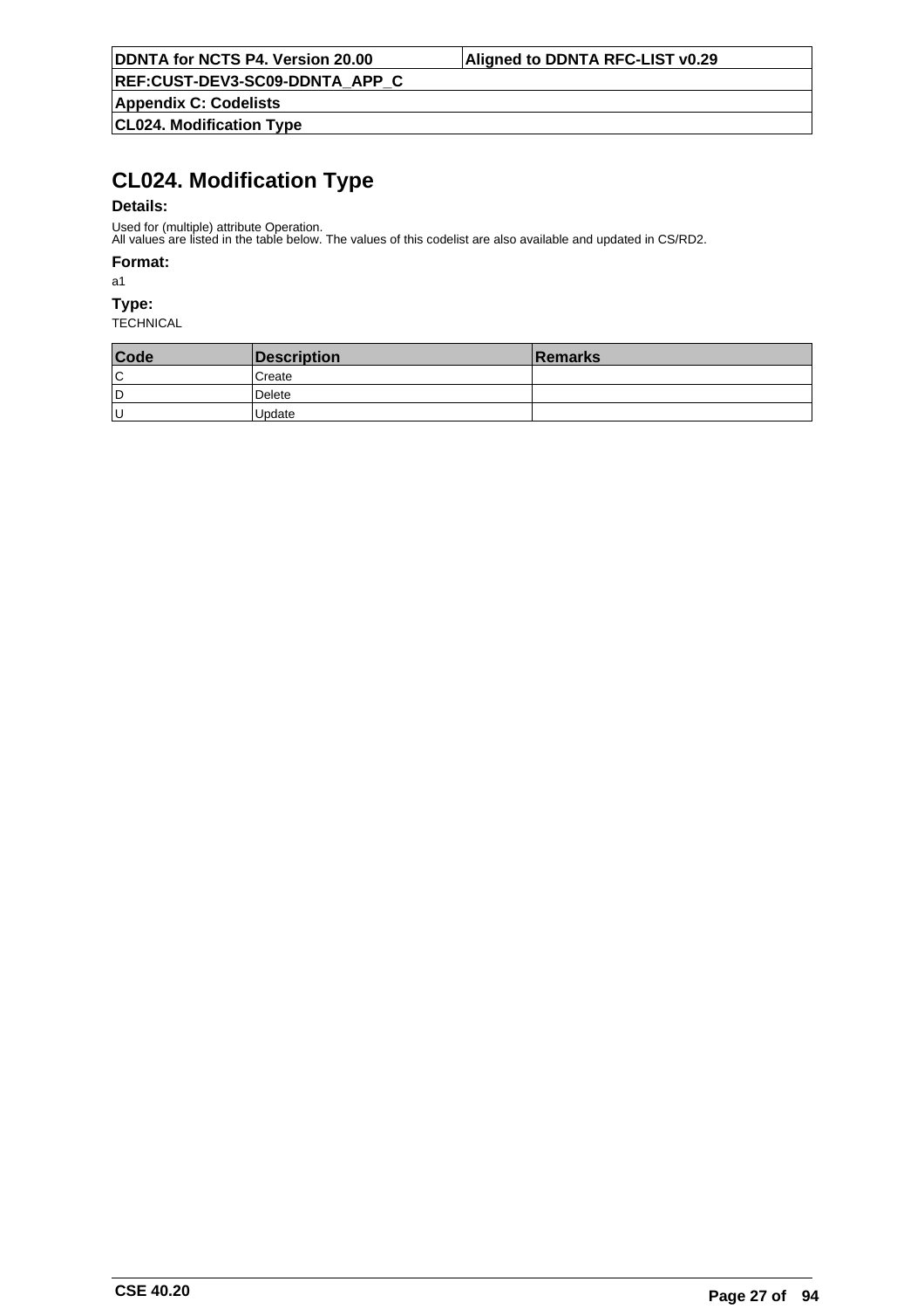# CL024. Modification Type

**Details:**

Used for (multiple) attribute Operation.
All values are listed in the table below. The values of this codelist are also available and updated in CS/RD2.

**Format:**

a1

**Type:**

TECHNICAL

| Code | Description | Remarks |
|---|---|---|
| C | Create | |
| D | Delete | |
| U | Update | |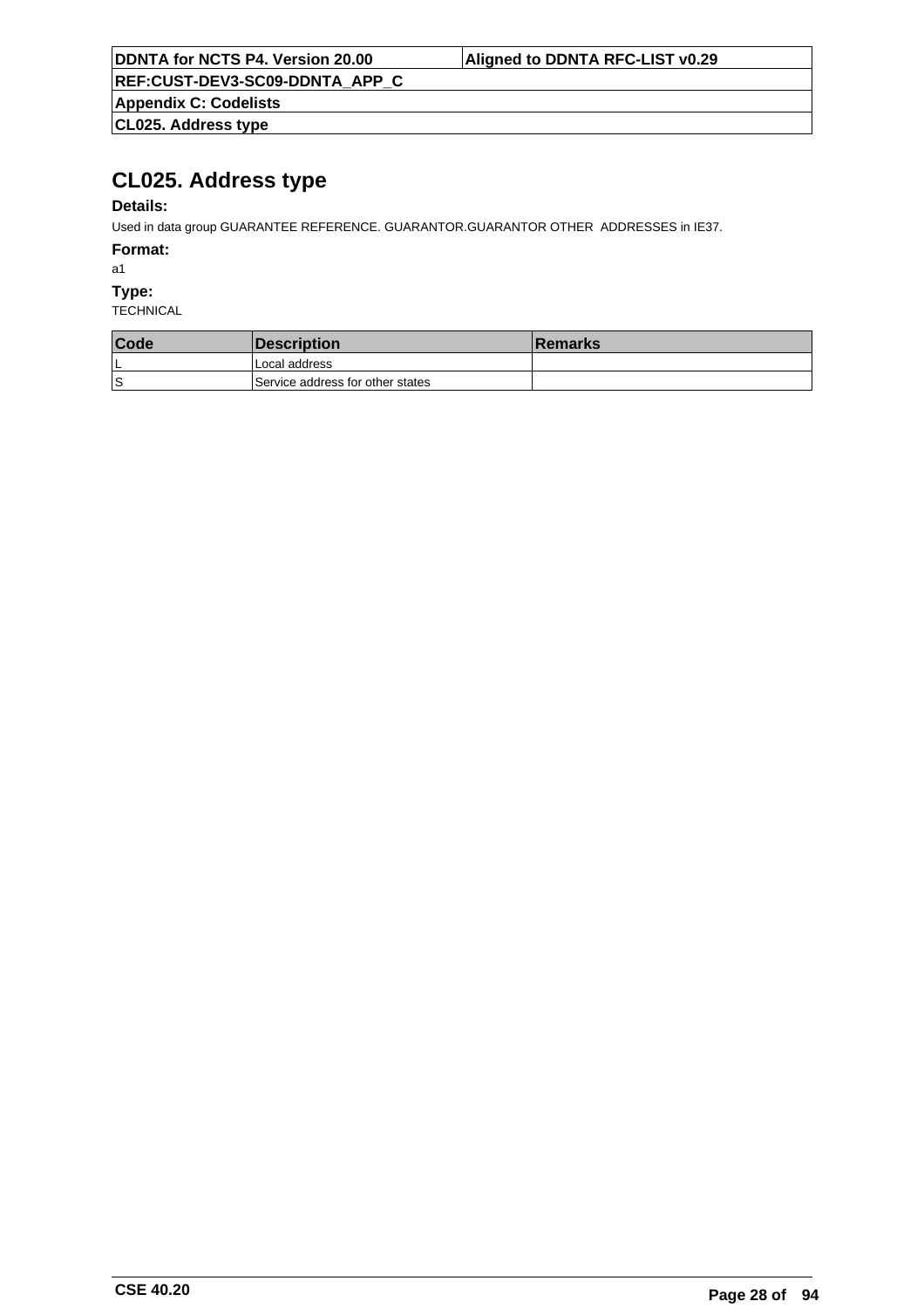# CL025. Address type

**Details:**

Used in data group GUARANTEE REFERENCE. GUARANTOR.GUARANTOR OTHER  ADDRESSES in IE37.

**Format:**

a1

**Type:**

TECHNICAL

| Code | Description | Remarks |
|---|---|---|
| L | Local address | |
| S | Service address for other states | |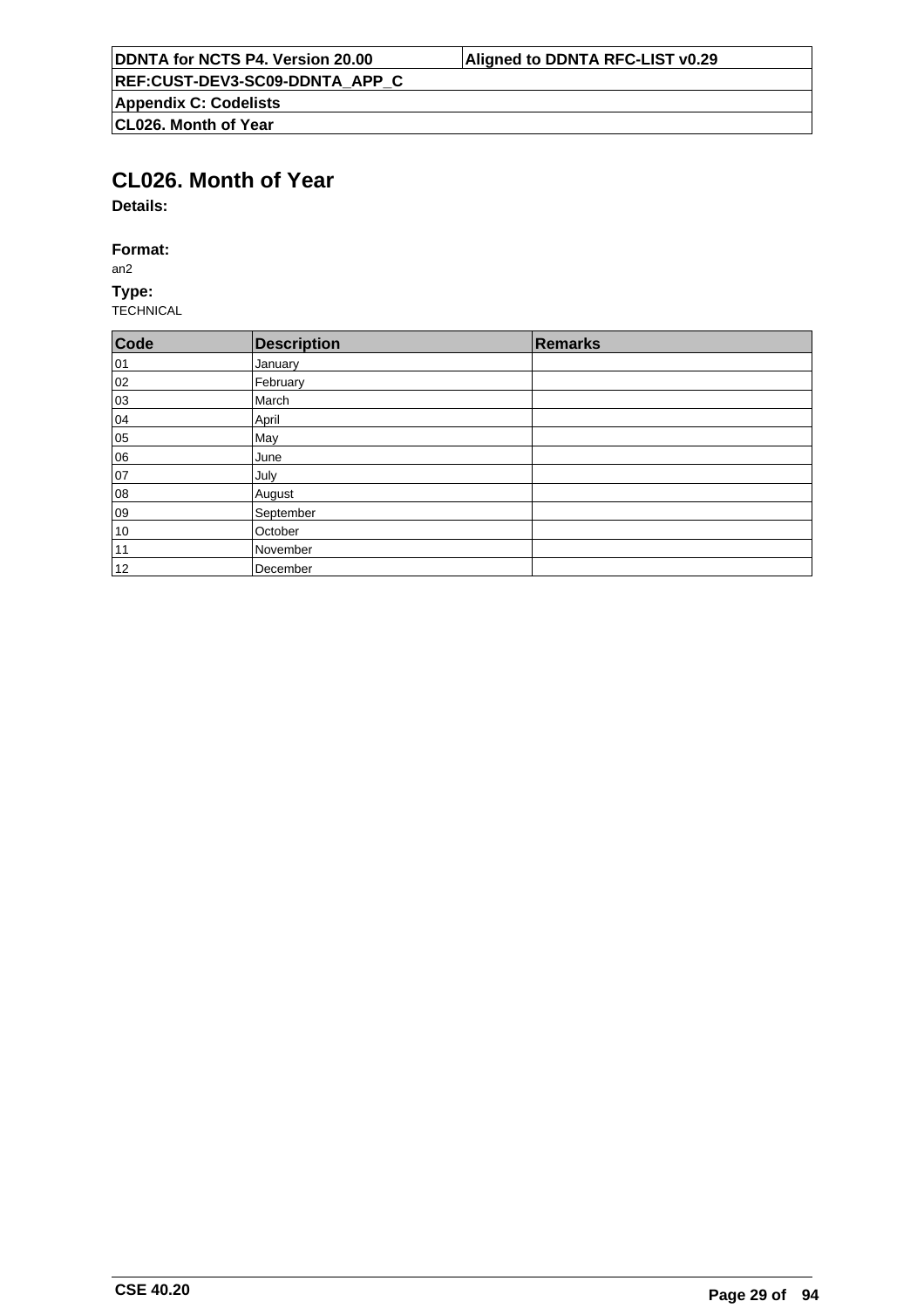# CL026. Month of Year

**Details:**

**Format:**

an2

**Type:**

TECHNICAL

| Code | Description | Remarks |
|---|---|---|
| 01 | January | |
| 02 | February | |
| 03 | March | |
| 04 | April | |
| 05 | May | |
| 06 | June | |
| 07 | July | |
| 08 | August | |
| 09 | September | |
| 10 | October | |
| 11 | November | |
| 12 | December | |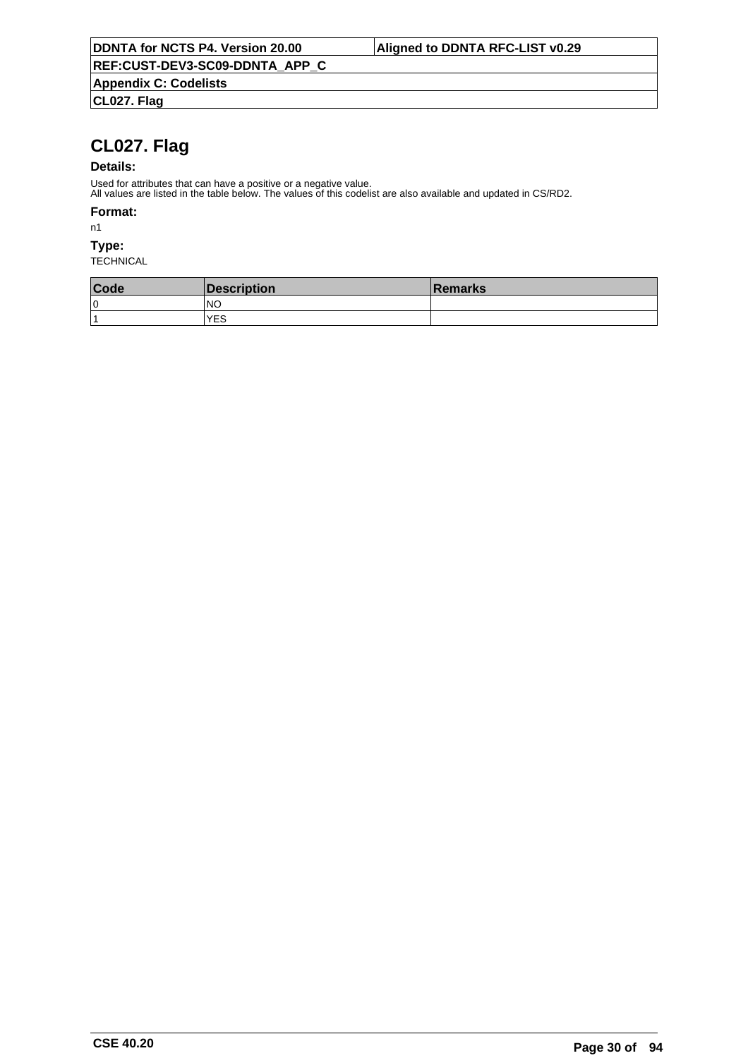# CL027. Flag

**Details:**

Used for attributes that can have a positive or a negative value.
All values are listed in the table below. The values of this codelist are also available and updated in CS/RD2.

**Format:**

n1

**Type:**

TECHNICAL

| Code | Description | Remarks |
|---|---|---|
| 0 | NO | |
| 1 | YES | |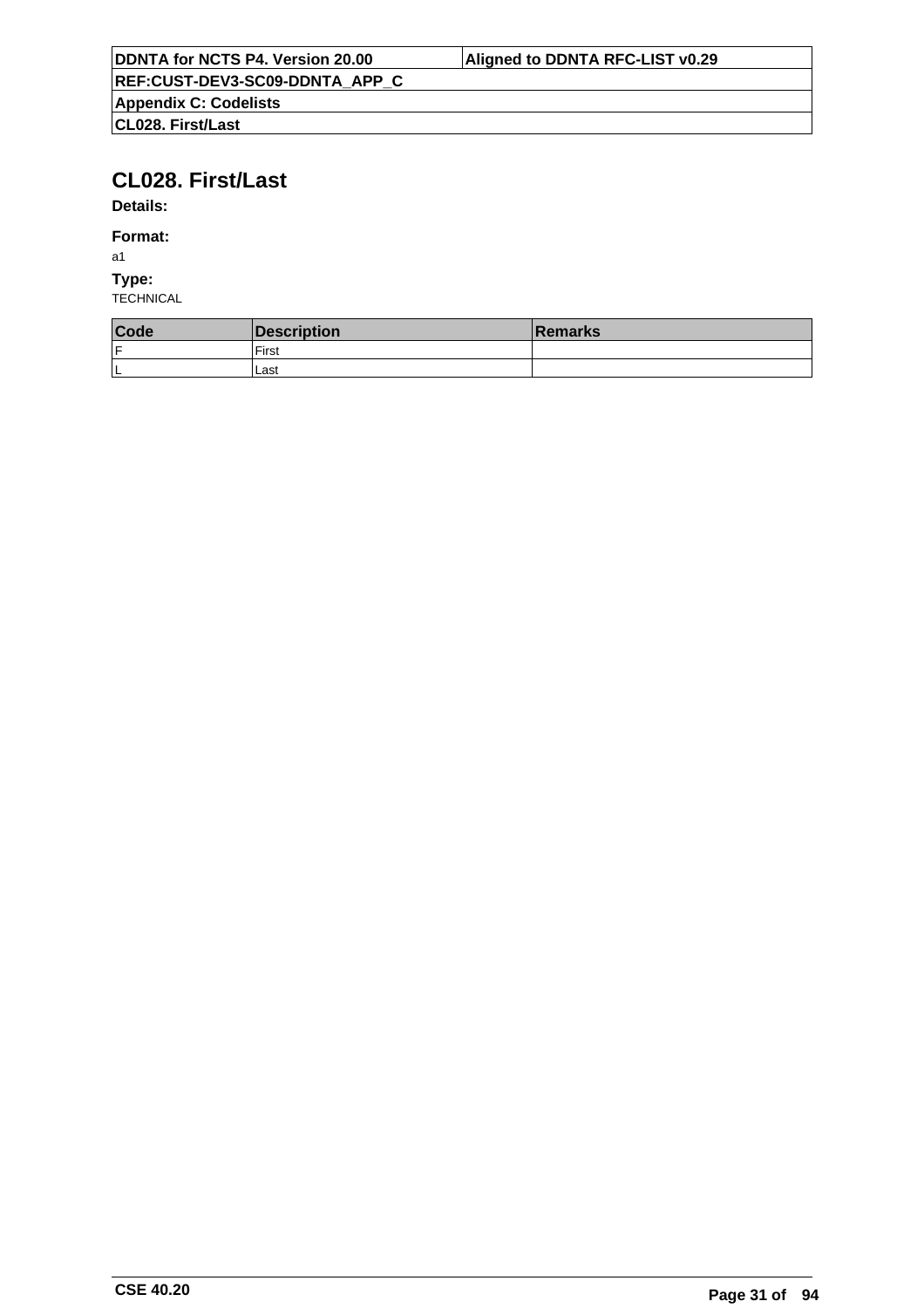# CL028. First/Last

**Details:**

**Format:**

a1

**Type:**

TECHNICAL

| Code | Description | Remarks |
|---|---|---|
| F | First | |
| L | Last | |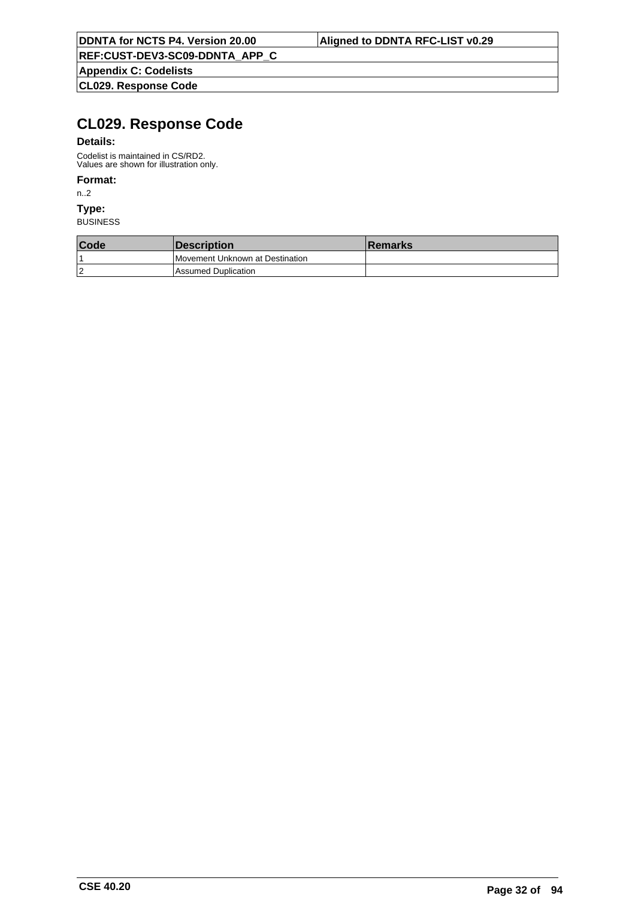# CL029. Response Code

**Details:**

Codelist is maintained in CS/RD2.
Values are shown for illustration only.

**Format:**

n..2

**Type:**

BUSINESS

| Code | Description | Remarks |
|---|---|---|
| 1 | Movement Unknown at Destination | |
| 2 | Assumed Duplication | |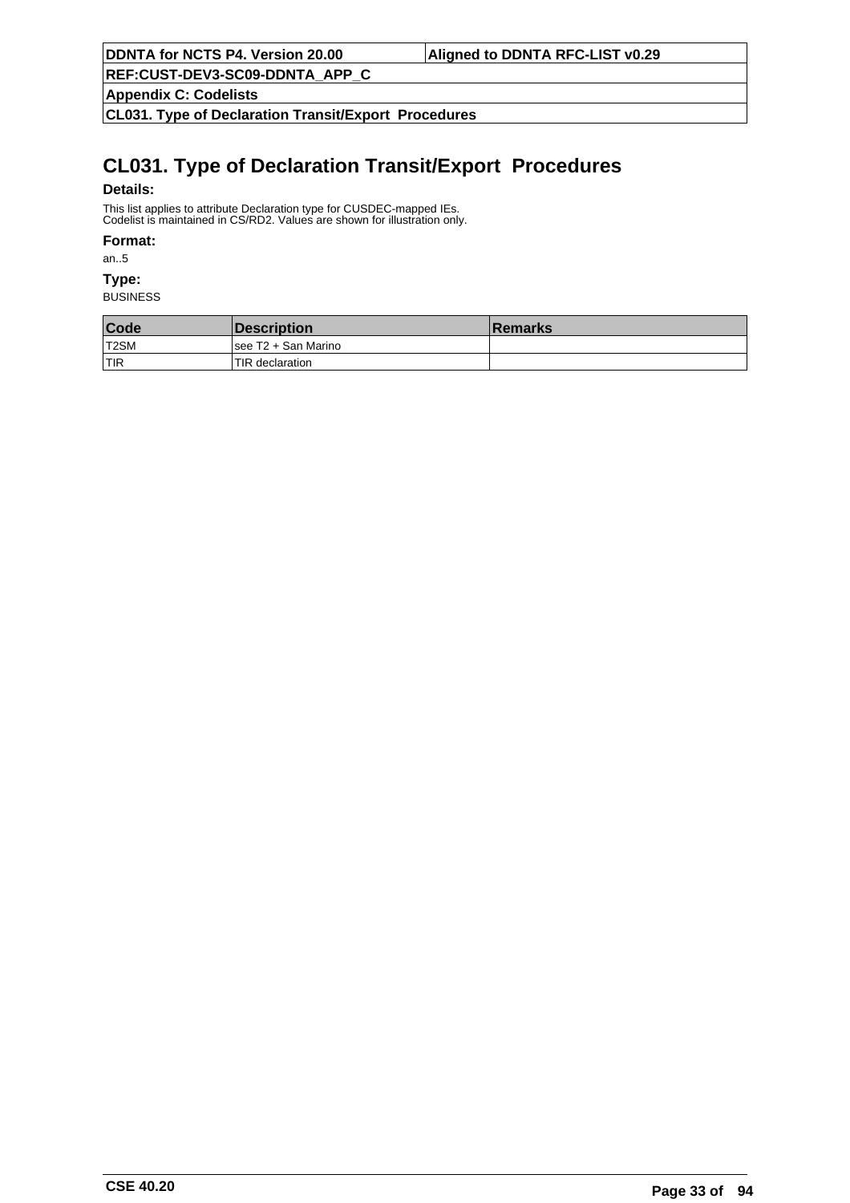# CL031. Type of Declaration Transit/Export  Procedures

**Details:**

This list applies to attribute Declaration type for CUSDEC-mapped IEs.
Codelist is maintained in CS/RD2. Values are shown for illustration only.

**Format:**

an..5

**Type:**

BUSINESS

| Code | Description | Remarks |
|---|---|---|
| T2SM | see T2 + San Marino | |
| TIR | TIR declaration | |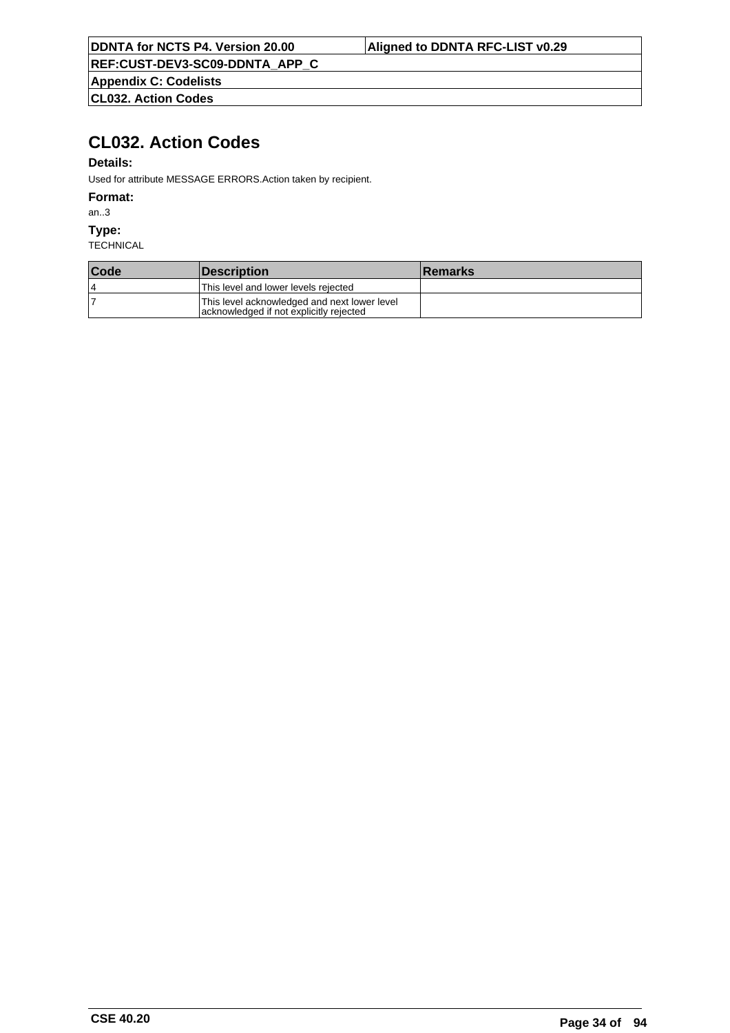# CL032. Action Codes

**Details:**

Used for attribute MESSAGE ERRORS.Action taken by recipient.

**Format:**

an..3

**Type:**

TECHNICAL

| Code | Description | Remarks |
|---|---|---|
| 4 | This level and lower levels rejected | |
| 7 | This level acknowledged and next lower level acknowledged if not explicitly rejected | |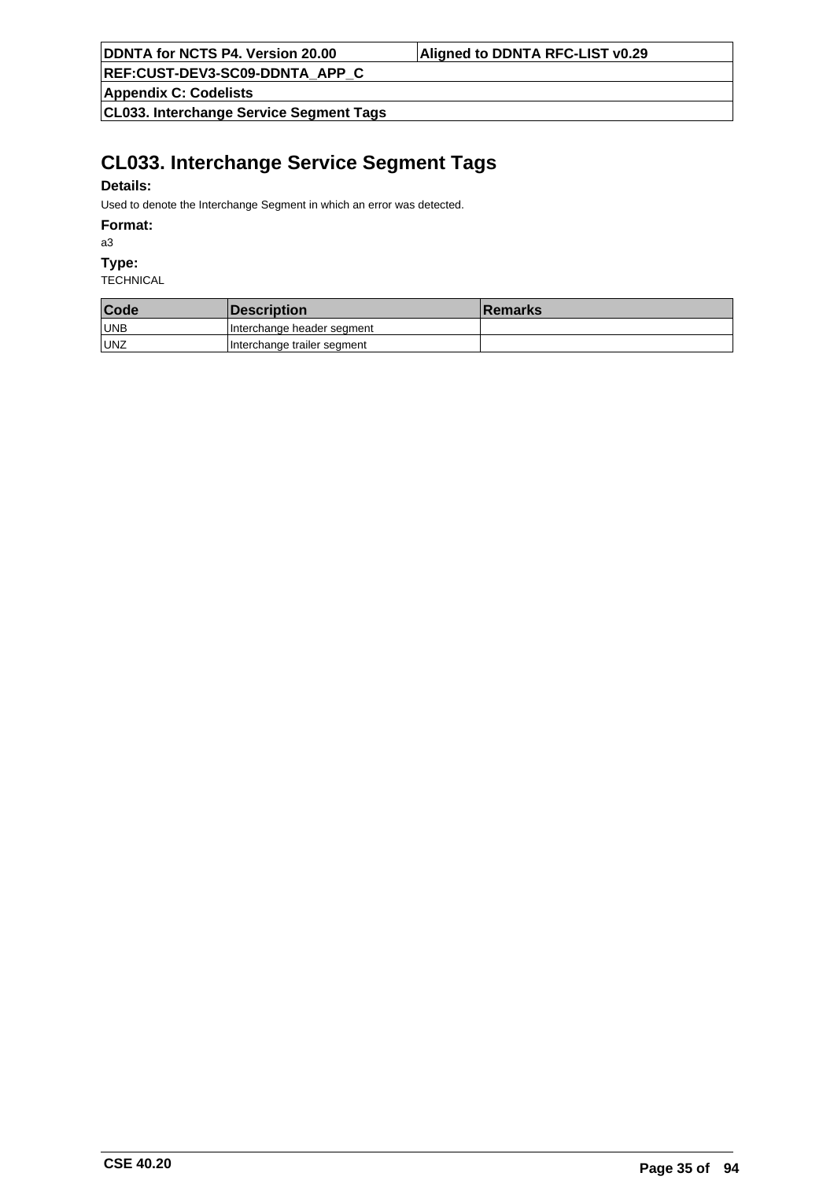# CL033. Interchange Service Segment Tags

**Details:**

Used to denote the Interchange Segment in which an error was detected.

**Format:**

a3

**Type:**

TECHNICAL

| Code | Description | Remarks |
|---|---|---|
| UNB | Interchange header segment | |
| UNZ | Interchange trailer segment | |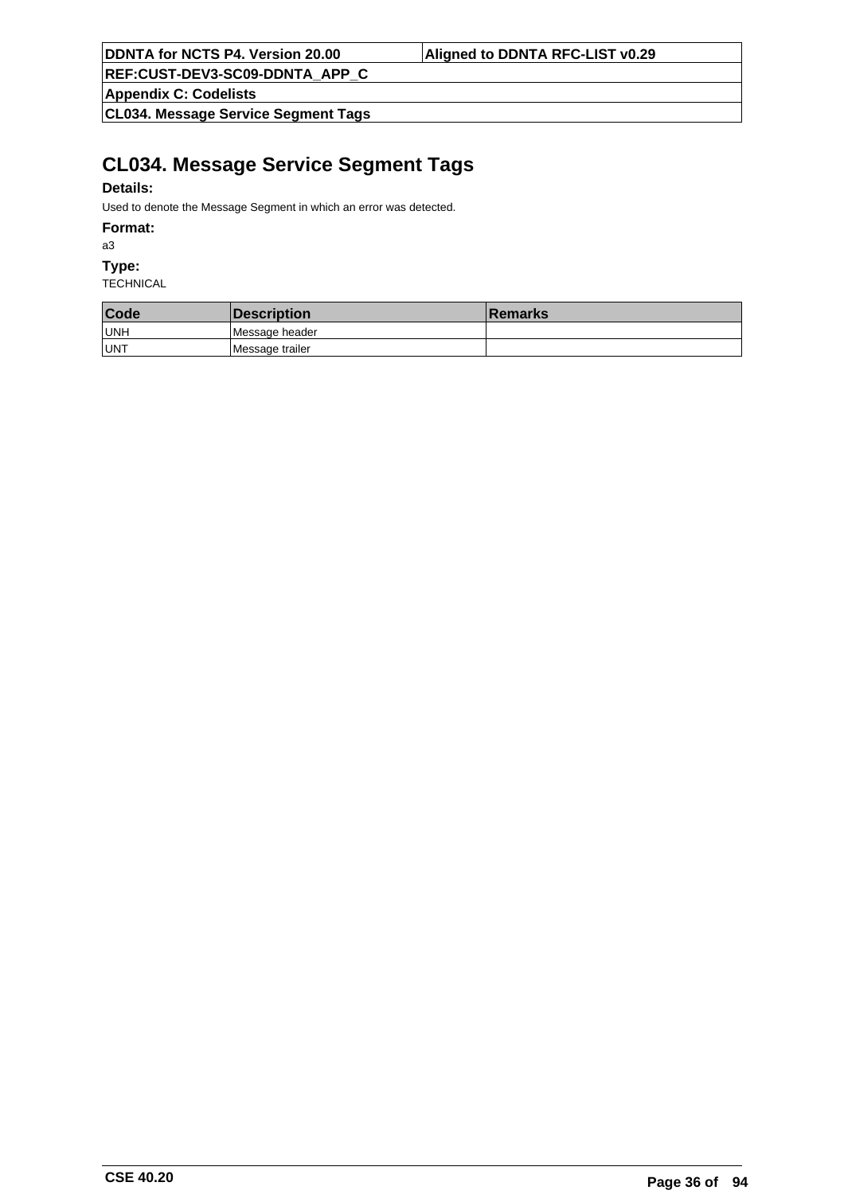# CL034. Message Service Segment Tags

**Details:**

Used to denote the Message Segment in which an error was detected.

**Format:**

a3

**Type:**

TECHNICAL

| Code | Description | Remarks |
|---|---|---|
| UNH | Message header | |
| UNT | Message trailer | |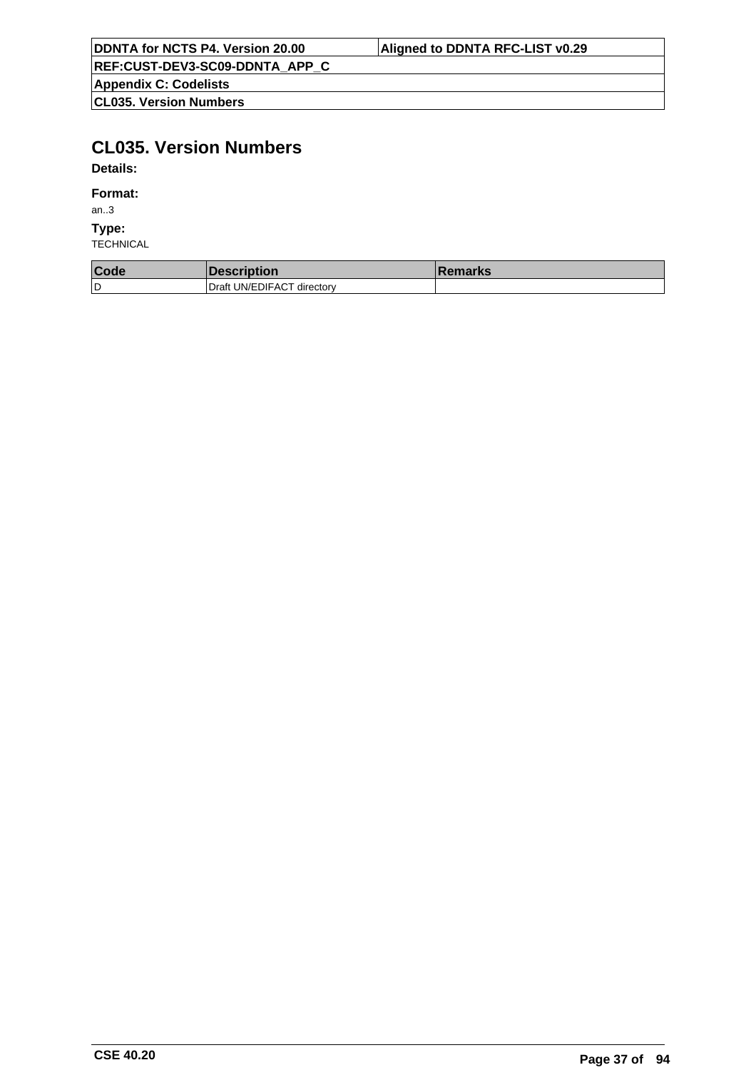# CL035. Version Numbers

**Details:**

**Format:**

an..3

**Type:**

TECHNICAL

| Code | Description | Remarks |
|---|---|---|
| D | Draft UN/EDIFACT directory | |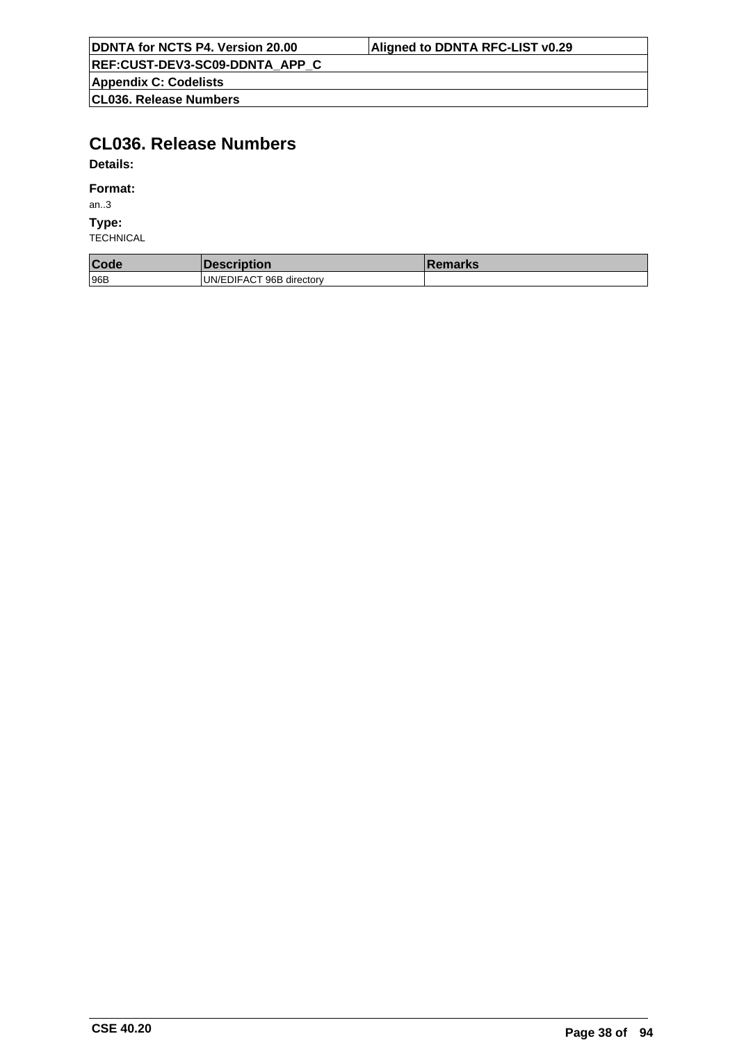# CL036. Release Numbers

**Details:**

**Format:**

an..3

**Type:**

TECHNICAL

| Code | Description | Remarks |
|---|---|---|
| 96B | UN/EDIFACT 96B directory | |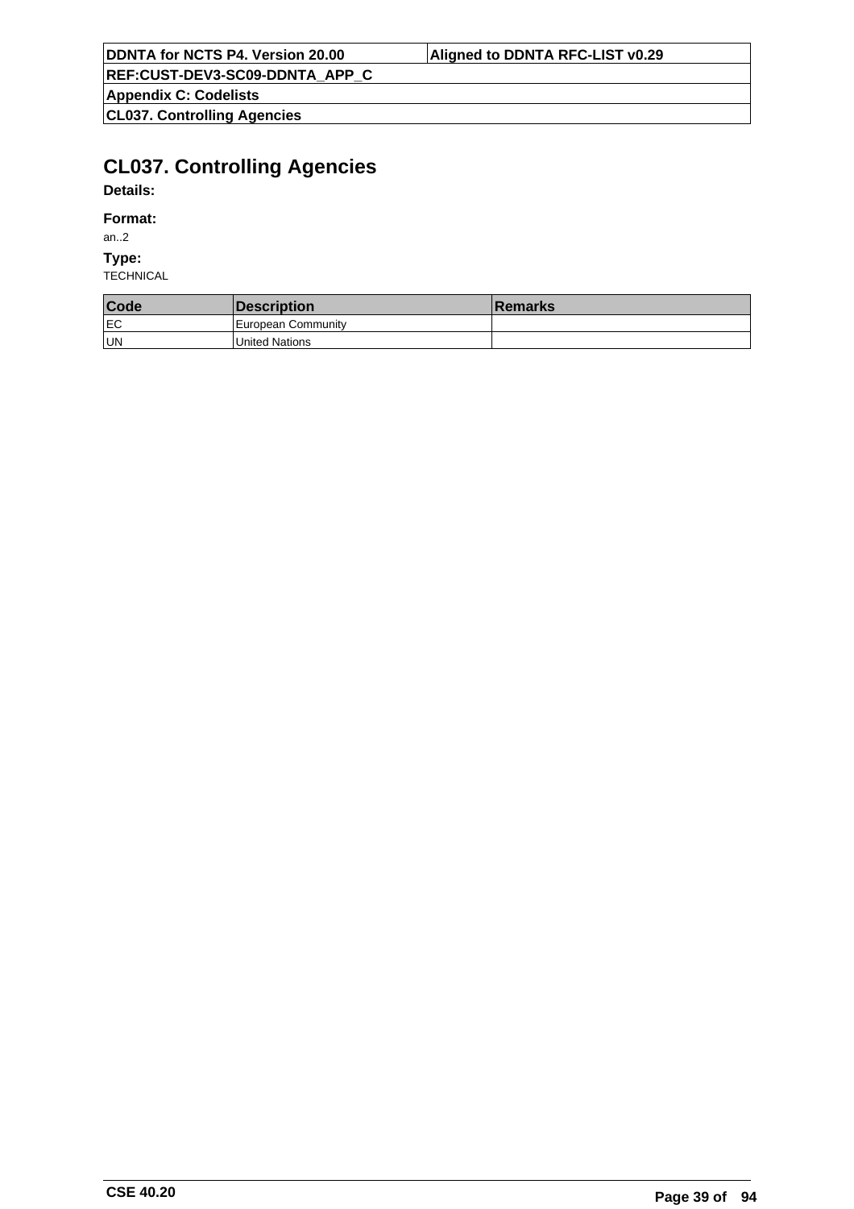# CL037. Controlling Agencies

**Details:**

**Format:**

an..2

**Type:**

TECHNICAL

| Code | Description | Remarks |
|---|---|---|
| EC | European Community | |
| UN | United Nations | |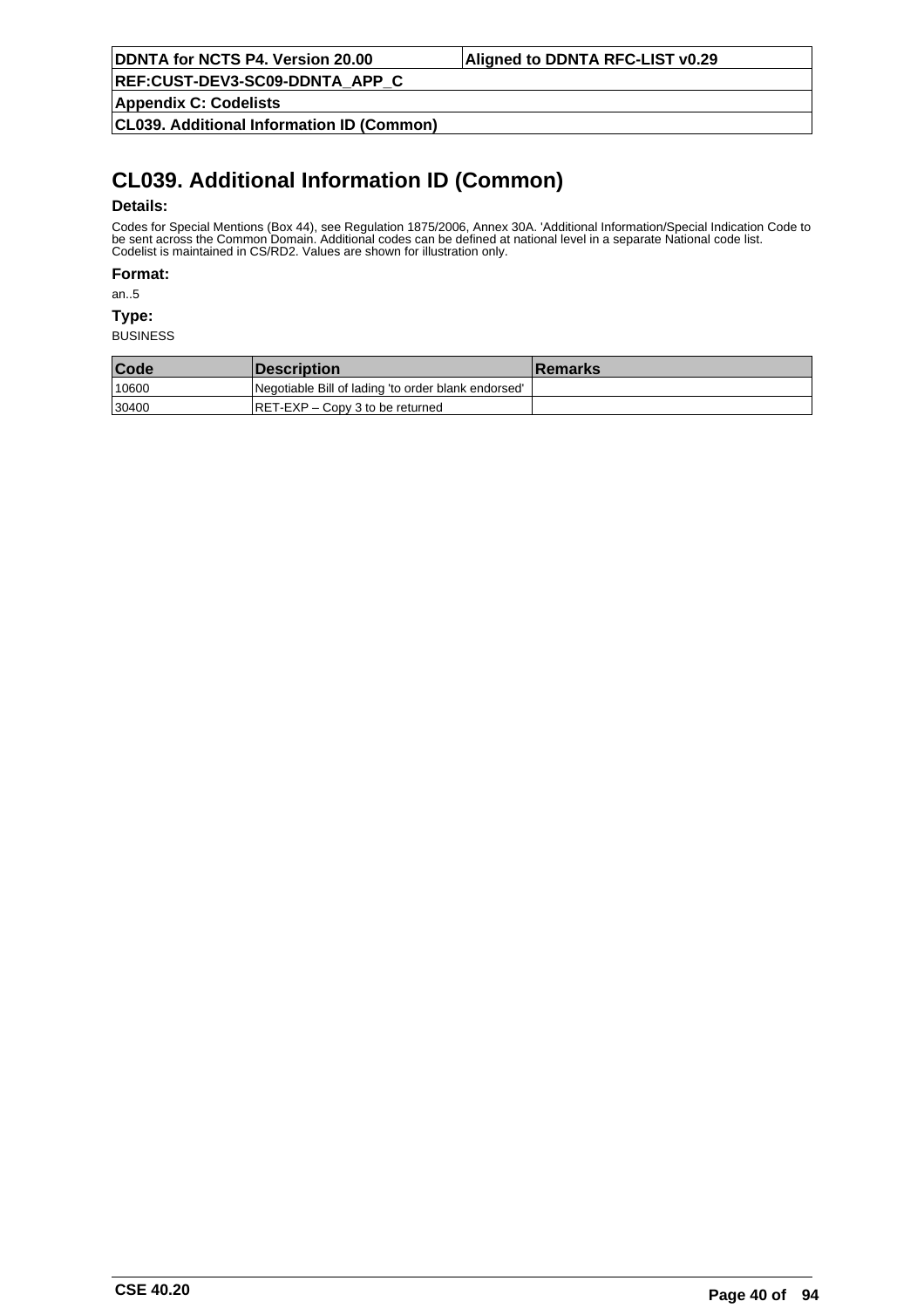# CL039. Additional Information ID (Common)

**Details:**

Codes for Special Mentions (Box 44), see Regulation 1875/2006, Annex 30A. 'Additional Information/Special Indication Code to be sent across the Common Domain. Additional codes can be defined at national level in a separate National code list. Codelist is maintained in CS/RD2. Values are shown for illustration only.

**Format:**

an..5

**Type:**

BUSINESS

| Code | Description | Remarks |
|---|---|---|
| 10600 | Negotiable Bill of lading 'to order blank endorsed' | |
| 30400 | RET-EXP – Copy 3 to be returned | |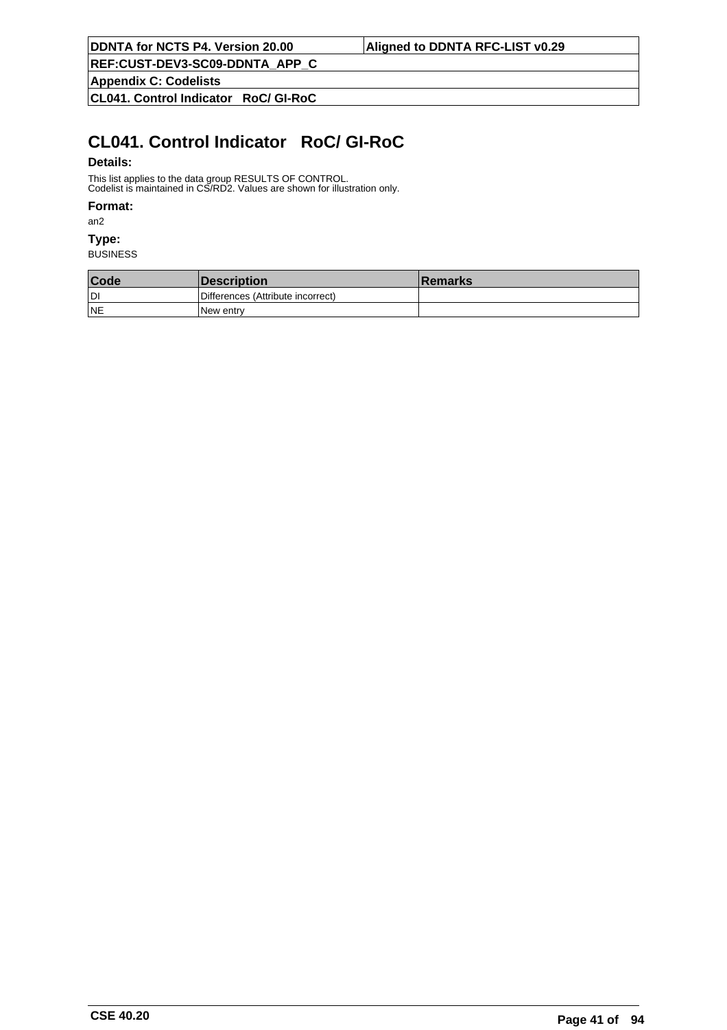# CL041. Control Indicator   RoC/ GI-RoC

**Details:**

This list applies to the data group RESULTS OF CONTROL.
Codelist is maintained in CS/RD2. Values are shown for illustration only.

**Format:**

an2

**Type:**

BUSINESS

| Code | Description | Remarks |
|---|---|---|
| DI | Differences (Attribute incorrect) | |
| NE | New entry | |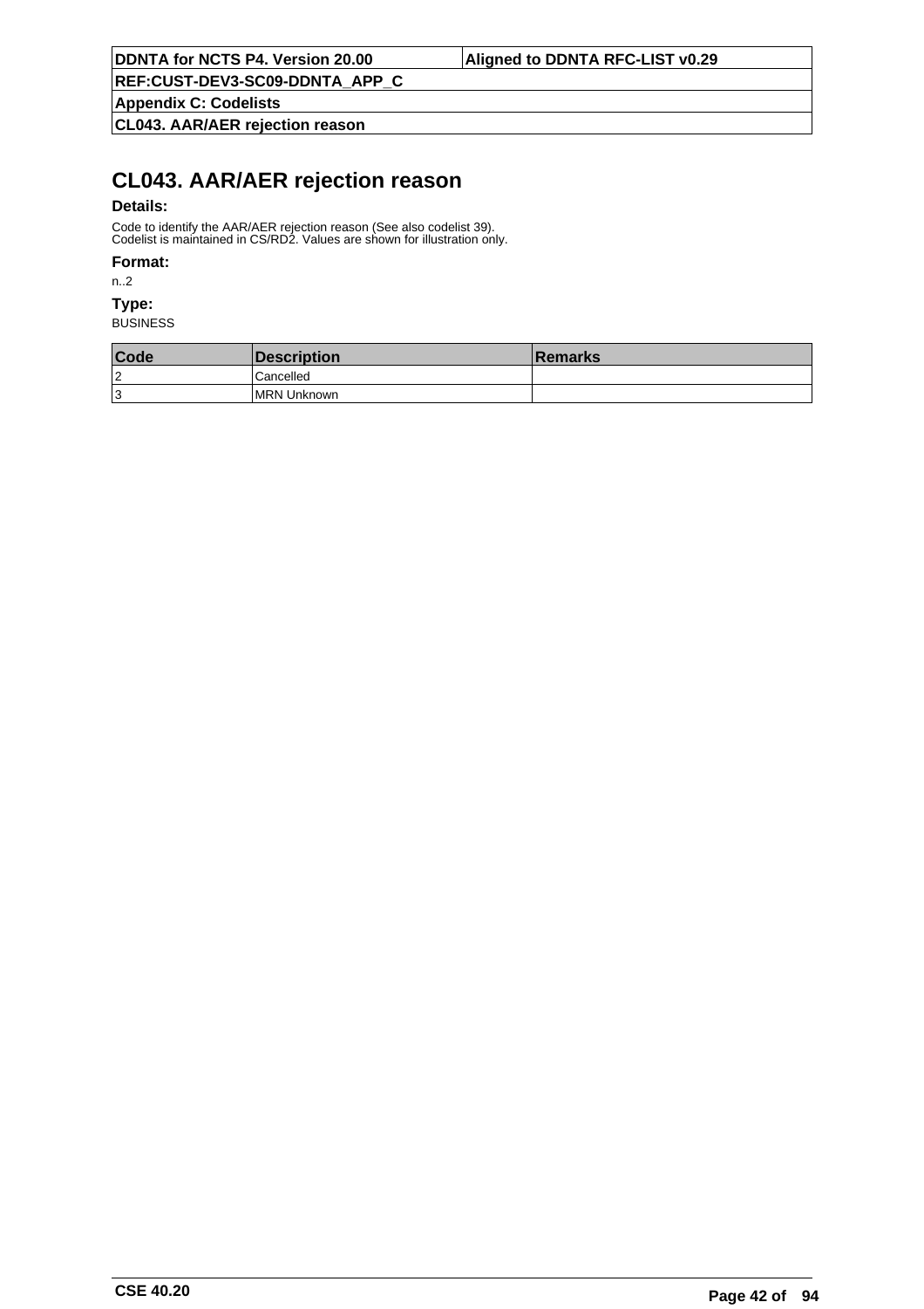# CL043. AAR/AER rejection reason

**Details:**

Code to identify the AAR/AER rejection reason (See also codelist 39).
Codelist is maintained in CS/RD2. Values are shown for illustration only.

**Format:**

n..2

**Type:**

BUSINESS

| Code | Description | Remarks |
|---|---|---|
| 2 | Cancelled | |
| 3 | MRN Unknown | |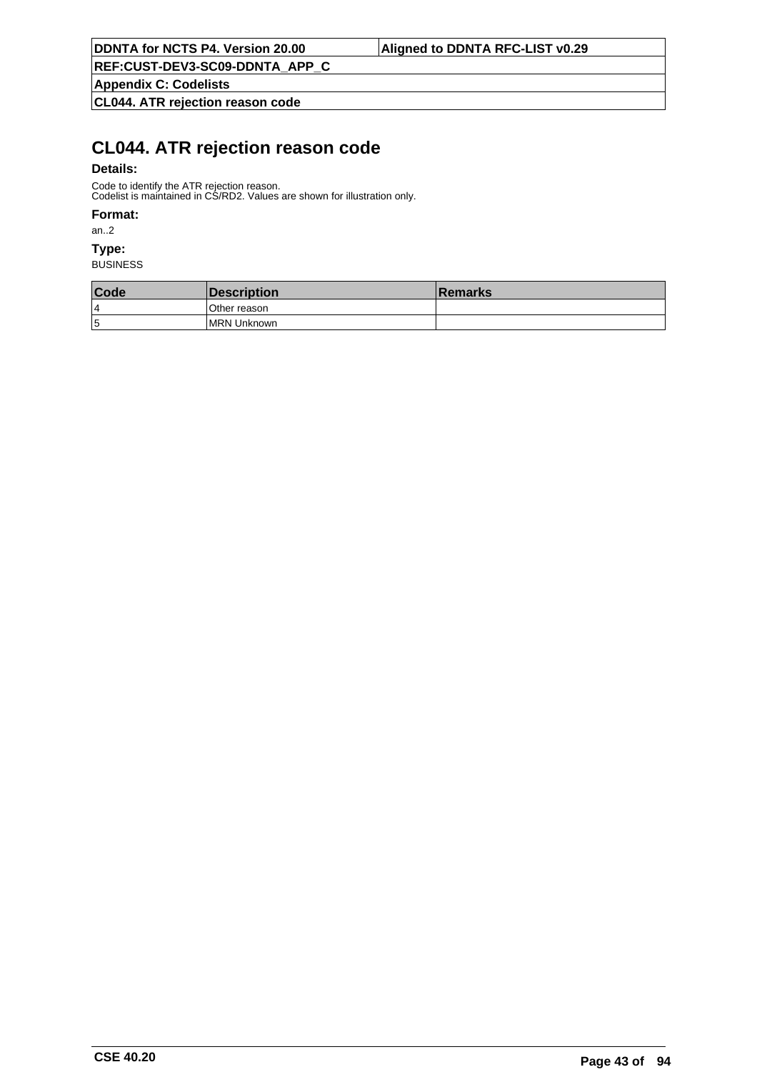# CL044. ATR rejection reason code

**Details:**

Code to identify the ATR rejection reason.
Codelist is maintained in CS/RD2. Values are shown for illustration only.

**Format:**

an..2

**Type:**

BUSINESS

| Code | Description | Remarks |
|---|---|---|
| 4 | Other reason | |
| 5 | MRN Unknown | |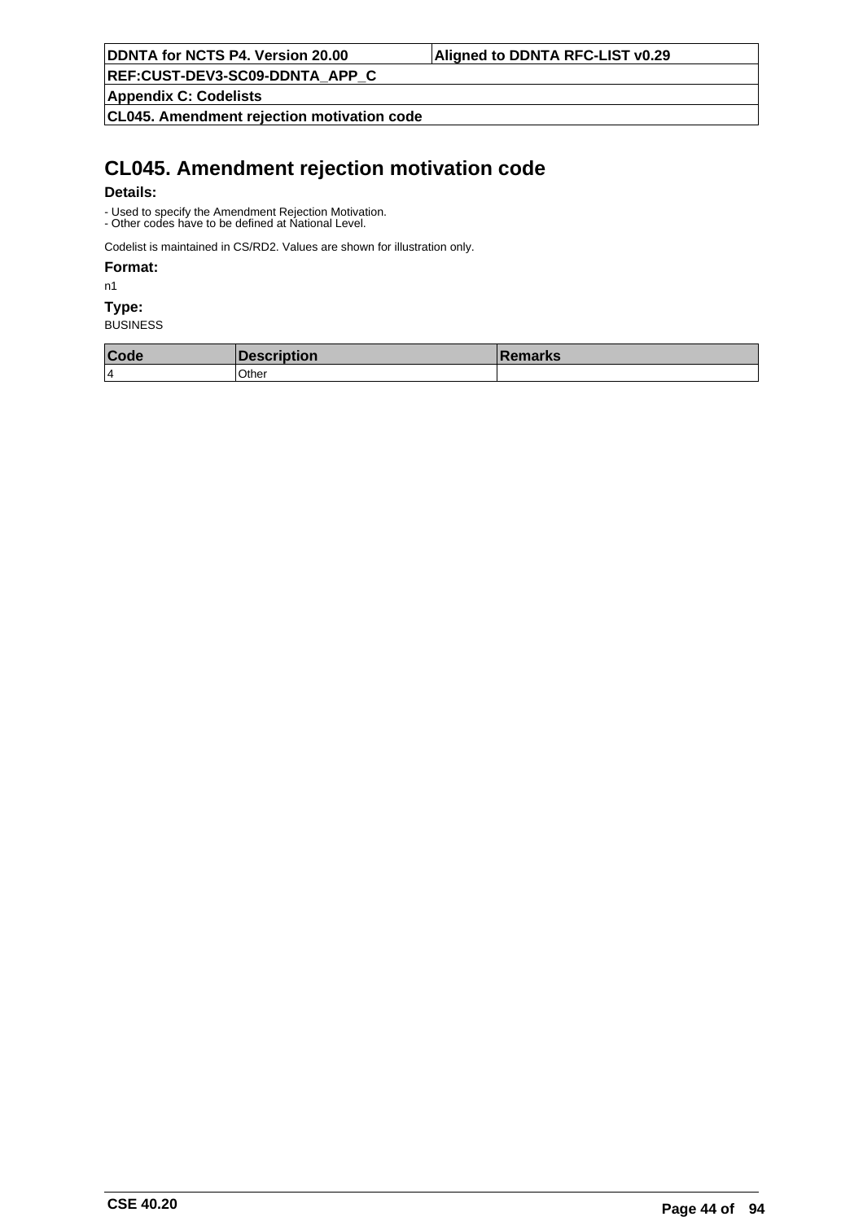# CL045. Amendment rejection motivation code

**Details:**

- Used to specify the Amendment Rejection Motivation.
- Other codes have to be defined at National Level.

Codelist is maintained in CS/RD2. Values are shown for illustration only.

**Format:**

n1

**Type:**

BUSINESS

| Code | Description | Remarks |
|---|---|---|
| 4 | Other | |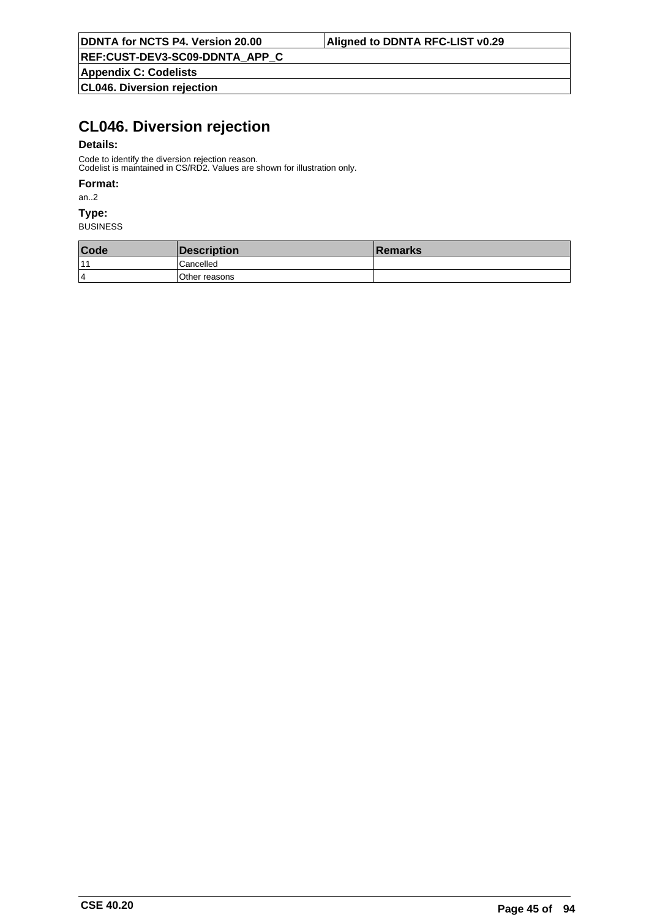# CL046. Diversion rejection

**Details:**

Code to identify the diversion rejection reason.
Codelist is maintained in CS/RD2. Values are shown for illustration only.

**Format:**

an..2

**Type:**

BUSINESS

| Code | Description | Remarks |
|---|---|---|
| 11 | Cancelled | |
| 4 | Other reasons | |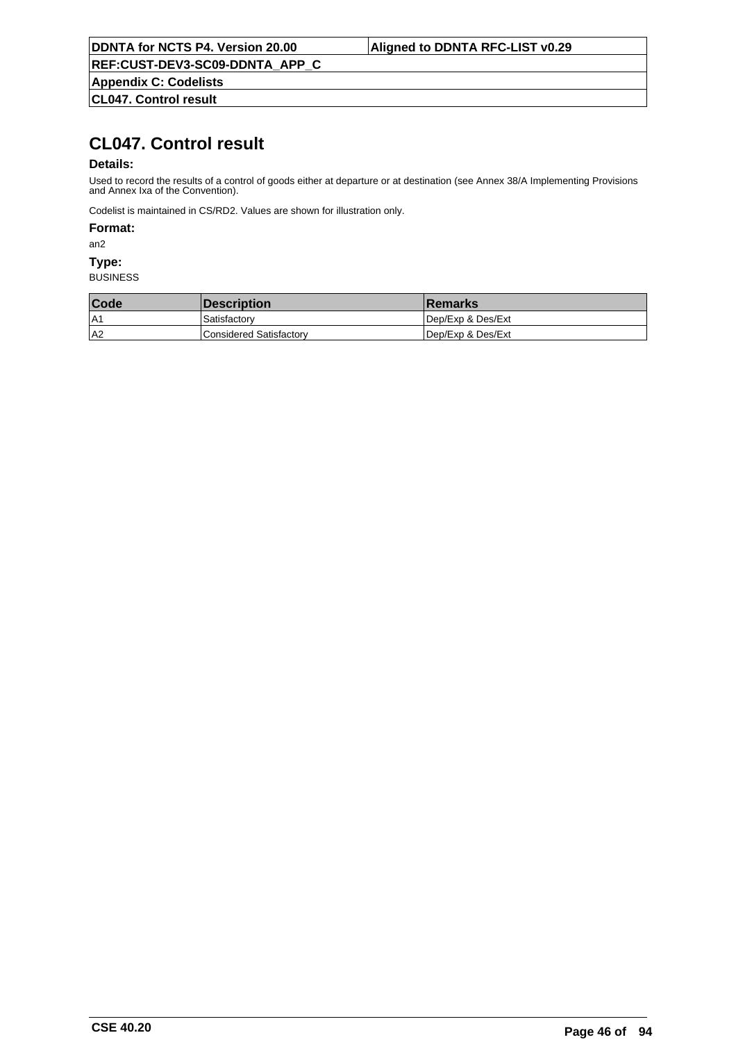# CL047. Control result

**Details:**

Used to record the results of a control of goods either at departure or at destination (see Annex 38/A Implementing Provisions and Annex Ixa of the Convention).

Codelist is maintained in CS/RD2. Values are shown for illustration only.

**Format:**

an2

**Type:**

BUSINESS

| Code | Description | Remarks |
|---|---|---|
| A1 | Satisfactory | Dep/Exp & Des/Ext |
| A2 | Considered Satisfactory | Dep/Exp & Des/Ext |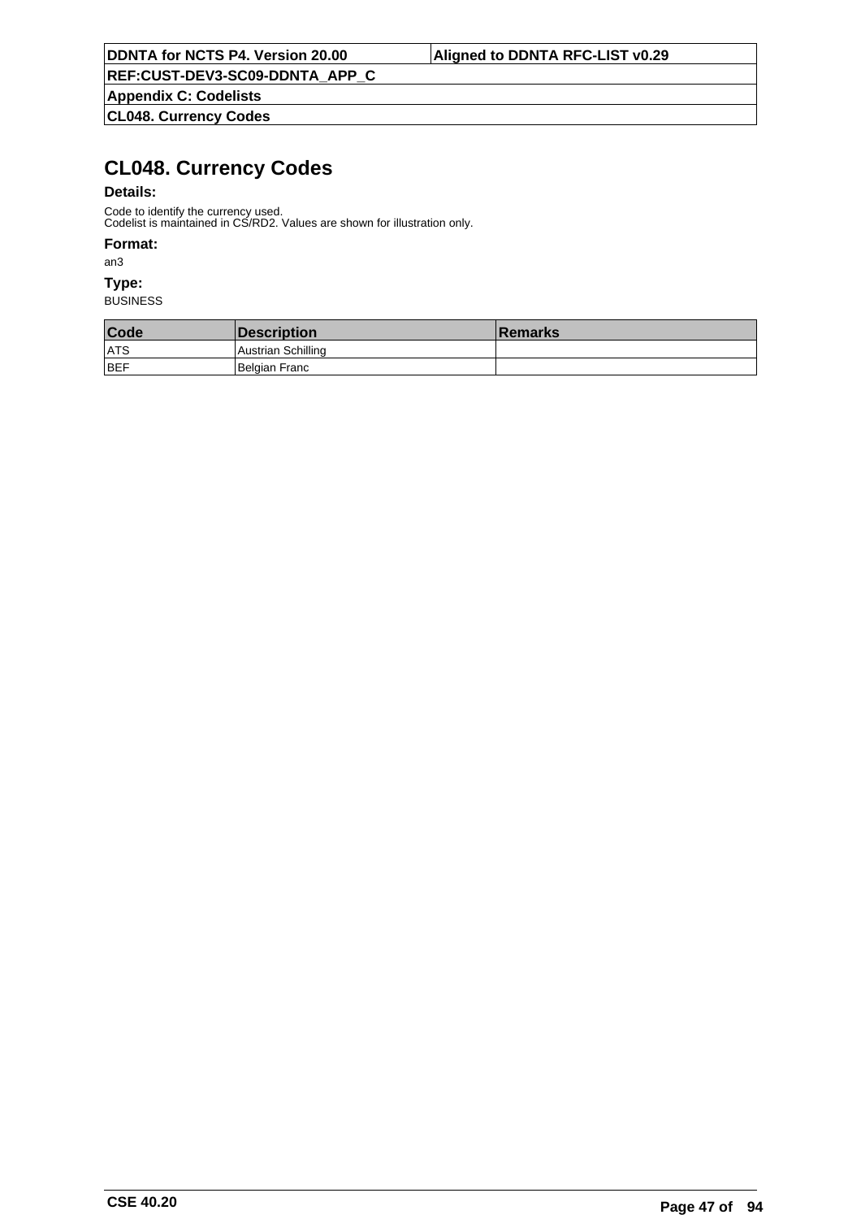# CL048. Currency Codes

**Details:**

Code to identify the currency used.
Codelist is maintained in CS/RD2. Values are shown for illustration only.

**Format:**

an3

**Type:**

BUSINESS

| Code | Description | Remarks |
|---|---|---|
| ATS | Austrian Schilling | |
| BEF | Belgian Franc | |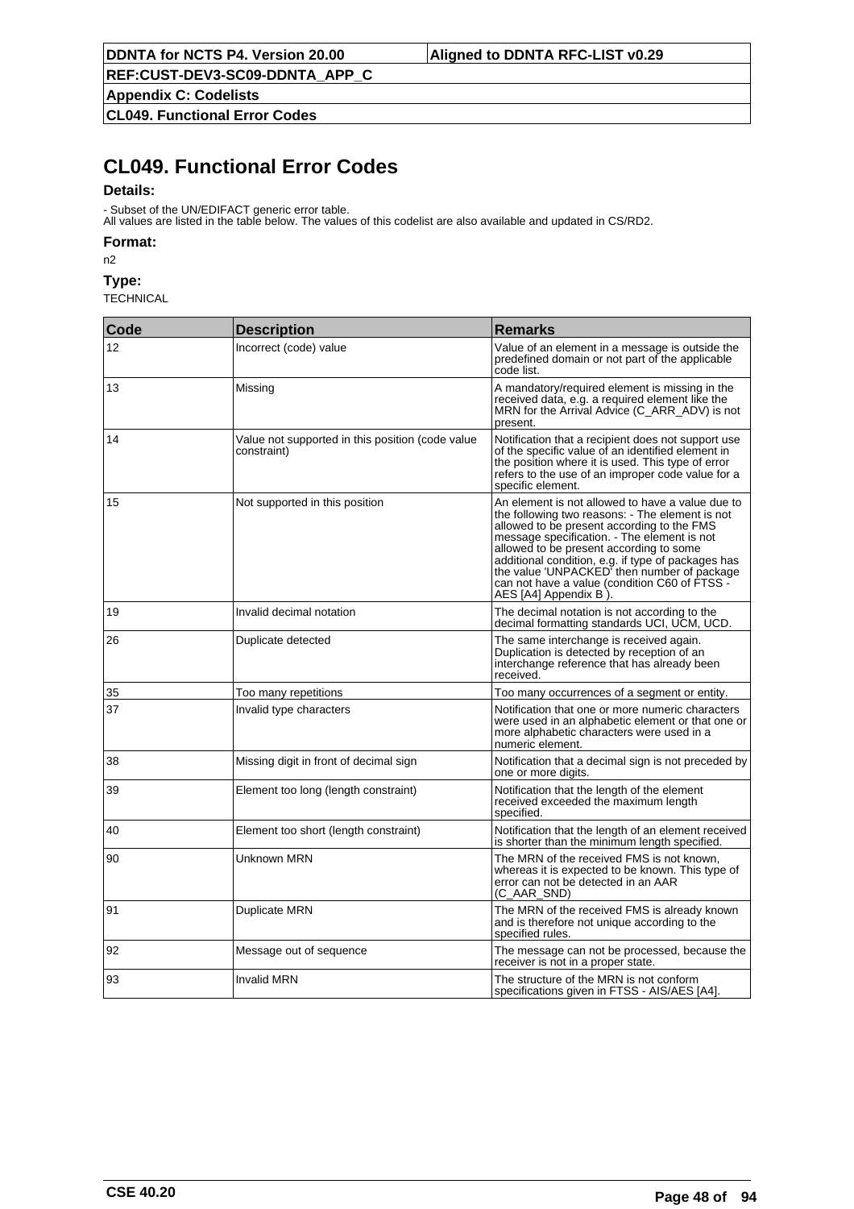# CL049. Functional Error Codes

**Details:**

- Subset of the UN/EDIFACT generic error table.
All values are listed in the table below. The values of this codelist are also available and updated in CS/RD2.

**Format:**

n2

**Type:**

TECHNICAL

| Code | Description | Remarks |
|---|---|---|
| 12 | Incorrect (code) value | Value of an element in a message is outside the predefined domain or not part of the applicable code list. |
| 13 | Missing | A mandatory/required element is missing in the received data, e.g. a required element like the MRN for the Arrival Advice (C_ARR_ADV) is not present. |
| 14 | Value not supported in this position (code value constraint) | Notification that a recipient does not support use of the specific value of an identified element in the position where it is used. This type of error refers to the use of an improper code value for a specific element. |
| 15 | Not supported in this position | An element is not allowed to have a value due to the following two reasons: - The element is not allowed to be present according to the FMS message specification. - The element is not allowed to be present according to some additional condition, e.g. if type of packages has the value 'UNPACKED' then number of package can not have a value (condition C60 of FTSS - AES [A4] Appendix B ). |
| 19 | Invalid decimal notation | The decimal notation is not according to the decimal formatting standards UCI, UCM, UCD. |
| 26 | Duplicate detected | The same interchange is received again. Duplication is detected by reception of an interchange reference that has already been received. |
| 35 | Too many repetitions | Too many occurrences of a segment or entity. |
| 37 | Invalid type characters | Notification that one or more numeric characters were used in an alphabetic element or that one or more alphabetic characters were used in a numeric element. |
| 38 | Missing digit in front of decimal sign | Notification that a decimal sign is not preceded by one or more digits. |
| 39 | Element too long (length constraint) | Notification that the length of the element received exceeded the maximum length specified. |
| 40 | Element too short (length constraint) | Notification that the length of an element received is shorter than the minimum length specified. |
| 90 | Unknown MRN | The MRN of the received FMS is not known, whereas it is expected to be known. This type of error can not be detected in an AAR (C_AAR_SND) |
| 91 | Duplicate MRN | The MRN of the received FMS is already known and is therefore not unique according to the specified rules. |
| 92 | Message out of sequence | The message can not be processed, because the receiver is not in a proper state. |
| 93 | Invalid MRN | The structure of the MRN is not conform specifications given in FTSS - AIS/AES [A4]. |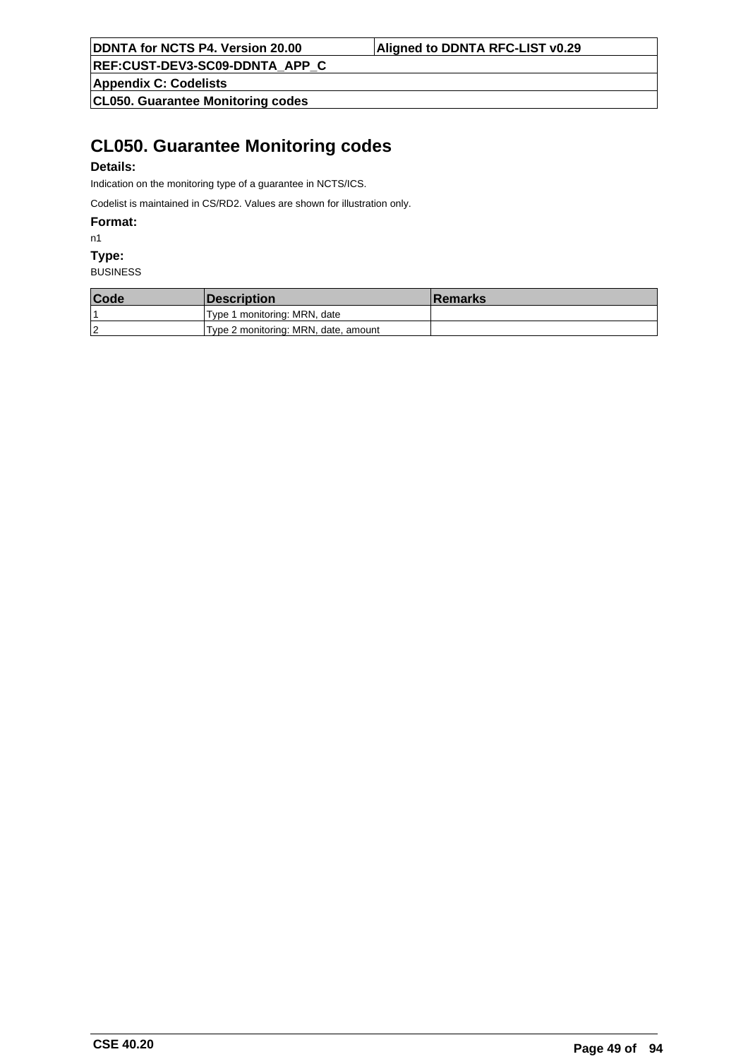# CL050. Guarantee Monitoring codes

**Details:**

Indication on the monitoring type of a guarantee in NCTS/ICS.

Codelist is maintained in CS/RD2. Values are shown for illustration only.

**Format:**

n1

**Type:**

BUSINESS

| Code | Description | Remarks |
|---|---|---|
| 1 | Type 1 monitoring: MRN, date | |
| 2 | Type 2 monitoring: MRN, date, amount | |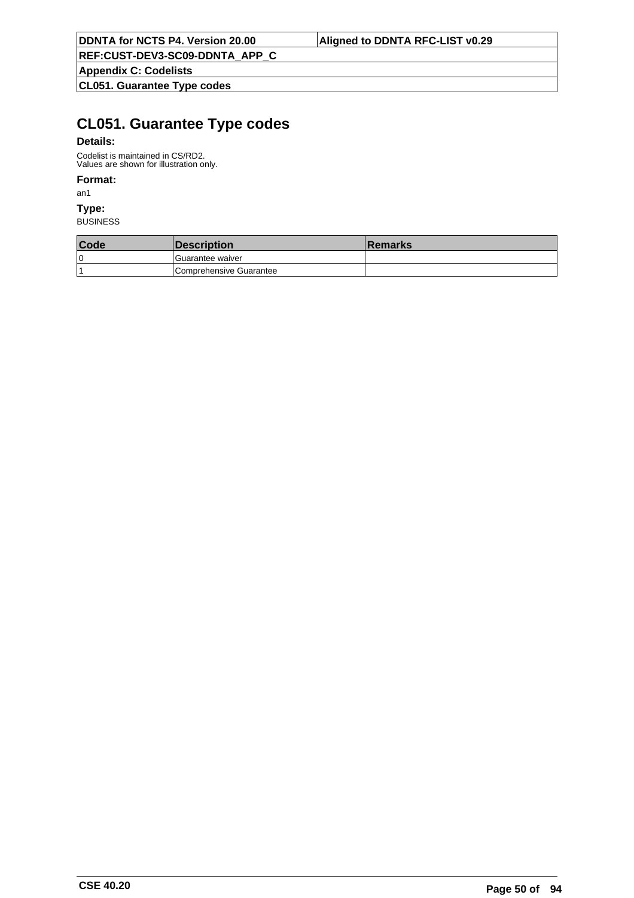# CL051. Guarantee Type codes

**Details:**

Codelist is maintained in CS/RD2.
Values are shown for illustration only.

**Format:**

an1

**Type:**

BUSINESS

| Code | Description | Remarks |
|---|---|---|
| 0 | Guarantee waiver | |
| 1 | Comprehensive Guarantee | |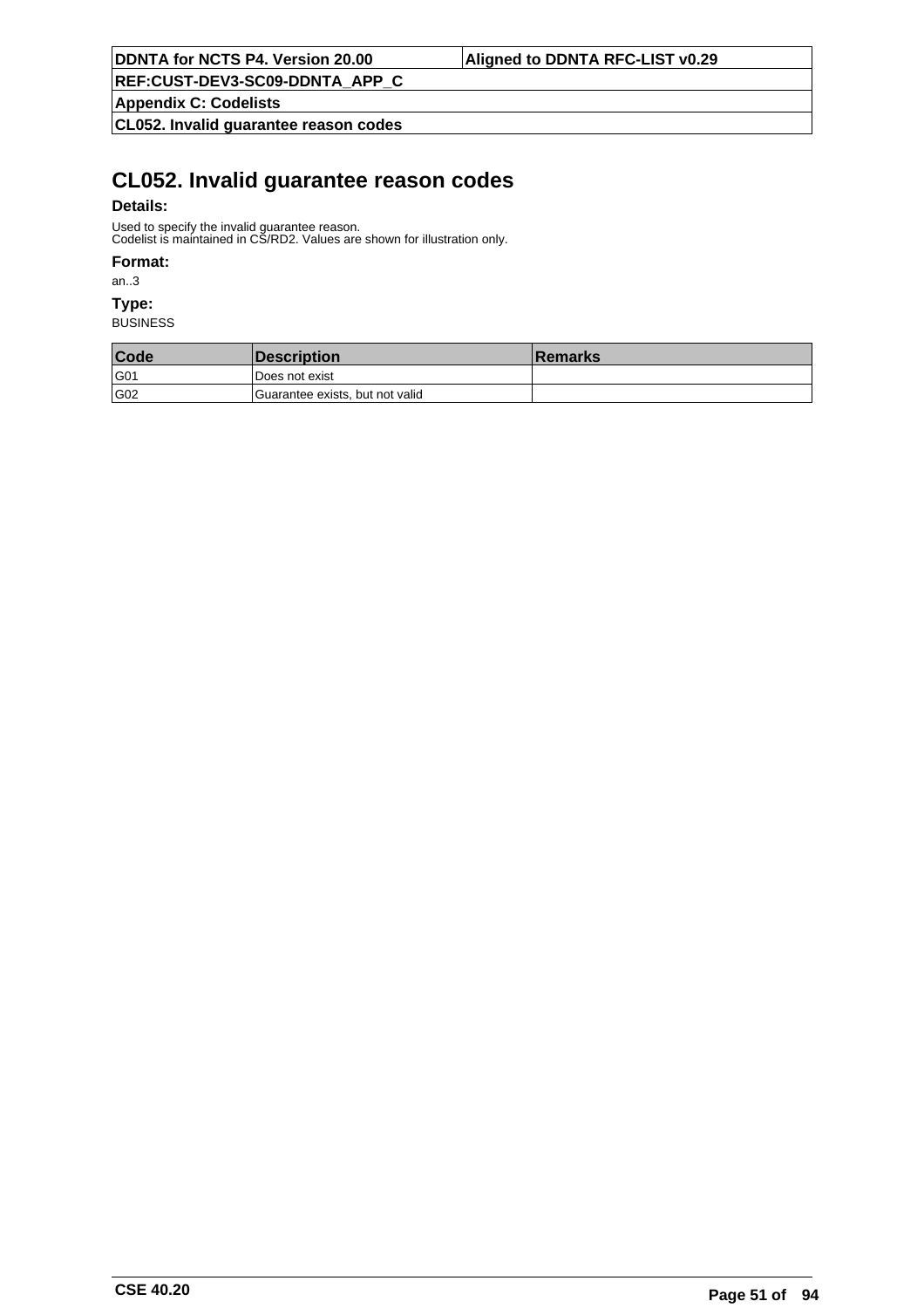# CL052. Invalid guarantee reason codes

**Details:**

Used to specify the invalid guarantee reason.
Codelist is maintained in CS/RD2. Values are shown for illustration only.

**Format:**

an..3

**Type:**

BUSINESS

| Code | Description | Remarks |
|---|---|---|
| G01 | Does not exist | |
| G02 | Guarantee exists, but not valid | |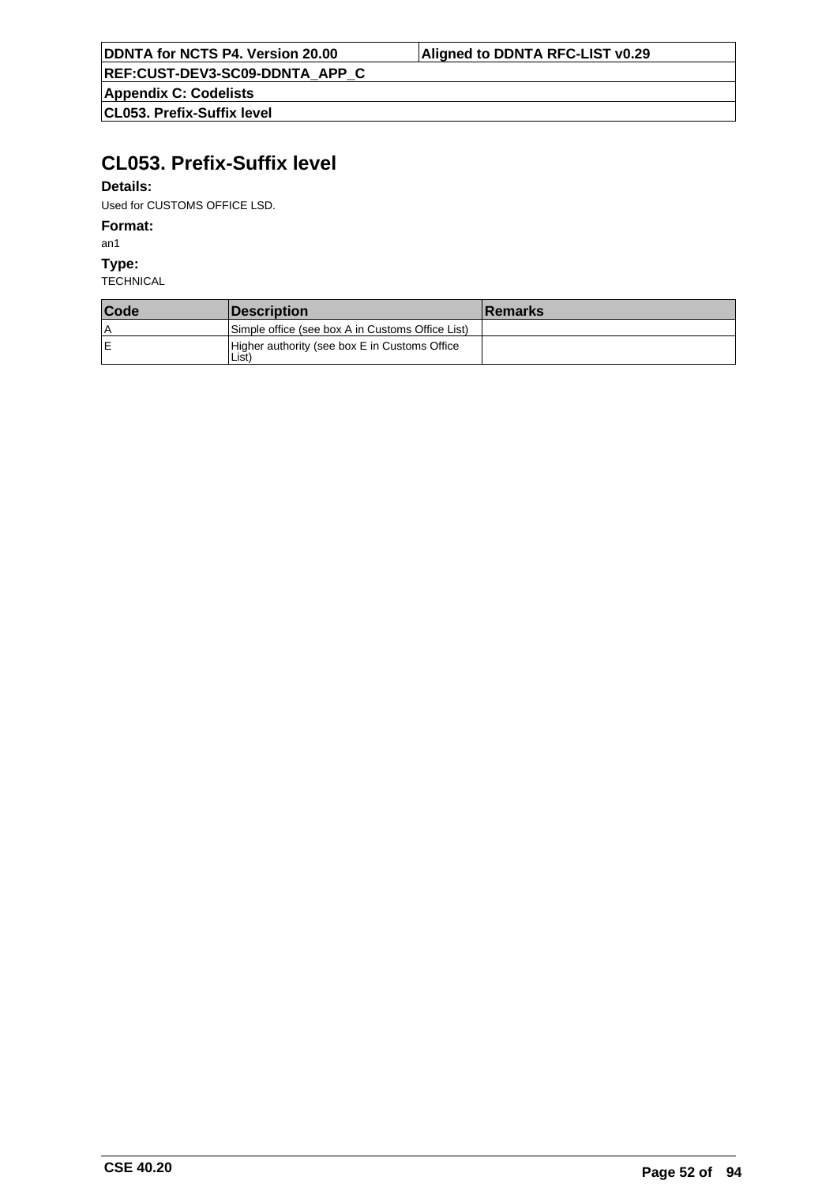# CL053. Prefix-Suffix level

**Details:**

Used for CUSTOMS OFFICE LSD.

**Format:**

an1

**Type:**

TECHNICAL

| Code | Description | Remarks |
|---|---|---|
| A | Simple office (see box A in Customs Office List) | |
| E | Higher authority (see box E in Customs Office List) | |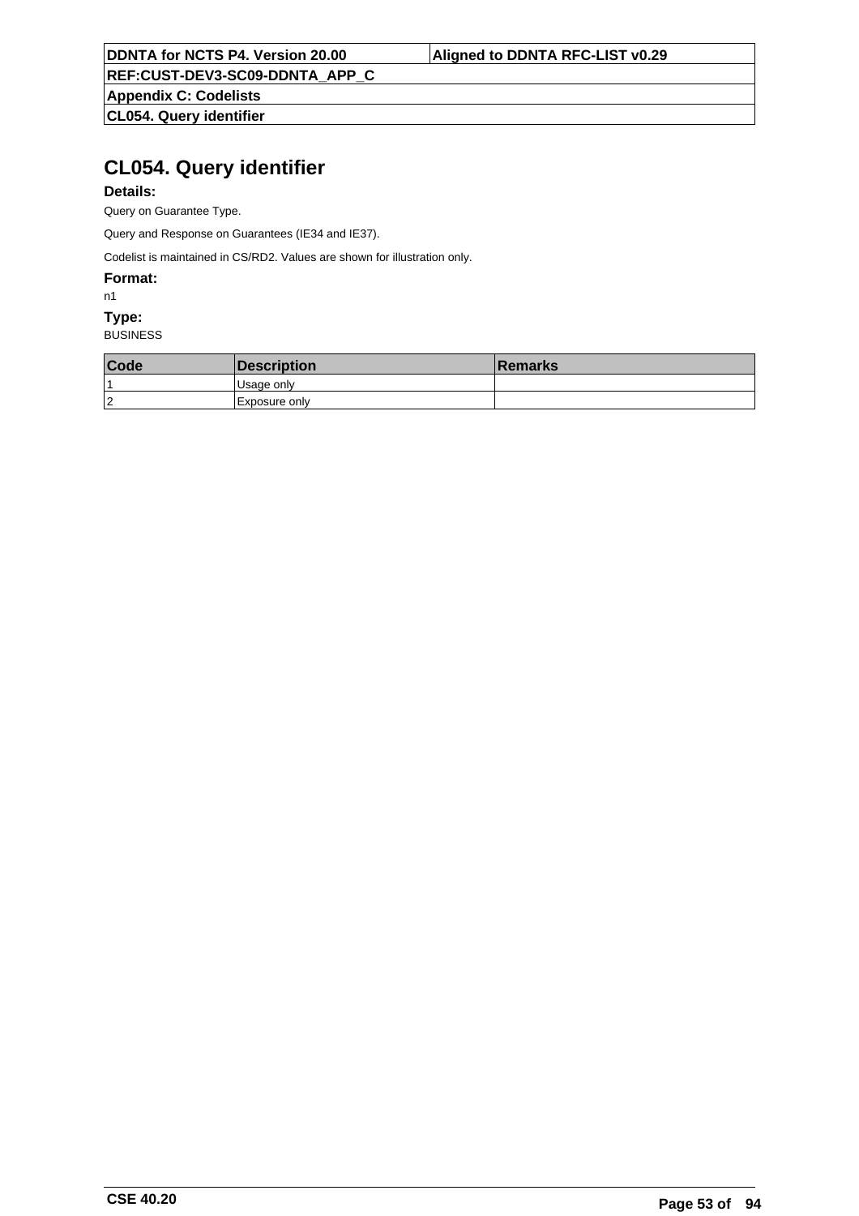# CL054. Query identifier

**Details:**

Query on Guarantee Type.

Query and Response on Guarantees (IE34 and IE37).

Codelist is maintained in CS/RD2. Values are shown for illustration only.

**Format:**

n1

**Type:**

BUSINESS

| Code | Description | Remarks |
|---|---|---|
| 1 | Usage only | |
| 2 | Exposure only | |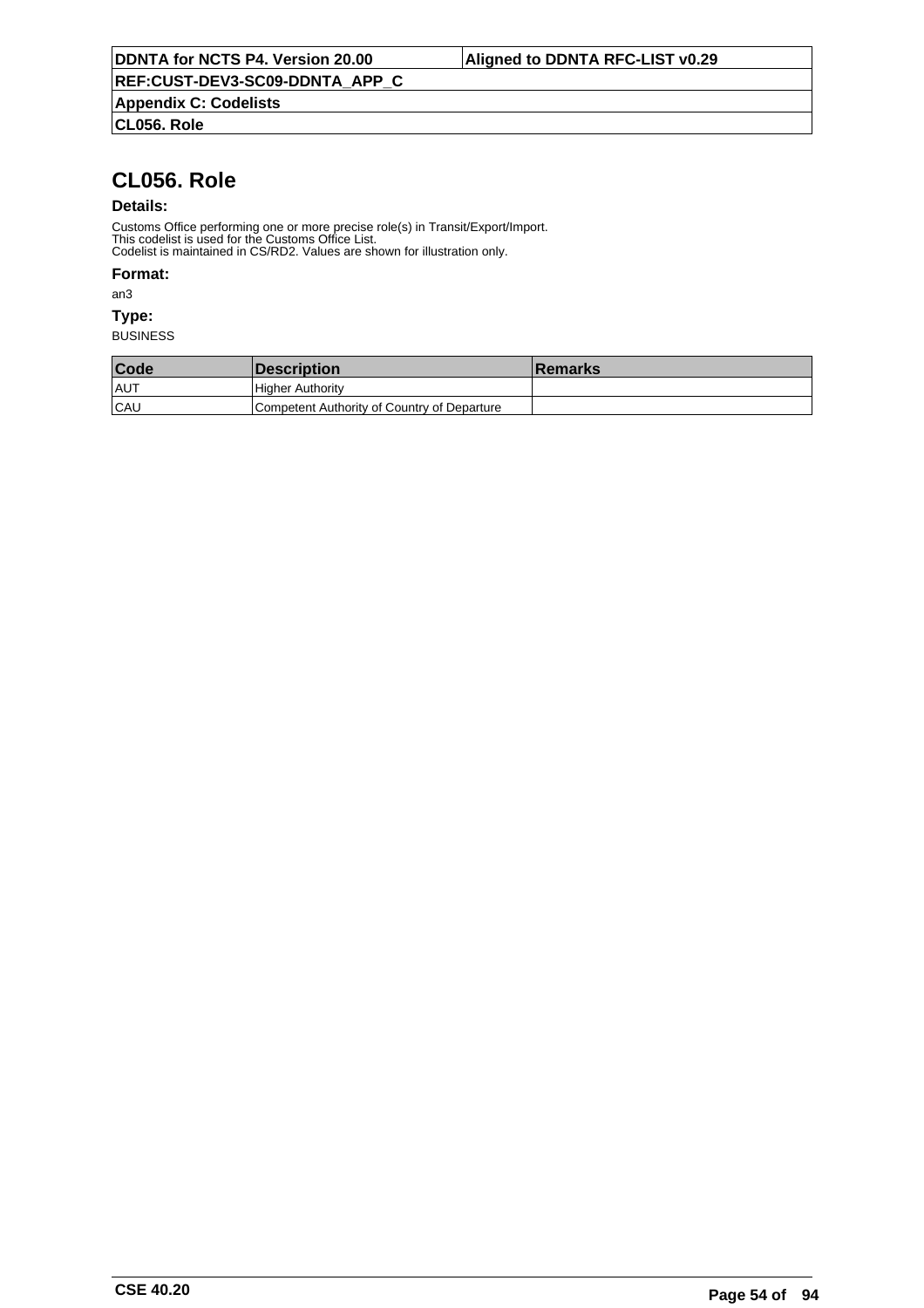# CL056. Role

**Details:**

Customs Office performing one or more precise role(s) in Transit/Export/Import.
This codelist is used for the Customs Office List.
Codelist is maintained in CS/RD2. Values are shown for illustration only.

**Format:**

an3

**Type:**

BUSINESS

| Code | Description | Remarks |
|---|---|---|
| AUT | Higher Authority | |
| CAU | Competent Authority of Country of Departure | |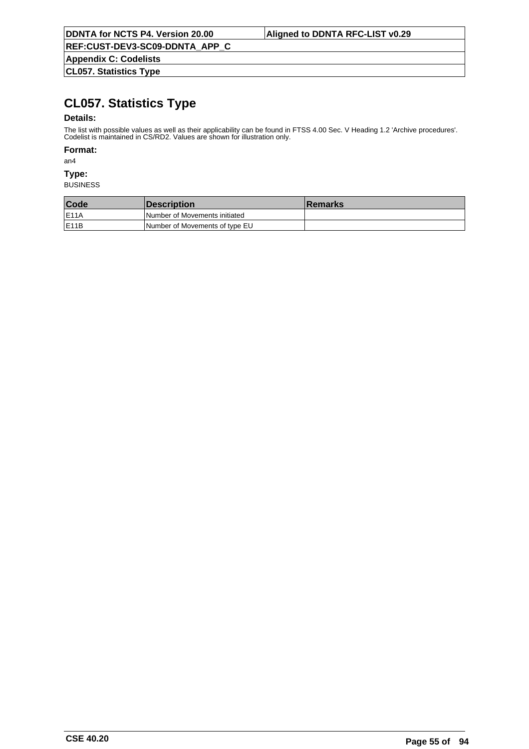# CL057. Statistics Type

**Details:**

The list with possible values as well as their applicability can be found in FTSS 4.00 Sec. V Heading 1.2 'Archive procedures'. Codelist is maintained in CS/RD2. Values are shown for illustration only.

**Format:**

an4

**Type:**

BUSINESS

| Code | Description | Remarks |
|---|---|---|
| E11A | Number of Movements initiated | |
| E11B | Number of Movements of type EU | |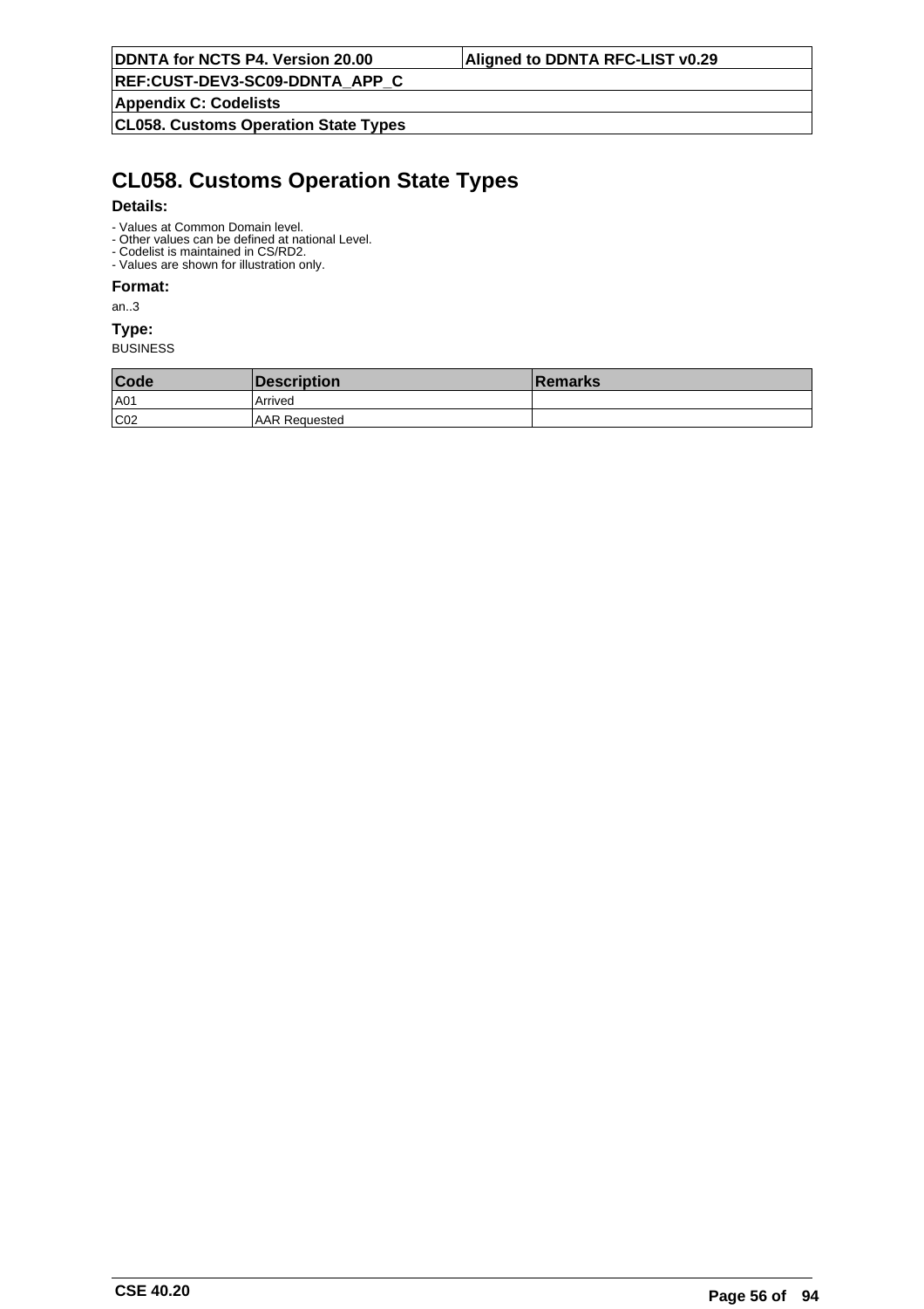# CL058. Customs Operation State Types

**Details:**

- Values at Common Domain level.
- Other values can be defined at national Level.
- Codelist is maintained in CS/RD2.
- Values are shown for illustration only.

**Format:**

an..3

**Type:**

BUSINESS

| Code | Description | Remarks |
|---|---|---|
| A01 | Arrived | |
| C02 | AAR Requested | |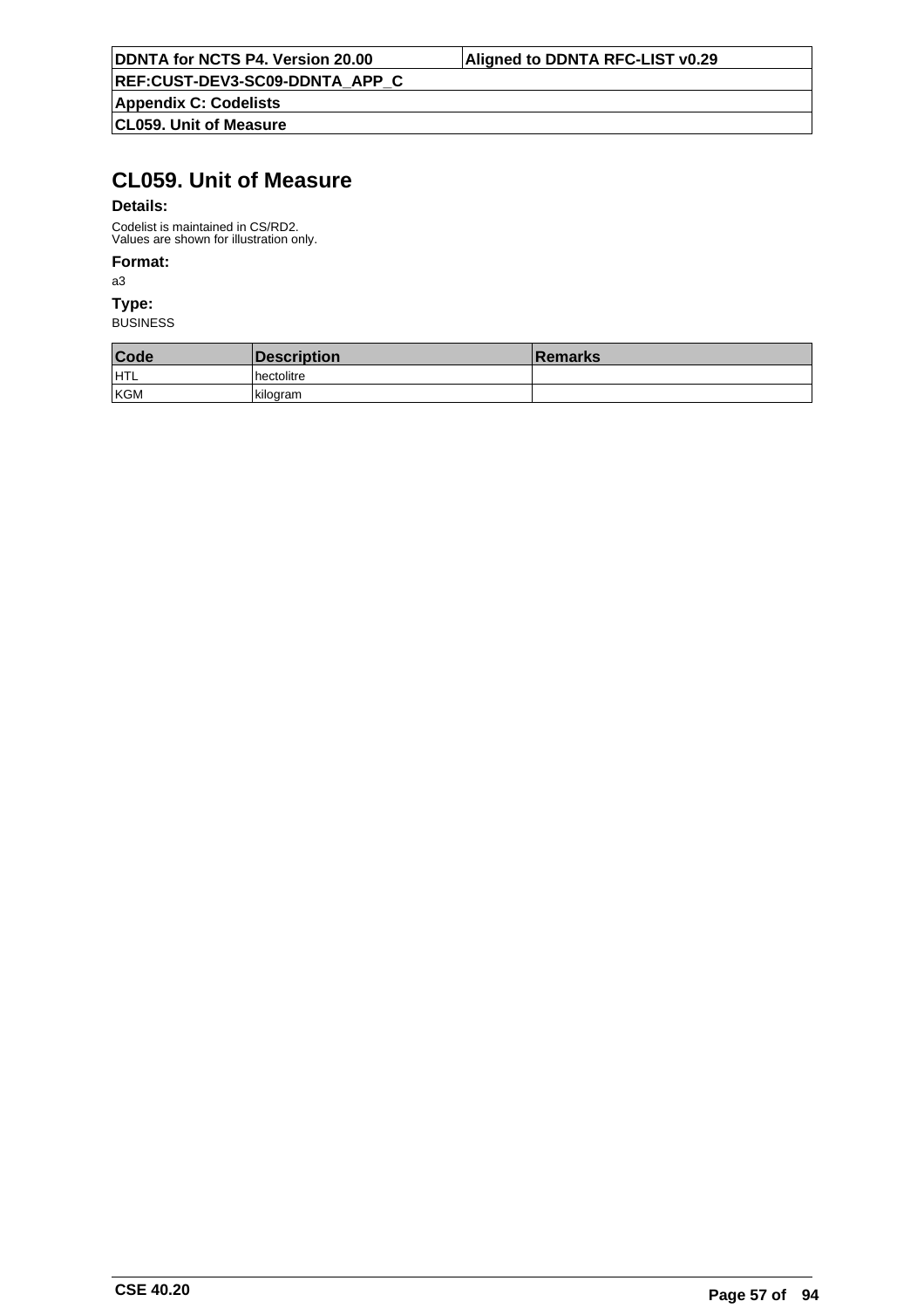# CL059. Unit of Measure

**Details:**

Codelist is maintained in CS/RD2.
Values are shown for illustration only.

**Format:**

a3

**Type:**

BUSINESS

| Code | Description | Remarks |
|---|---|---|
| HTL | hectolitre | |
| KGM | kilogram | |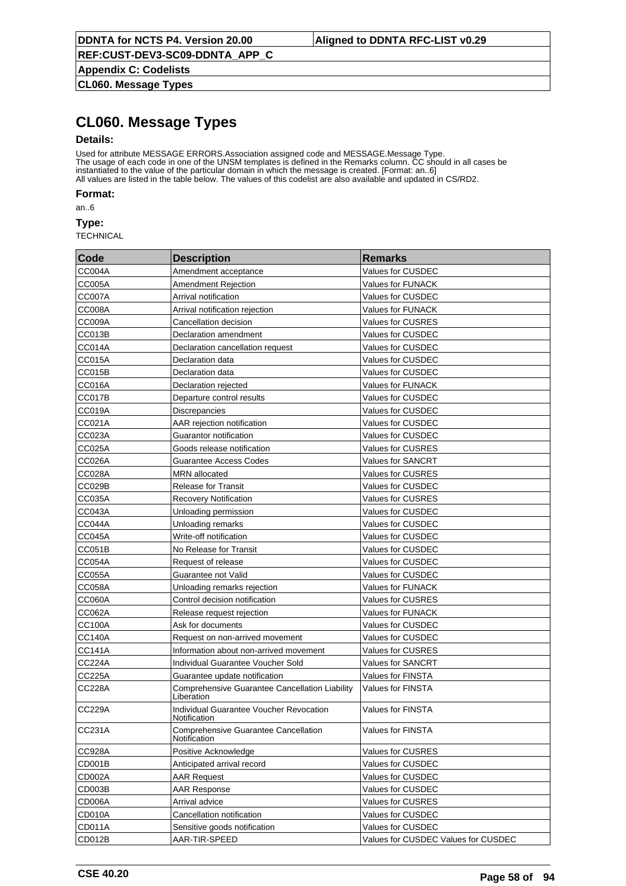# CL060. Message Types

**Details:**

Used for attribute MESSAGE ERRORS.Association assigned code and MESSAGE.Message Type.
The usage of each code in one of the UNSM templates is defined in the Remarks column. CC should in all cases be instantiated to the value of the particular domain in which the message is created. [Format: an..6]
All values are listed in the table below. The values of this codelist are also available and updated in CS/RD2.

**Format:**

an..6

**Type:**

TECHNICAL

| Code | Description | Remarks |
|---|---|---|
| CC004A | Amendment acceptance | Values for CUSDEC |
| CC005A | Amendment Rejection | Values for FUNACK |
| CC007A | Arrival notification | Values for CUSDEC |
| CC008A | Arrival notification rejection | Values for FUNACK |
| CC009A | Cancellation decision | Values for CUSRES |
| CC013B | Declaration amendment | Values for CUSDEC |
| CC014A | Declaration cancellation request | Values for CUSDEC |
| CC015A | Declaration data | Values for CUSDEC |
| CC015B | Declaration data | Values for CUSDEC |
| CC016A | Declaration rejected | Values for FUNACK |
| CC017B | Departure control results | Values for CUSDEC |
| CC019A | Discrepancies | Values for CUSDEC |
| CC021A | AAR rejection notification | Values for CUSDEC |
| CC023A | Guarantor notification | Values for CUSDEC |
| CC025A | Goods release notification | Values for CUSRES |
| CC026A | Guarantee Access Codes | Values for SANCRT |
| CC028A | MRN allocated | Values for CUSRES |
| CC029B | Release for Transit | Values for CUSDEC |
| CC035A | Recovery Notification | Values for CUSRES |
| CC043A | Unloading permission | Values for CUSDEC |
| CC044A | Unloading remarks | Values for CUSDEC |
| CC045A | Write-off notification | Values for CUSDEC |
| CC051B | No Release for Transit | Values for CUSDEC |
| CC054A | Request of release | Values for CUSDEC |
| CC055A | Guarantee not Valid | Values for CUSDEC |
| CC058A | Unloading remarks rejection | Values for FUNACK |
| CC060A | Control decision notification | Values for CUSRES |
| CC062A | Release request rejection | Values for FUNACK |
| CC100A | Ask for documents | Values for CUSDEC |
| CC140A | Request on non-arrived movement | Values for CUSDEC |
| CC141A | Information about non-arrived movement | Values for CUSRES |
| CC224A | Individual Guarantee Voucher Sold | Values for SANCRT |
| CC225A | Guarantee update notification | Values for FINSTA |
| CC228A | Comprehensive Guarantee Cancellation Liability Liberation | Values for FINSTA |
| CC229A | Individual Guarantee Voucher Revocation Notification | Values for FINSTA |
| CC231A | Comprehensive Guarantee Cancellation Notification | Values for FINSTA |
| CC928A | Positive Acknowledge | Values for CUSRES |
| CD001B | Anticipated arrival record | Values for CUSDEC |
| CD002A | AAR Request | Values for CUSDEC |
| CD003B | AAR Response | Values for CUSDEC |
| CD006A | Arrival advice | Values for CUSRES |
| CD010A | Cancellation notification | Values for CUSDEC |
| CD011A | Sensitive goods notification | Values for CUSDEC |
| CD012B | AAR-TIR-SPEED | Values for CUSDEC Values for CUSDEC |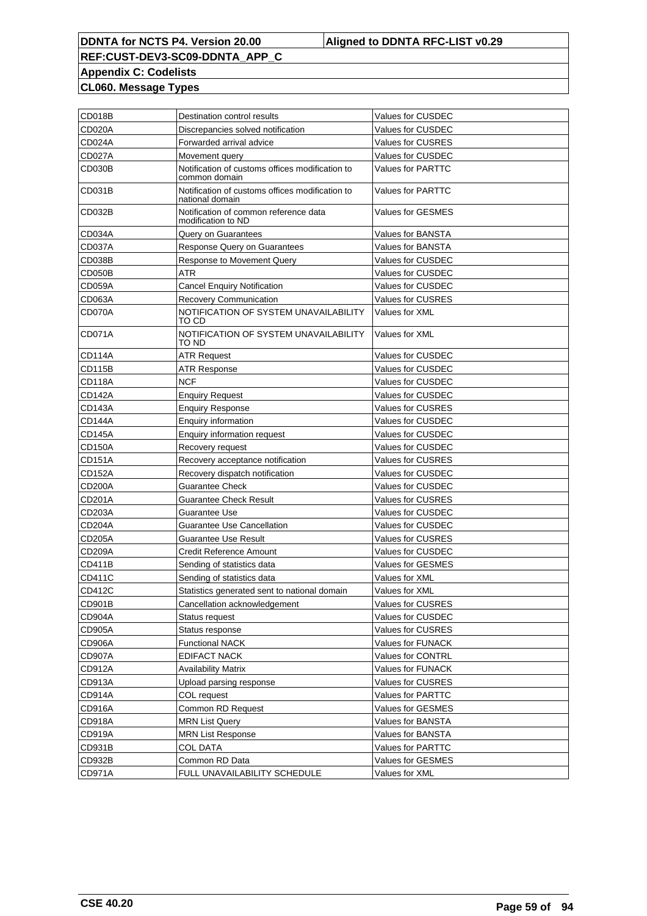**DDNTA for NCTS P4. Version 20.00** | **Aligned to DDNTA RFC-LIST v0.29**

**REF:CUST-DEV3-SC09-DDNTA_APP_C**

**Appendix C: Codelists**

**CL060. Message Types**

| | | |
|---|---|---|
| CD018B | Destination control results | Values for CUSDEC |
| CD020A | Discrepancies solved notification | Values for CUSDEC |
| CD024A | Forwarded arrival advice | Values for CUSRES |
| CD027A | Movement query | Values for CUSDEC |
| CD030B | Notification of customs offices modification to common domain | Values for PARTTC |
| CD031B | Notification of customs offices modification to national domain | Values for PARTTC |
| CD032B | Notification of common reference data modification to ND | Values for GESMES |
| CD034A | Query on Guarantees | Values for BANSTA |
| CD037A | Response Query on Guarantees | Values for BANSTA |
| CD038B | Response to Movement Query | Values for CUSDEC |
| CD050B | ATR | Values for CUSDEC |
| CD059A | Cancel Enquiry Notification | Values for CUSDEC |
| CD063A | Recovery Communication | Values for CUSRES |
| CD070A | NOTIFICATION OF SYSTEM UNAVAILABILITY TO CD | Values for XML |
| CD071A | NOTIFICATION OF SYSTEM UNAVAILABILITY TO ND | Values for XML |
| CD114A | ATR Request | Values for CUSDEC |
| CD115B | ATR Response | Values for CUSDEC |
| CD118A | NCF | Values for CUSDEC |
| CD142A | Enquiry Request | Values for CUSDEC |
| CD143A | Enquiry Response | Values for CUSRES |
| CD144A | Enquiry information | Values for CUSDEC |
| CD145A | Enquiry information request | Values for CUSDEC |
| CD150A | Recovery request | Values for CUSDEC |
| CD151A | Recovery acceptance notification | Values for CUSRES |
| CD152A | Recovery dispatch notification | Values for CUSDEC |
| CD200A | Guarantee Check | Values for CUSDEC |
| CD201A | Guarantee Check Result | Values for CUSRES |
| CD203A | Guarantee Use | Values for CUSDEC |
| CD204A | Guarantee Use Cancellation | Values for CUSDEC |
| CD205A | Guarantee Use Result | Values for CUSRES |
| CD209A | Credit Reference Amount | Values for CUSDEC |
| CD411B | Sending of statistics data | Values for GESMES |
| CD411C | Sending of statistics data | Values for XML |
| CD412C | Statistics generated sent to national domain | Values for XML |
| CD901B | Cancellation acknowledgement | Values for CUSRES |
| CD904A | Status request | Values for CUSDEC |
| CD905A | Status response | Values for CUSRES |
| CD906A | Functional NACK | Values for FUNACK |
| CD907A | EDIFACT NACK | Values for CONTRL |
| CD912A | Availability Matrix | Values for FUNACK |
| CD913A | Upload parsing response | Values for CUSRES |
| CD914A | COL request | Values for PARTTC |
| CD916A | Common RD Request | Values for GESMES |
| CD918A | MRN List Query | Values for BANSTA |
| CD919A | MRN List Response | Values for BANSTA |
| CD931B | COL DATA | Values for PARTTC |
| CD932B | Common RD Data | Values for GESMES |
| CD971A | FULL UNAVAILABILITY SCHEDULE | Values for XML |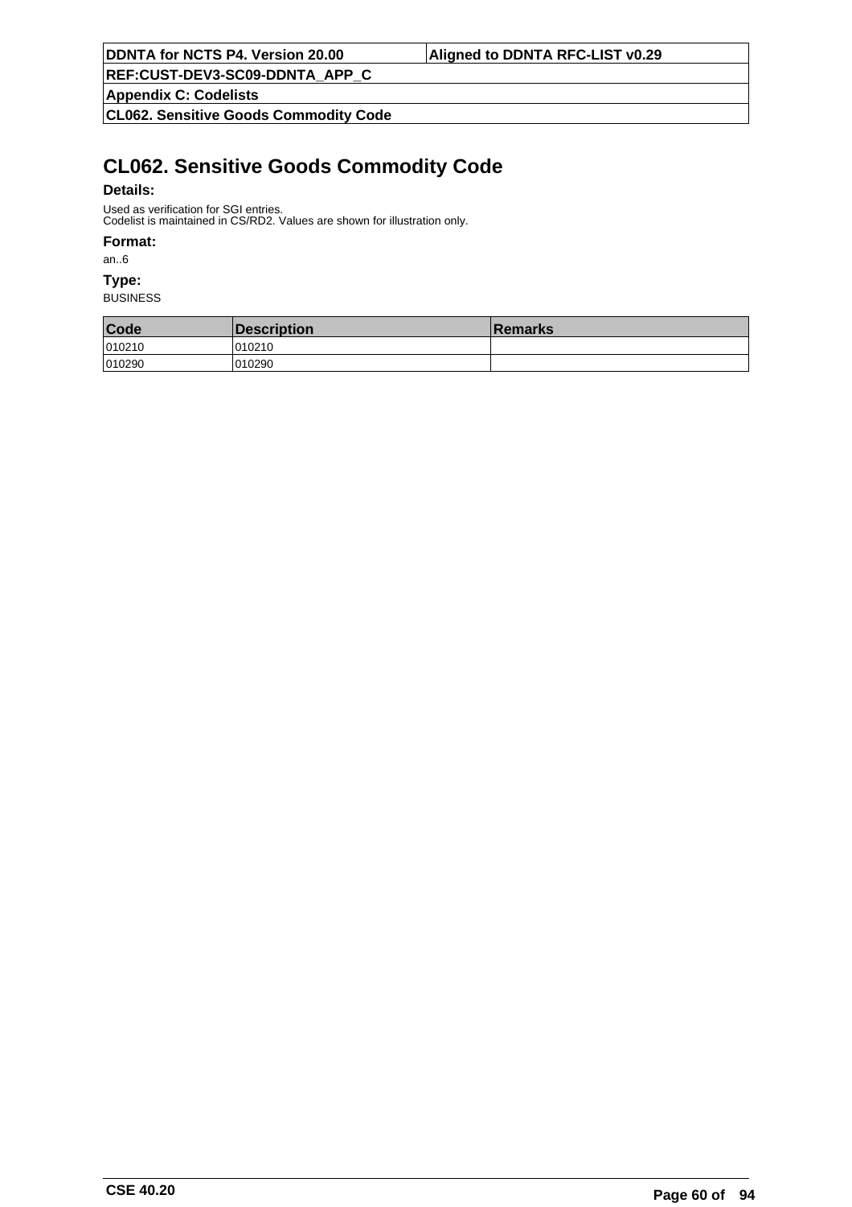# CL062. Sensitive Goods Commodity Code

**Details:**

Used as verification for SGI entries.
Codelist is maintained in CS/RD2. Values are shown for illustration only.

**Format:**

an..6

**Type:**

BUSINESS

| Code | Description | Remarks |
|---|---|---|
| 010210 | 010210 | |
| 010290 | 010290 | |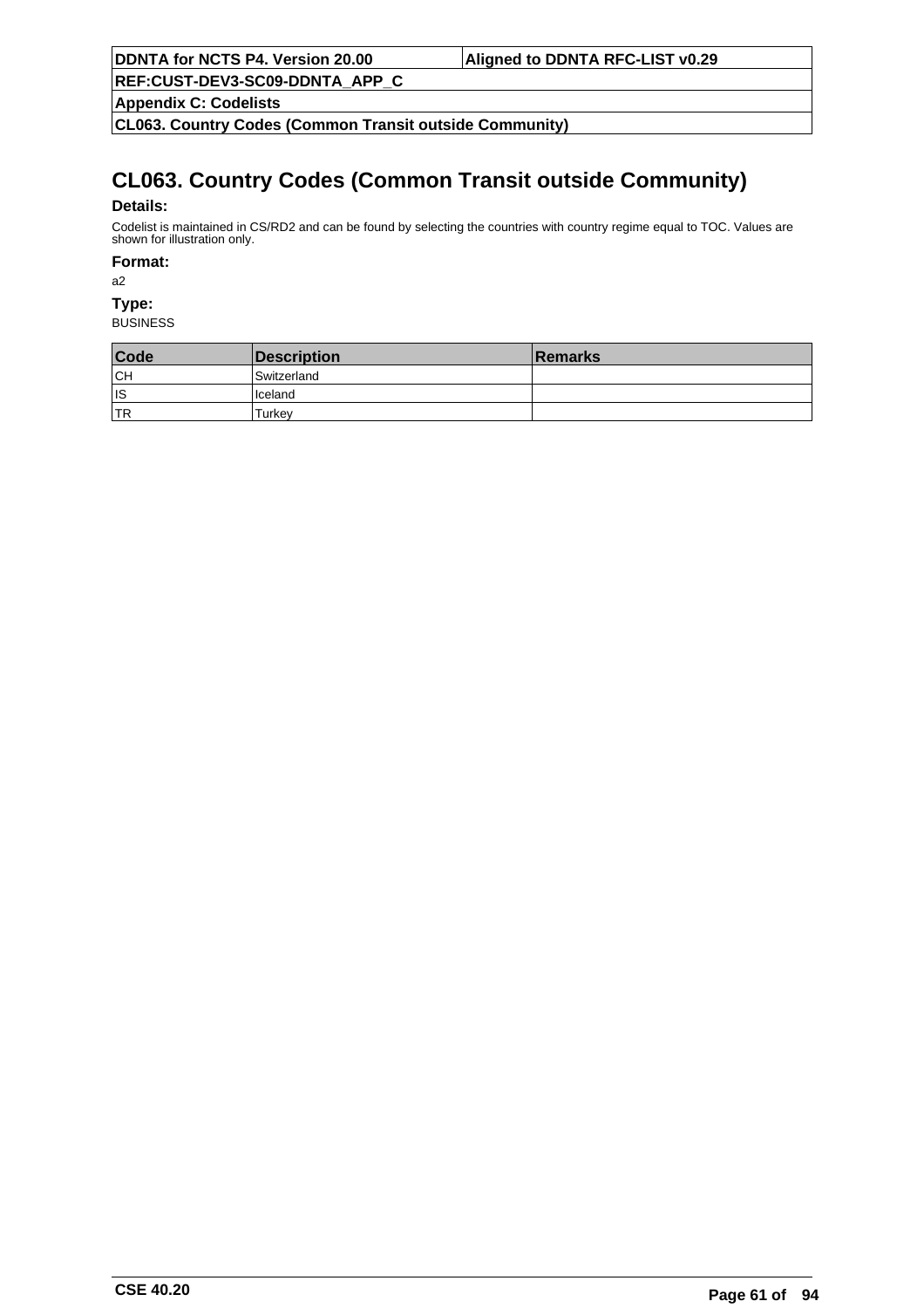# CL063. Country Codes (Common Transit outside Community)

**Details:**

Codelist is maintained in CS/RD2 and can be found by selecting the countries with country regime equal to TOC. Values are shown for illustration only.

**Format:**

a2

**Type:**

BUSINESS

| Code | Description | Remarks |
|---|---|---|
| CH | Switzerland | |
| IS | Iceland | |
| TR | Turkey | |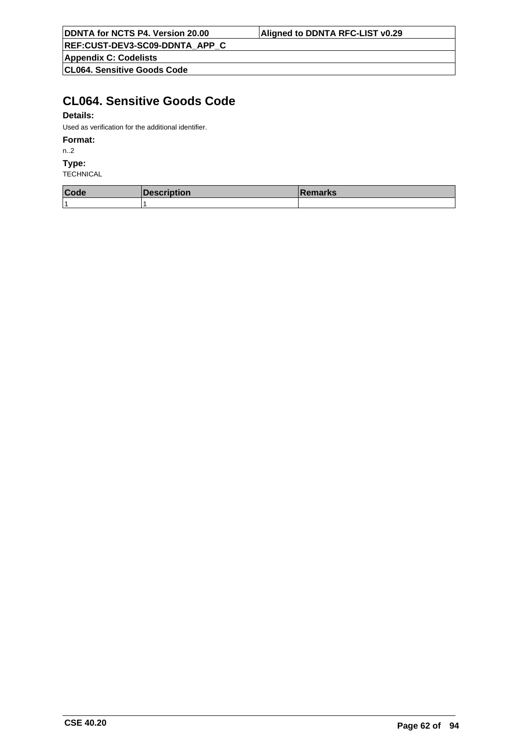# CL064. Sensitive Goods Code

**Details:**

Used as verification for the additional identifier.

**Format:**

n..2

**Type:**

TECHNICAL

| Code | Description | Remarks |
|---|---|---|
| 1 | 1 | |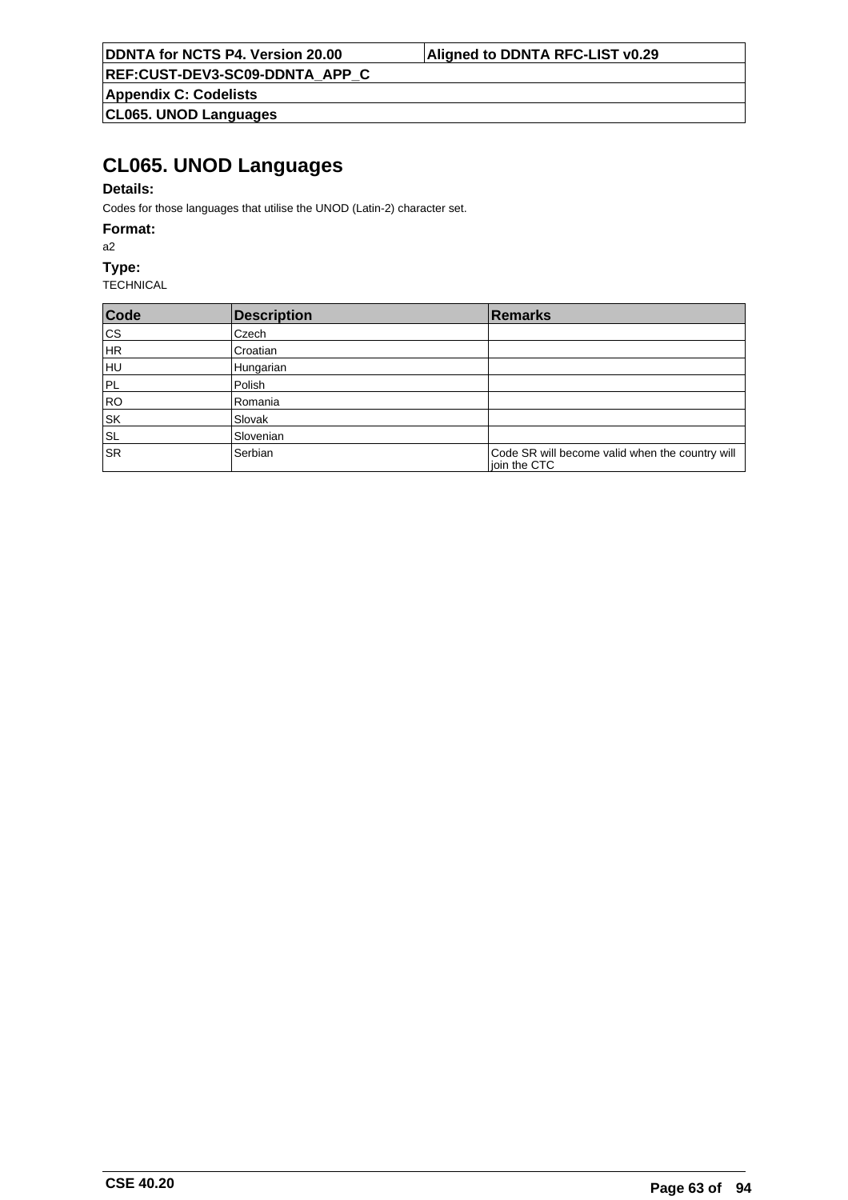# CL065. UNOD Languages

**Details:**

Codes for those languages that utilise the UNOD (Latin-2) character set.

**Format:**

a2

**Type:**

TECHNICAL

| Code | Description | Remarks |
|---|---|---|
| CS | Czech | |
| HR | Croatian | |
| HU | Hungarian | |
| PL | Polish | |
| RO | Romania | |
| SK | Slovak | |
| SL | Slovenian | |
| SR | Serbian | Code SR will become valid when the country will join the CTC |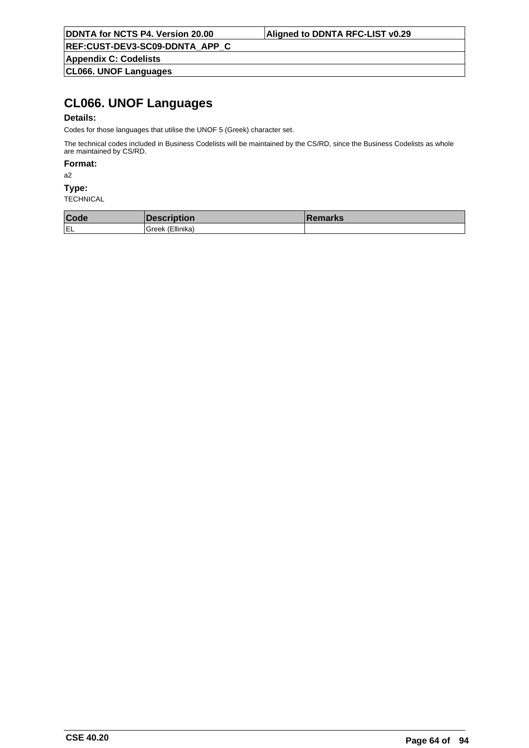# CL066. UNOF Languages

**Details:**

Codes for those languages that utilise the UNOF 5 (Greek) character set.

The technical codes included in Business Codelists will be maintained by the CS/RD, since the Business Codelists as whole are maintained by CS/RD.

**Format:**

a2

**Type:**

TECHNICAL

| Code | Description | Remarks |
| --- | --- | --- |
| EL | Greek (Ellinika) | |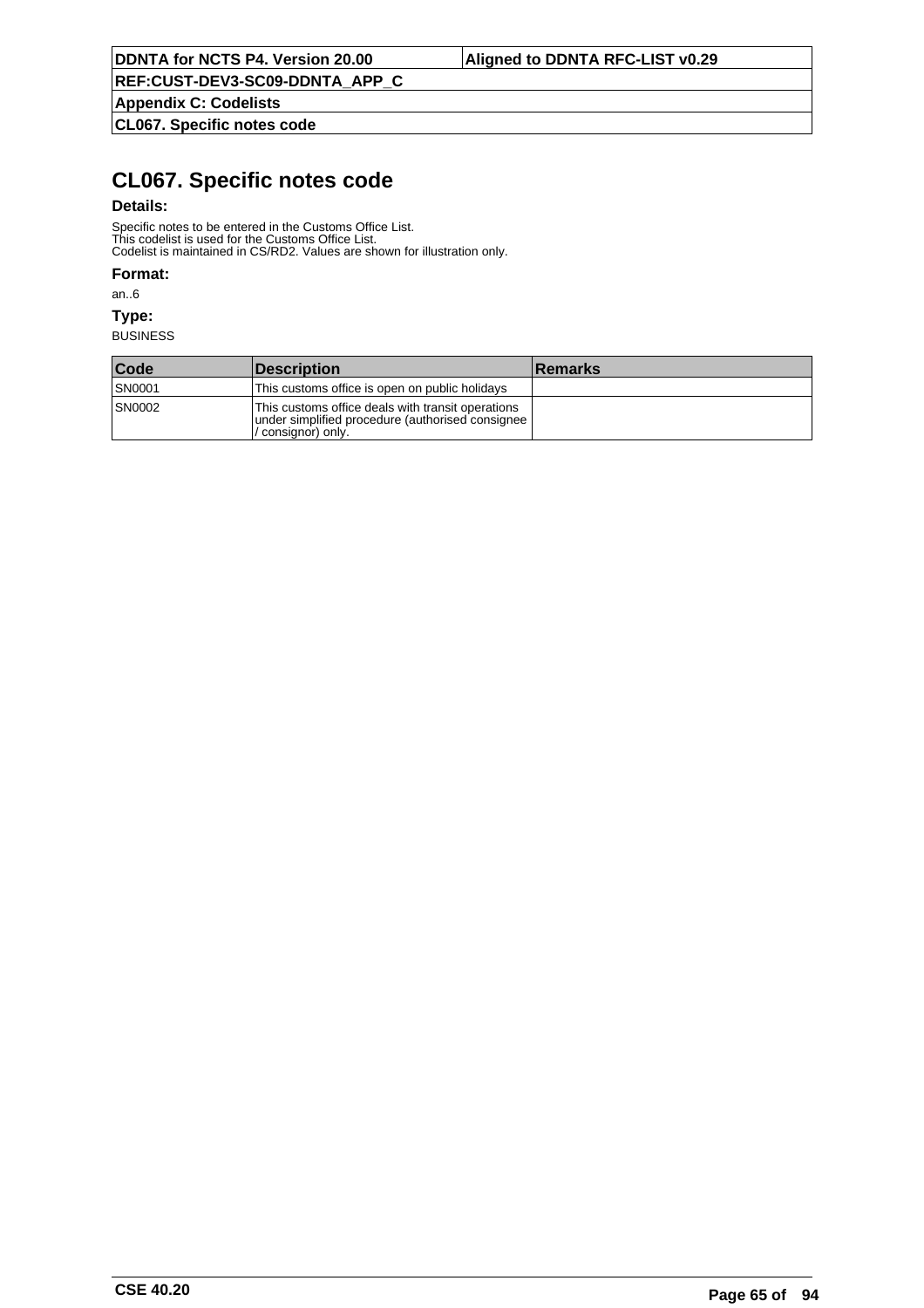# CL067. Specific notes code

**Details:**

Specific notes to be entered in the Customs Office List.
This codelist is used for the Customs Office List.
Codelist is maintained in CS/RD2. Values are shown for illustration only.

**Format:**

an..6

**Type:**

BUSINESS

| Code | Description | Remarks |
|---|---|---|
| SN0001 | This customs office is open on public holidays | |
| SN0002 | This customs office deals with transit operations under simplified procedure (authorised consignee / consignor) only. | |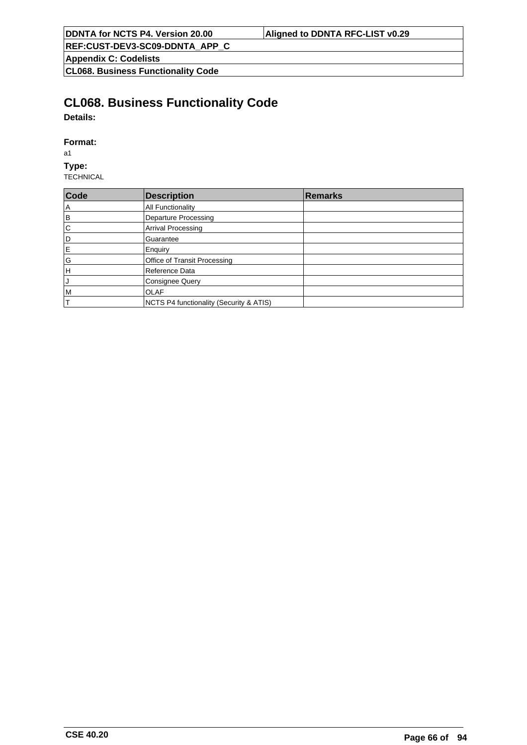# CL068. Business Functionality Code

**Details:**

**Format:**

a1

**Type:**

TECHNICAL

| Code | Description | Remarks |
|---|---|---|
| A | All Functionality | |
| B | Departure Processing | |
| C | Arrival Processing | |
| D | Guarantee | |
| E | Enquiry | |
| G | Office of Transit Processing | |
| H | Reference Data | |
| J | Consignee Query | |
| M | OLAF | |
| T | NCTS P4 functionality (Security & ATIS) | |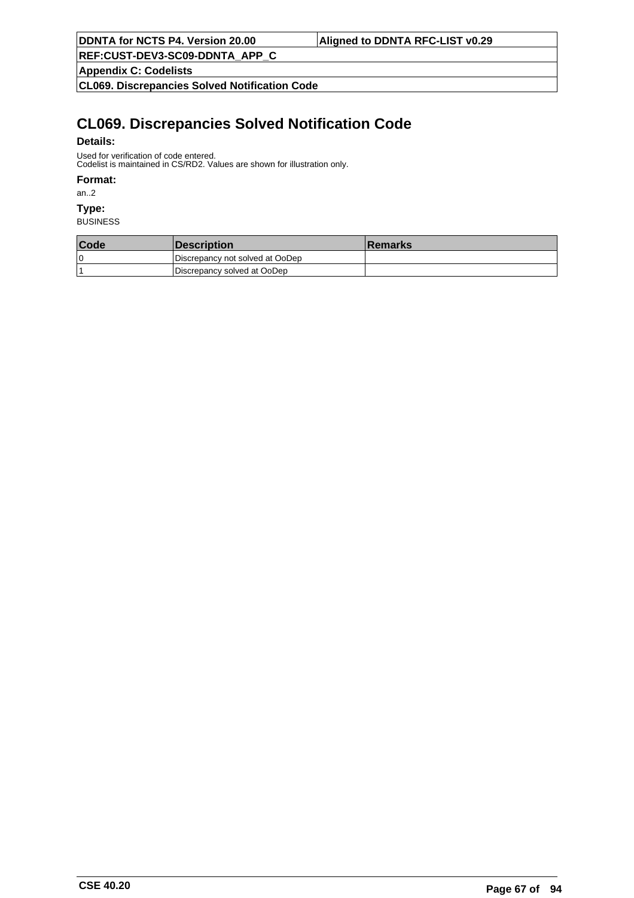# CL069. Discrepancies Solved Notification Code

**Details:**

Used for verification of code entered.
Codelist is maintained in CS/RD2. Values are shown for illustration only.

**Format:**

an..2

**Type:**

BUSINESS

| Code | Description | Remarks |
|---|---|---|
| 0 | Discrepancy not solved at OoDep | |
| 1 | Discrepancy solved at OoDep | |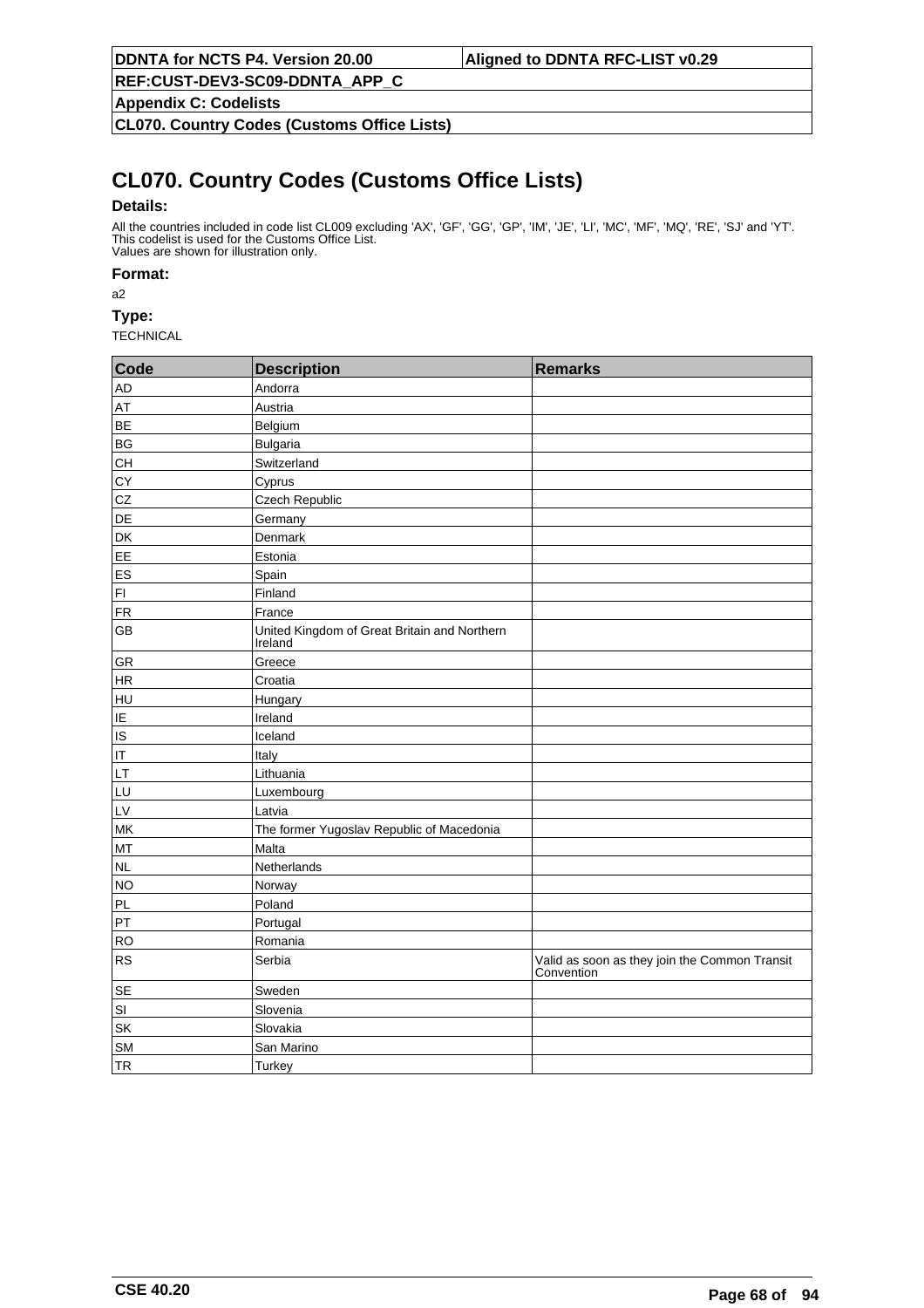# CL070. Country Codes (Customs Office Lists)

**Details:**

All the countries included in code list CL009 excluding 'AX', 'GF', 'GG', 'GP', 'IM', 'JE', 'LI', 'MC', 'MF', 'MQ', 'RE', 'SJ' and 'YT'.
This codelist is used for the Customs Office List.
Values are shown for illustration only.

**Format:**

a2

**Type:**

TECHNICAL

| Code | Description | Remarks |
|---|---|---|
| AD | Andorra | |
| AT | Austria | |
| BE | Belgium | |
| BG | Bulgaria | |
| CH | Switzerland | |
| CY | Cyprus | |
| CZ | Czech Republic | |
| DE | Germany | |
| DK | Denmark | |
| EE | Estonia | |
| ES | Spain | |
| FI | Finland | |
| FR | France | |
| GB | United Kingdom of Great Britain and Northern Ireland | |
| GR | Greece | |
| HR | Croatia | |
| HU | Hungary | |
| IE | Ireland | |
| IS | Iceland | |
| IT | Italy | |
| LT | Lithuania | |
| LU | Luxembourg | |
| LV | Latvia | |
| MK | The former Yugoslav Republic of Macedonia | |
| MT | Malta | |
| NL | Netherlands | |
| NO | Norway | |
| PL | Poland | |
| PT | Portugal | |
| RO | Romania | |
| RS | Serbia | Valid as soon as they join the Common Transit Convention |
| SE | Sweden | |
| SI | Slovenia | |
| SK | Slovakia | |
| SM | San Marino | |
| TR | Turkey | |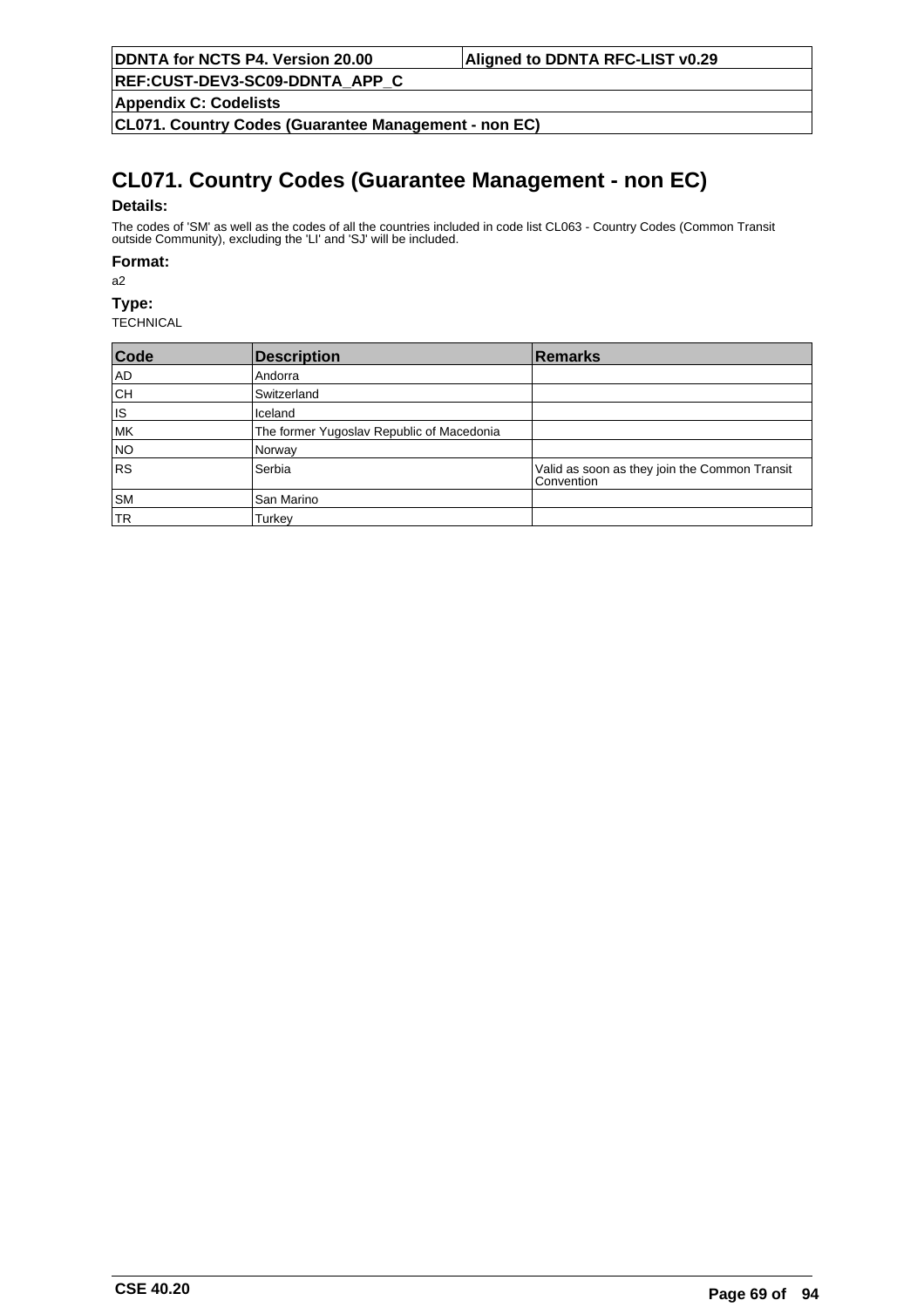# CL071. Country Codes (Guarantee Management - non EC)

**Details:**

The codes of 'SM' as well as the codes of all the countries included in code list CL063 - Country Codes (Common Transit outside Community), excluding the 'LI' and 'SJ' will be included.

**Format:**

a2

**Type:**

TECHNICAL

| Code | Description | Remarks |
|---|---|---|
| AD | Andorra | |
| CH | Switzerland | |
| IS | Iceland | |
| MK | The former Yugoslav Republic of Macedonia | |
| NO | Norway | |
| RS | Serbia | Valid as soon as they join the Common Transit Convention |
| SM | San Marino | |
| TR | Turkey | |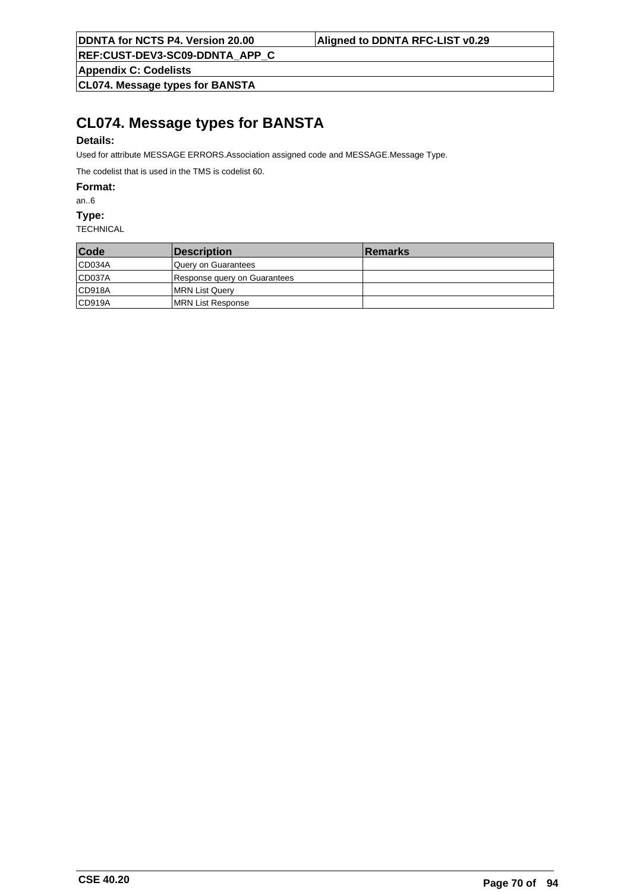# CL074. Message types for BANSTA

**Details:**

Used for attribute MESSAGE ERRORS.Association assigned code and MESSAGE.Message Type.

The codelist that is used in the TMS is codelist 60.

**Format:**

an..6

**Type:**

TECHNICAL

| Code | Description | Remarks |
|---|---|---|
| CD034A | Query on Guarantees | |
| CD037A | Response query on Guarantees | |
| CD918A | MRN List Query | |
| CD919A | MRN List Response | |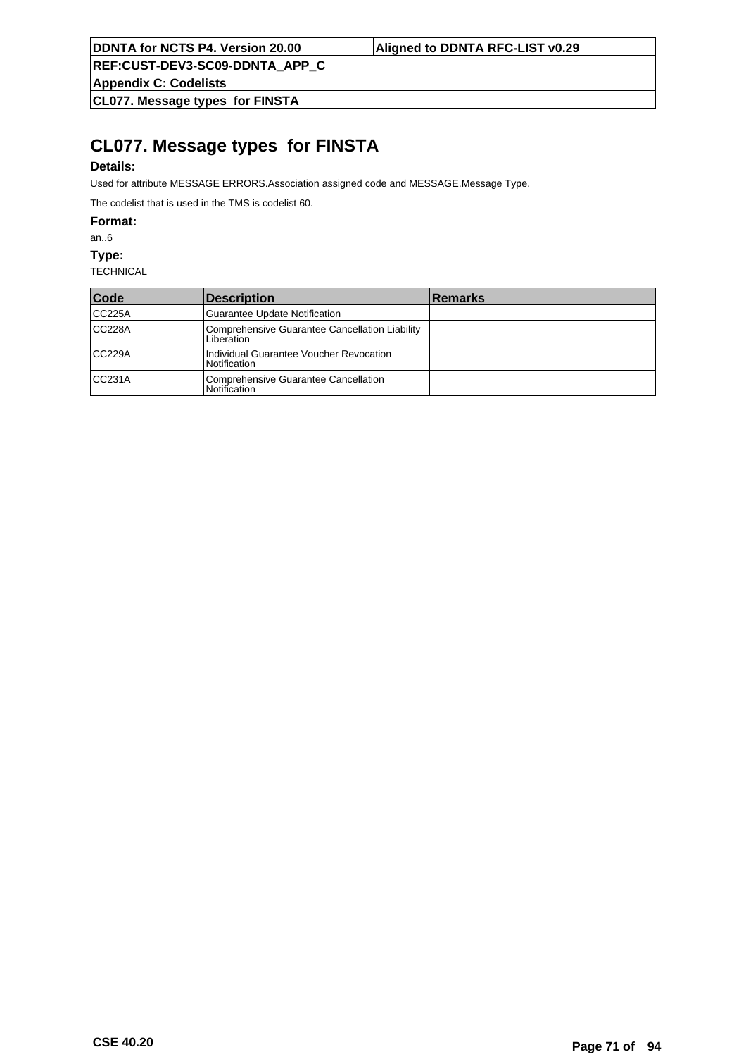# CL077. Message types for FINSTA

**Details:**

Used for attribute MESSAGE ERRORS.Association assigned code and MESSAGE.Message Type.

The codelist that is used in the TMS is codelist 60.

**Format:**

an..6

**Type:**

TECHNICAL

| Code | Description | Remarks |
|---|---|---|
| CC225A | Guarantee Update Notification | |
| CC228A | Comprehensive Guarantee Cancellation Liability Liberation | |
| CC229A | Individual Guarantee Voucher Revocation Notification | |
| CC231A | Comprehensive Guarantee Cancellation Notification | |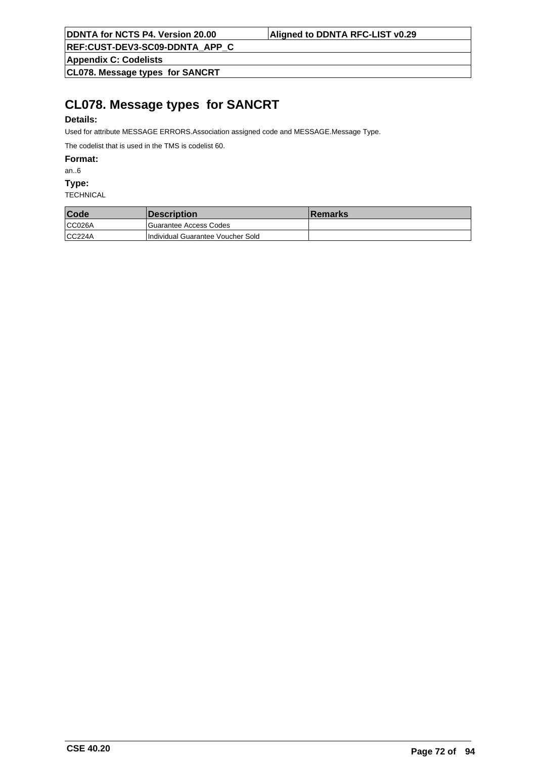# CL078. Message types for SANCRT

**Details:**

Used for attribute MESSAGE ERRORS.Association assigned code and MESSAGE.Message Type.

The codelist that is used in the TMS is codelist 60.

**Format:**

an..6

**Type:**

TECHNICAL

| Code | Description | Remarks |
|---|---|---|
| CC026A | Guarantee Access Codes | |
| CC224A | Individual Guarantee Voucher Sold | |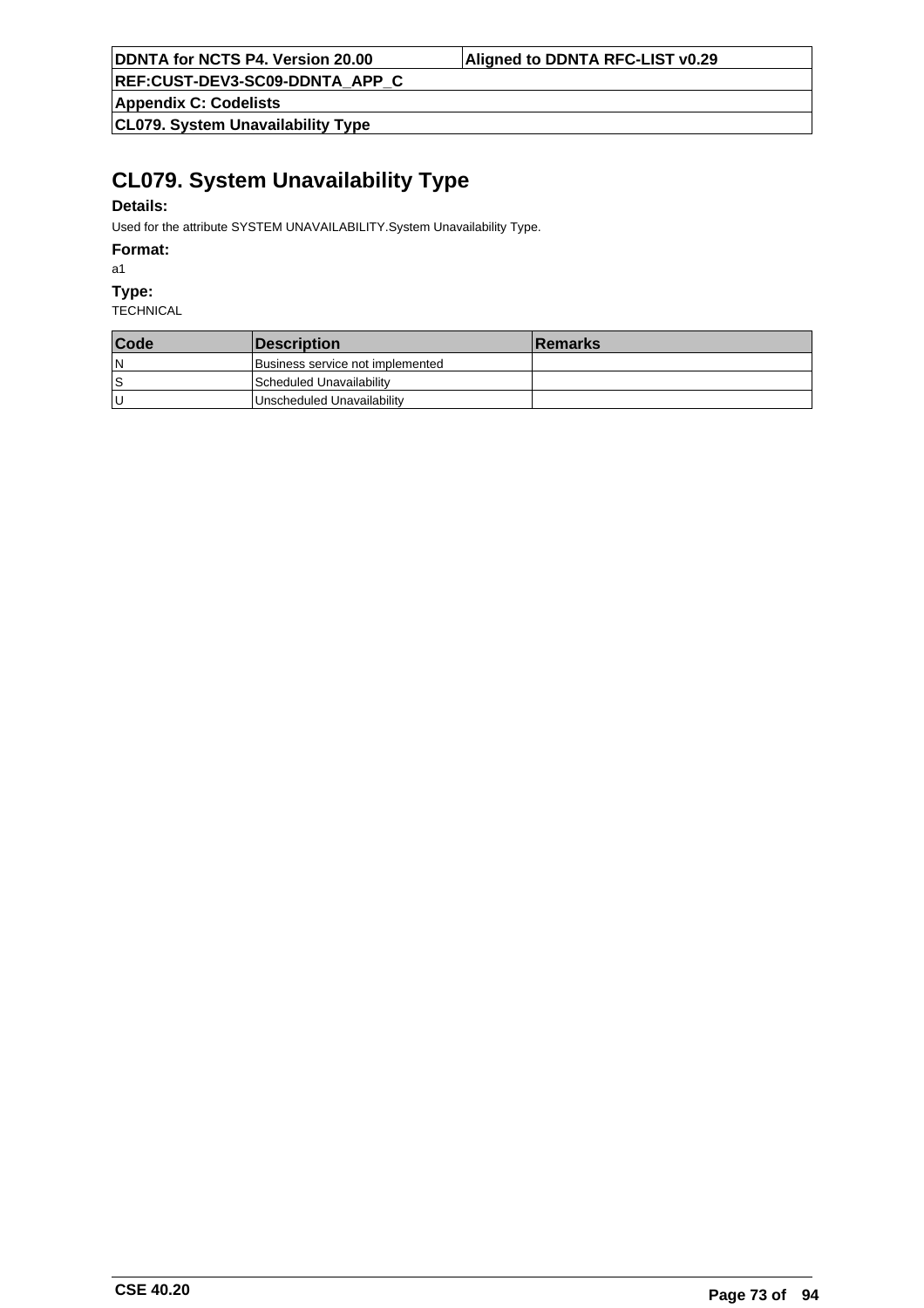# CL079. System Unavailability Type

**Details:**

Used for the attribute SYSTEM UNAVAILABILITY.System Unavailability Type.

**Format:**

a1

**Type:**

TECHNICAL

| Code | Description | Remarks |
|---|---|---|
| N | Business service not implemented | |
| S | Scheduled Unavailability | |
| U | Unscheduled Unavailability | |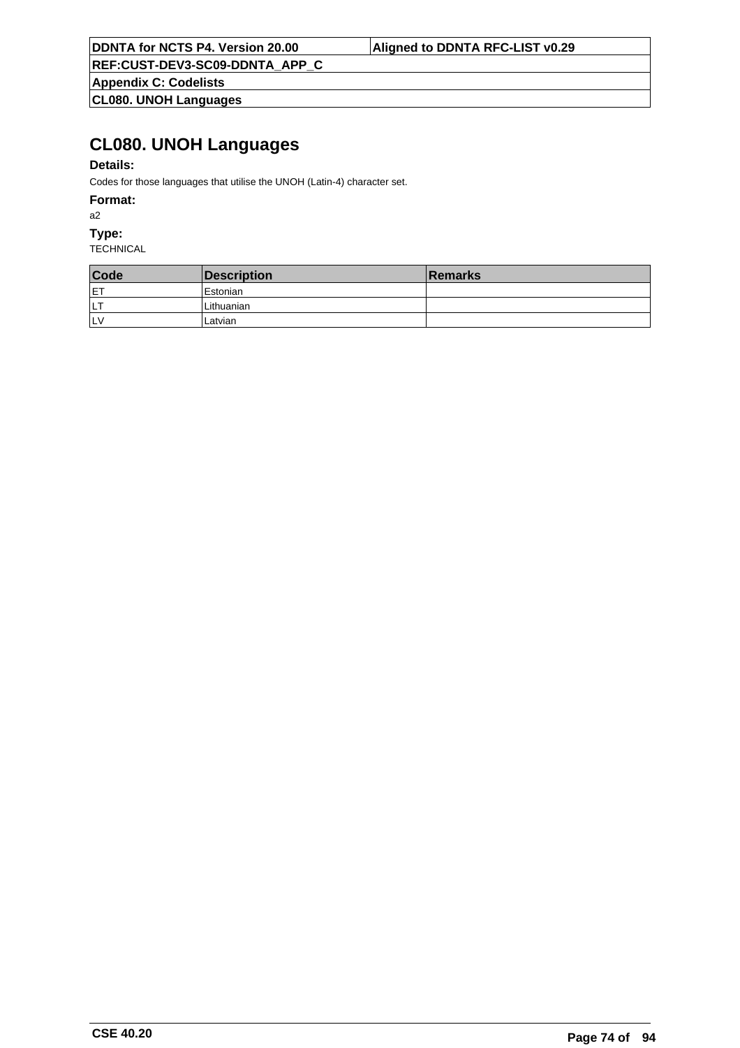# CL080. UNOH Languages

**Details:**

Codes for those languages that utilise the UNOH (Latin-4) character set.

**Format:**

a2

**Type:**

TECHNICAL

| Code | Description | Remarks |
| --- | --- | --- |
| ET | Estonian | |
| LT | Lithuanian | |
| LV | Latvian | |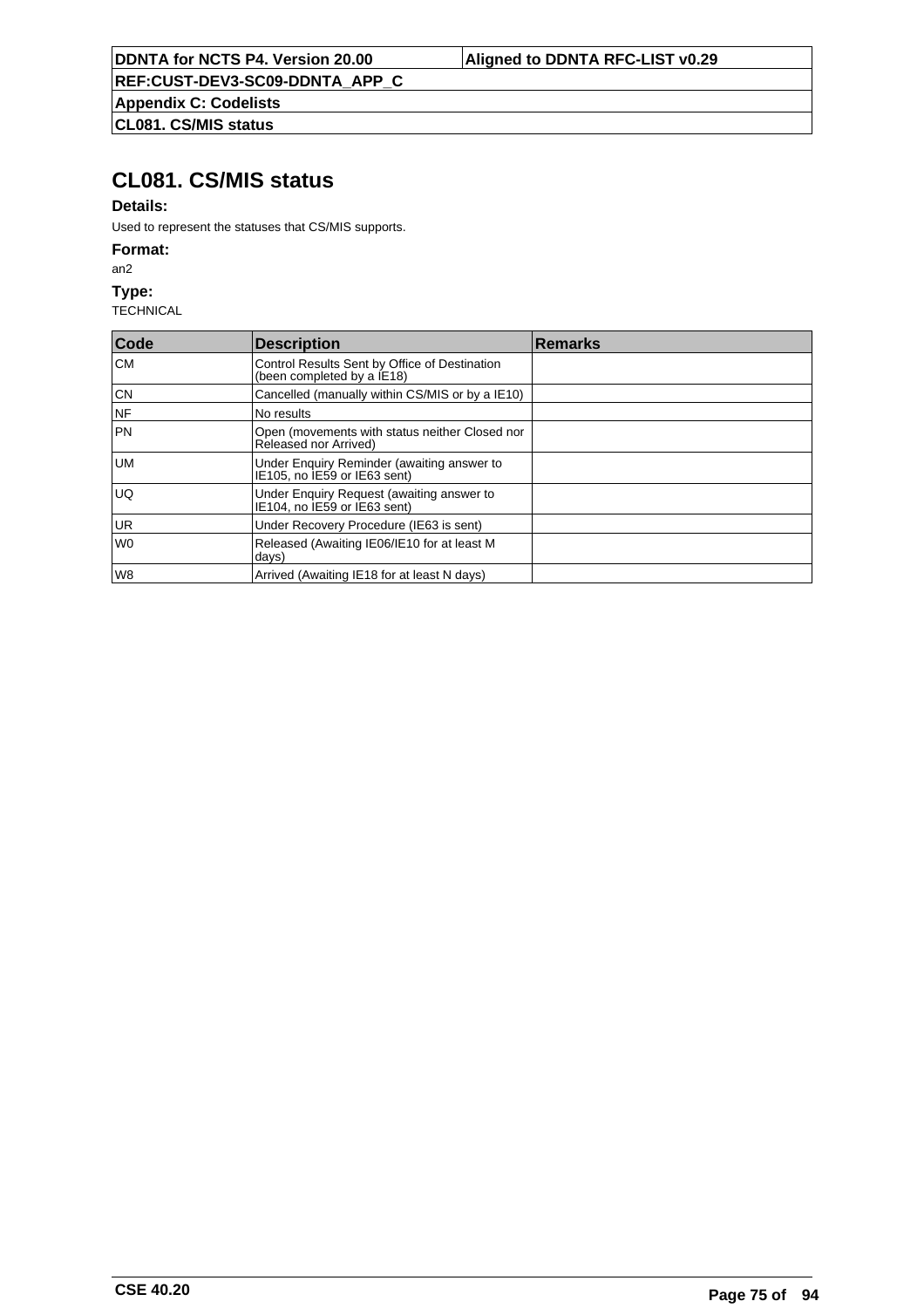# CL081. CS/MIS status

**Details:**

Used to represent the statuses that CS/MIS supports.

**Format:**

an2

**Type:**

TECHNICAL

| Code | Description | Remarks |
|---|---|---|
| CM | Control Results Sent by Office of Destination (been completed by a IE18) | |
| CN | Cancelled (manually within CS/MIS or by a IE10) | |
| NF | No results | |
| PN | Open (movements with status neither Closed nor Released nor Arrived) | |
| UM | Under Enquiry Reminder (awaiting answer to IE105, no IE59 or IE63 sent) | |
| UQ | Under Enquiry Request (awaiting answer to IE104, no IE59 or IE63 sent) | |
| UR | Under Recovery Procedure (IE63 is sent) | |
| W0 | Released (Awaiting IE06/IE10 for at least M days) | |
| W8 | Arrived (Awaiting IE18 for at least N days) | |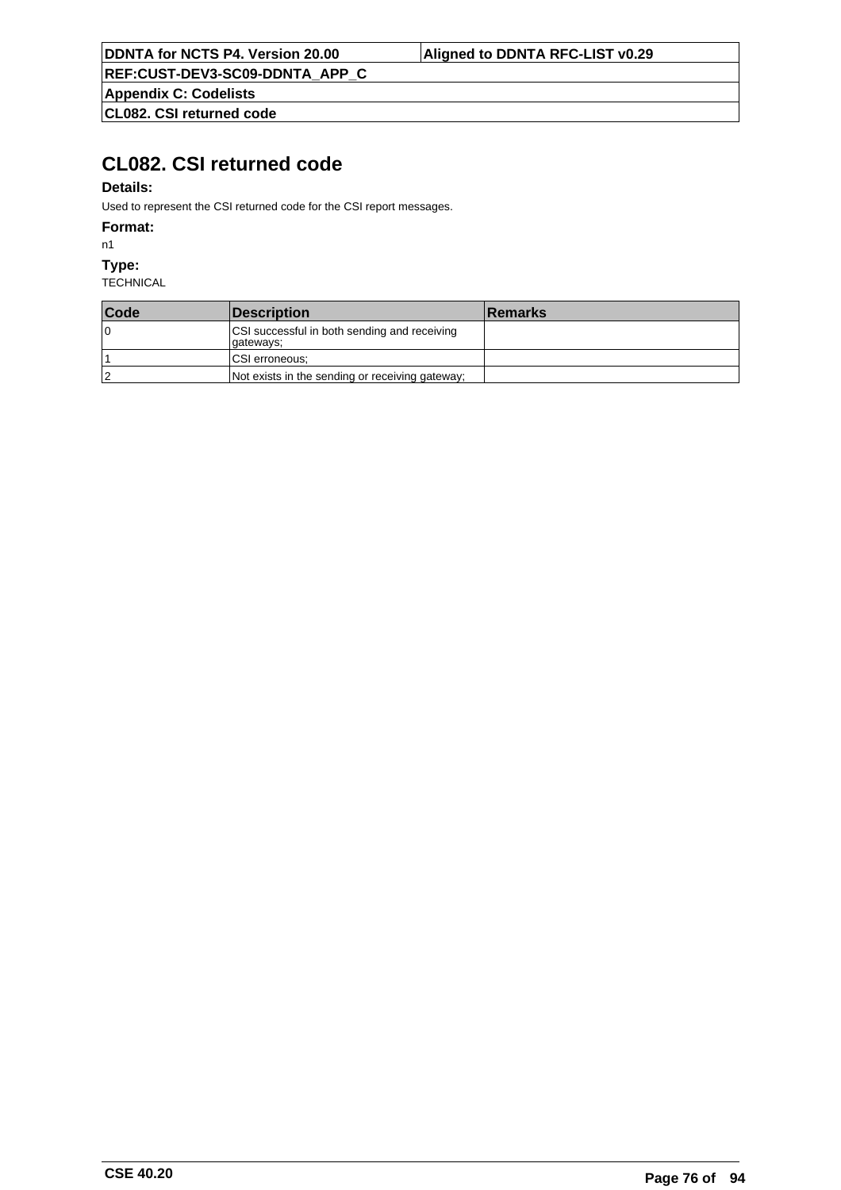# CL082. CSI returned code

**Details:**

Used to represent the CSI returned code for the CSI report messages.

**Format:**

n1

**Type:**

TECHNICAL

| Code | Description | Remarks |
|---|---|---|
| 0 | CSI successful in both sending and receiving gateways; | |
| 1 | CSI erroneous; | |
| 2 | Not exists in the sending or receiving gateway; | |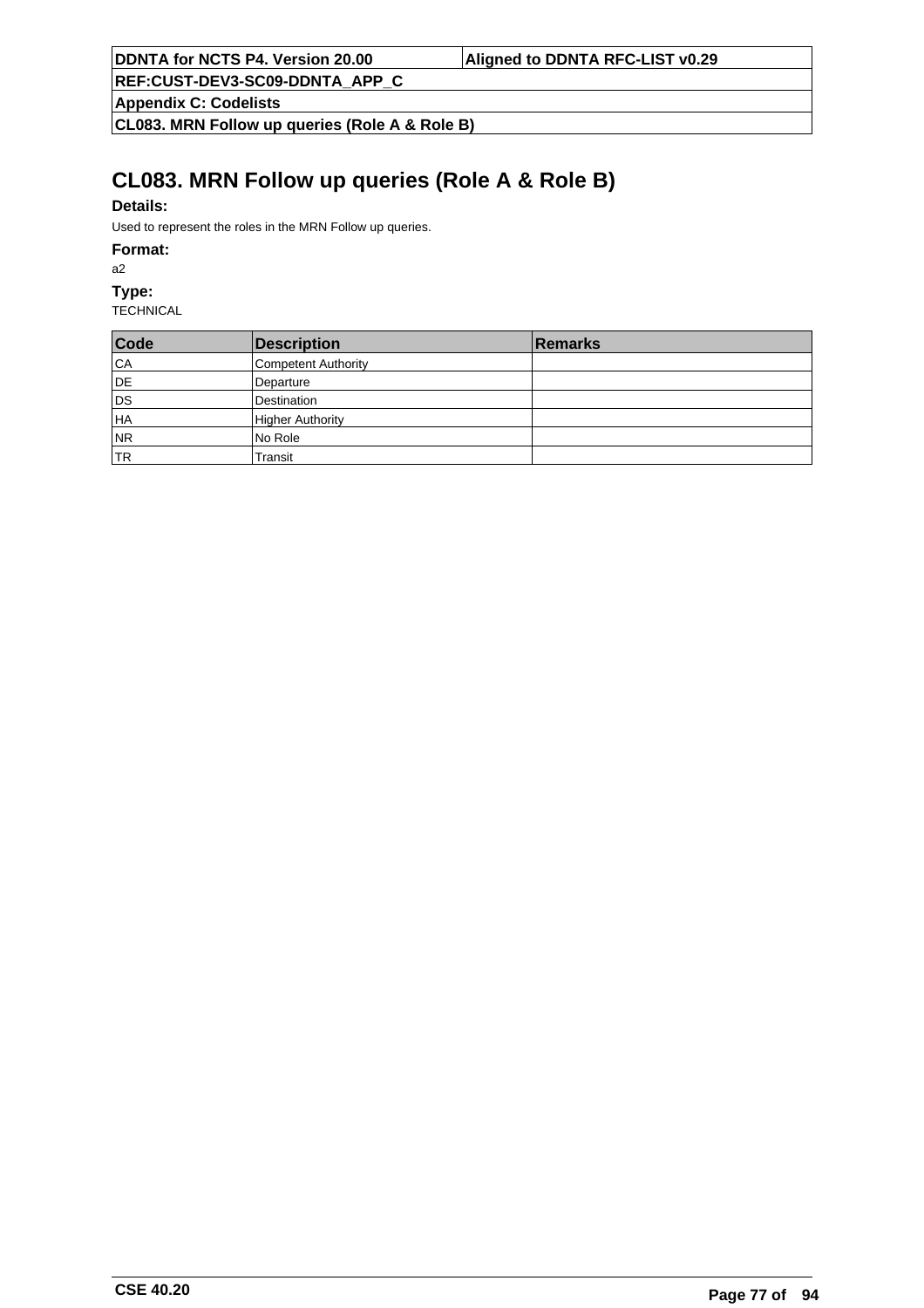# CL083. MRN Follow up queries (Role A & Role B)

**Details:**

Used to represent the roles in the MRN Follow up queries.

**Format:**

a2

**Type:**

TECHNICAL

| Code | Description | Remarks |
|---|---|---|
| CA | Competent Authority | |
| DE | Departure | |
| DS | Destination | |
| HA | Higher Authority | |
| NR | No Role | |
| TR | Transit | |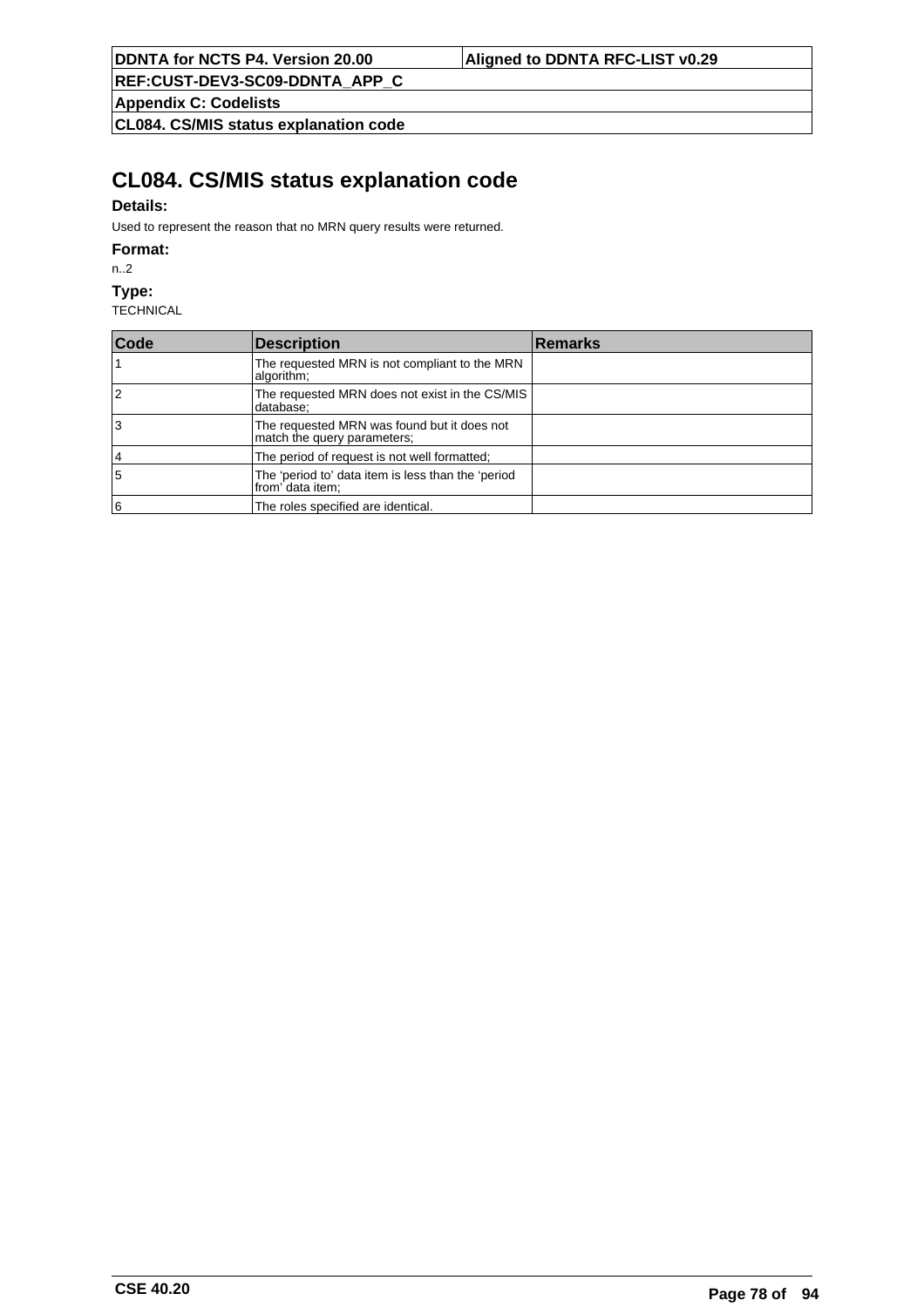# CL084. CS/MIS status explanation code

**Details:**

Used to represent the reason that no MRN query results were returned.

**Format:**

n..2

**Type:**

TECHNICAL

| Code | Description | Remarks |
| --- | --- | --- |
| 1 | The requested MRN is not compliant to the MRN algorithm; | |
| 2 | The requested MRN does not exist in the CS/MIS database; | |
| 3 | The requested MRN was found but it does not match the query parameters; | |
| 4 | The period of request is not well formatted; | |
| 5 | The ‘period to’ data item is less than the ‘period from’ data item; | |
| 6 | The roles specified are identical. | |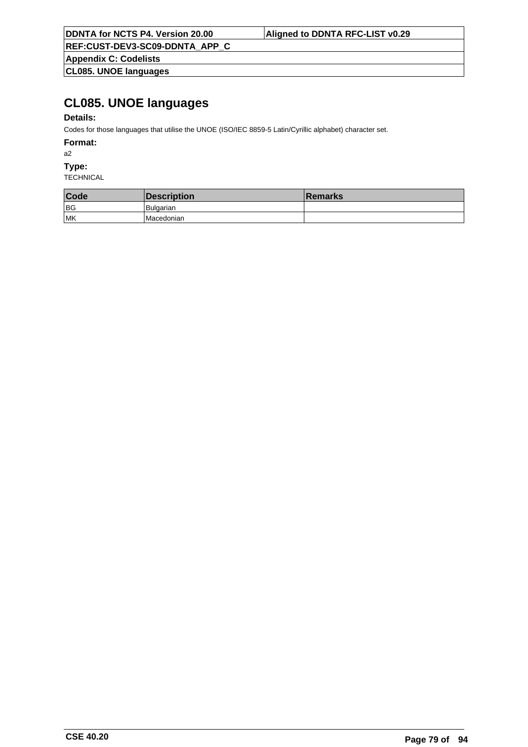# CL085. UNOE languages

**Details:**

Codes for those languages that utilise the UNOE (ISO/IEC 8859-5 Latin/Cyrillic alphabet) character set.

**Format:**

a2

**Type:**

TECHNICAL

| Code | Description | Remarks |
|---|---|---|
| BG | Bulgarian | |
| MK | Macedonian | |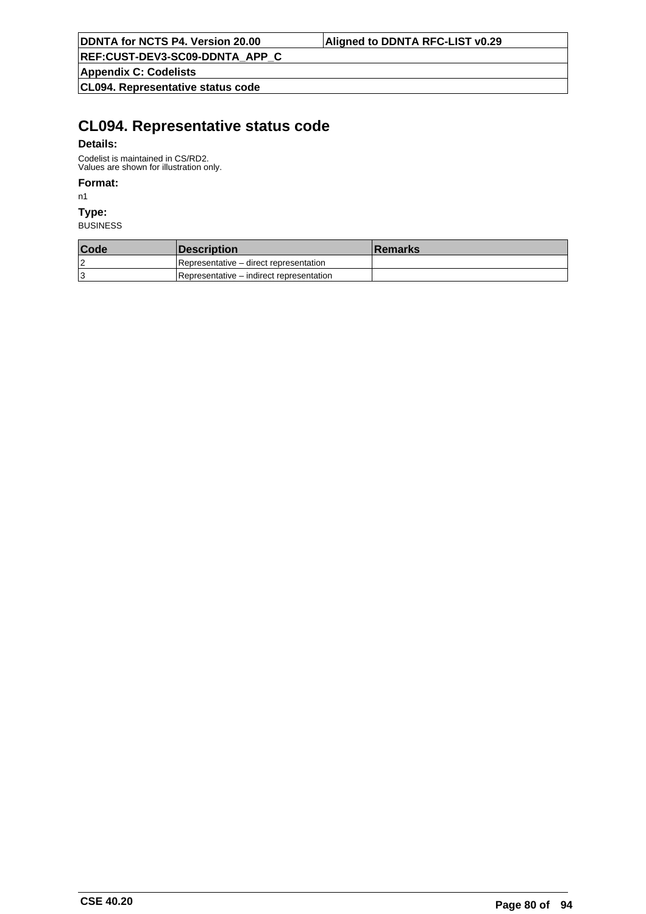# CL094. Representative status code

**Details:**

Codelist is maintained in CS/RD2.
Values are shown for illustration only.

**Format:**

n1

**Type:**

BUSINESS

| Code | Description | Remarks |
|---|---|---|
| 2 | Representative – direct representation | |
| 3 | Representative – indirect representation | |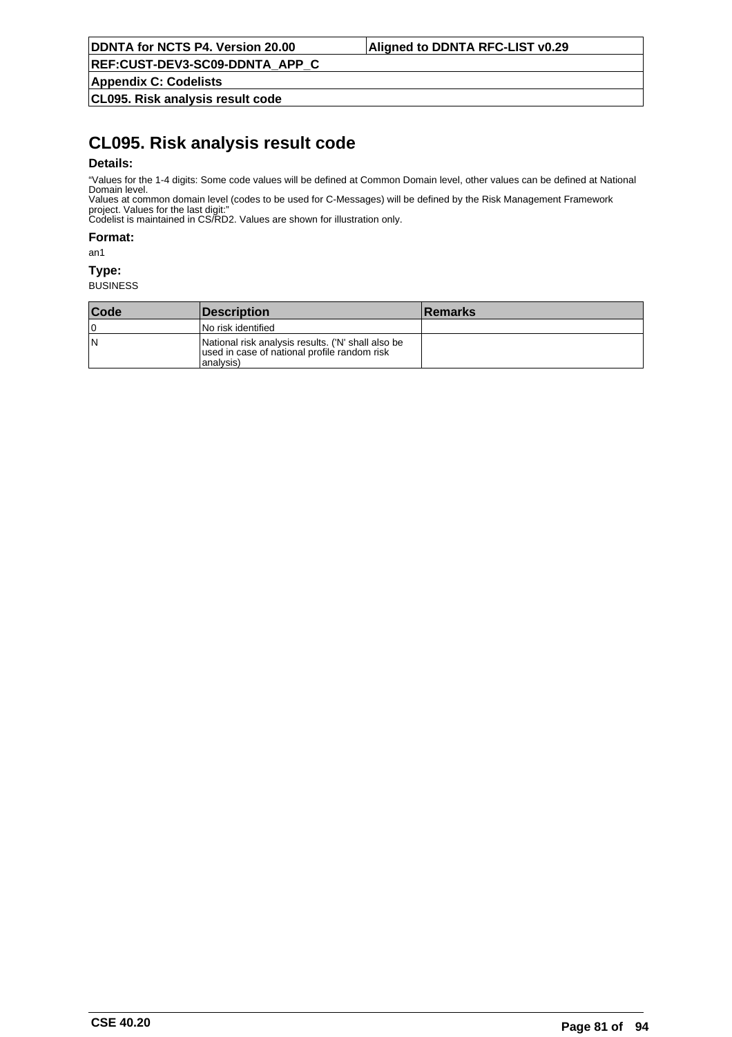# CL095. Risk analysis result code

**Details:**

“Values for the 1-4 digits: Some code values will be defined at Common Domain level, other values can be defined at National Domain level.
Values at common domain level (codes to be used for C-Messages) will be defined by the Risk Management Framework project. Values for the last digit:”
Codelist is maintained in CS/RD2. Values are shown for illustration only.

**Format:**

an1

**Type:**

BUSINESS

| Code | Description | Remarks |
|---|---|---|
| 0 | No risk identified | |
| N | National risk analysis results. ('N' shall also be used in case of national profile random risk analysis) | |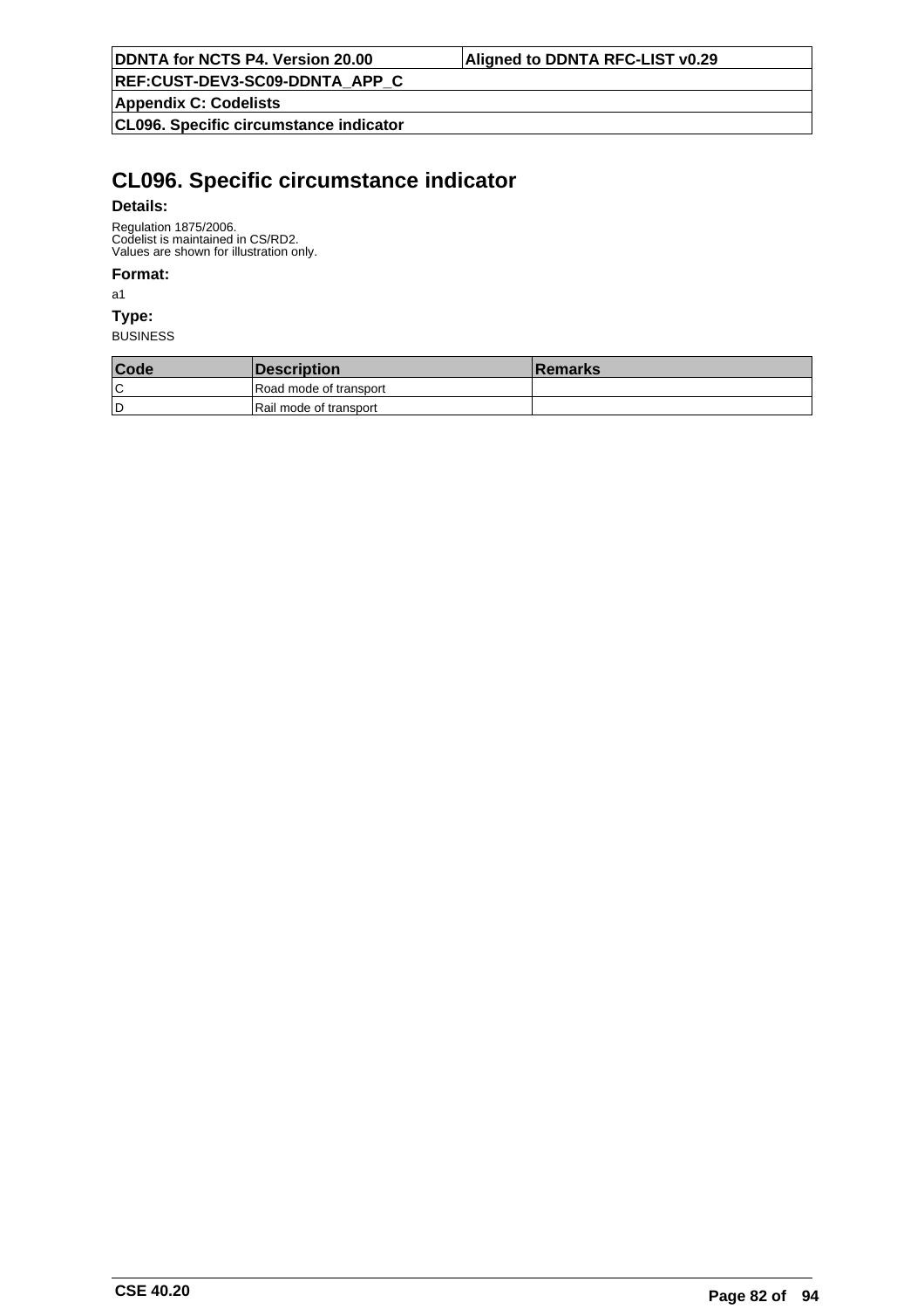# CL096. Specific circumstance indicator

**Details:**

Regulation 1875/2006.
Codelist is maintained in CS/RD2.
Values are shown for illustration only.

**Format:**

a1

**Type:**

BUSINESS

| Code | Description | Remarks |
|---|---|---|
| C | Road mode of transport | |
| D | Rail mode of transport | |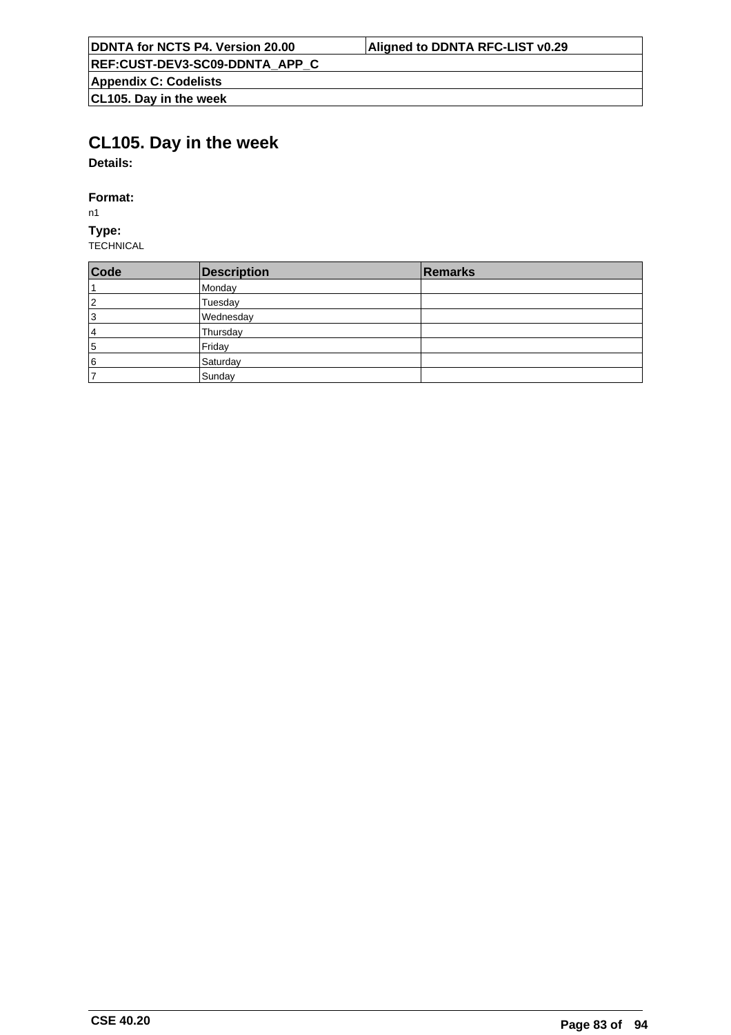# CL105. Day in the week

**Details:**

**Format:**

n1

**Type:**

TECHNICAL

| Code | Description | Remarks |
| --- | --- | --- |
| 1 | Monday | |
| 2 | Tuesday | |
| 3 | Wednesday | |
| 4 | Thursday | |
| 5 | Friday | |
| 6 | Saturday | |
| 7 | Sunday | |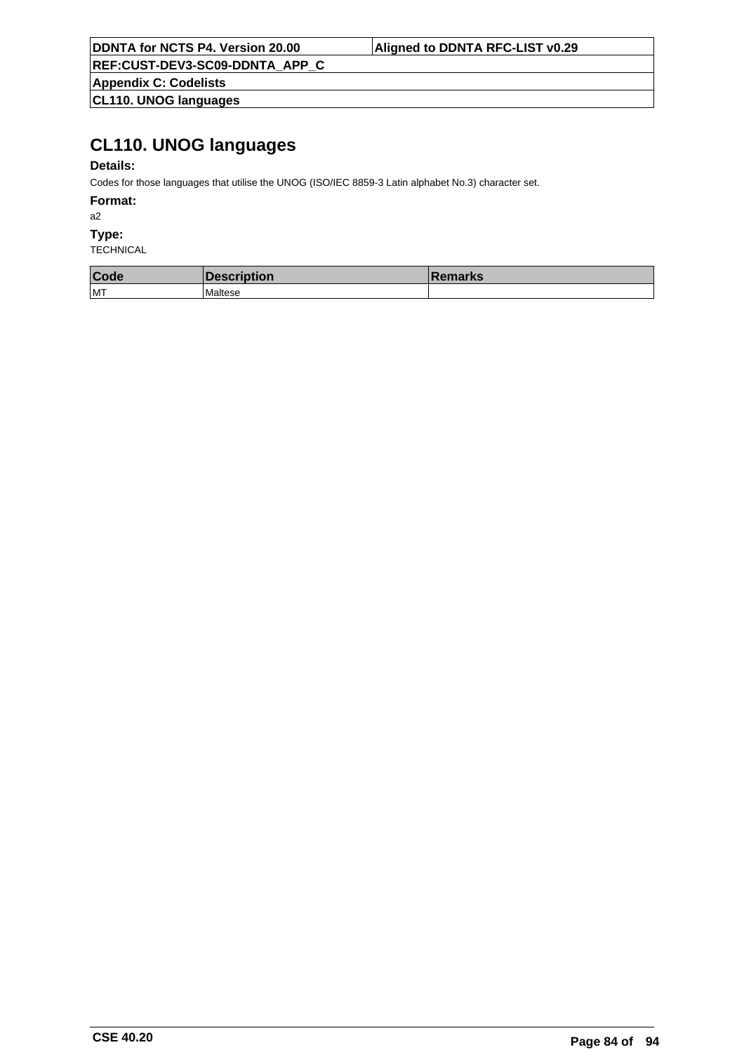# CL110. UNOG languages

**Details:**

Codes for those languages that utilise the UNOG (ISO/IEC 8859-3 Latin alphabet No.3) character set.

**Format:**

a2

**Type:**

TECHNICAL

| Code | Description | Remarks |
|---|---|---|
| MT | Maltese | |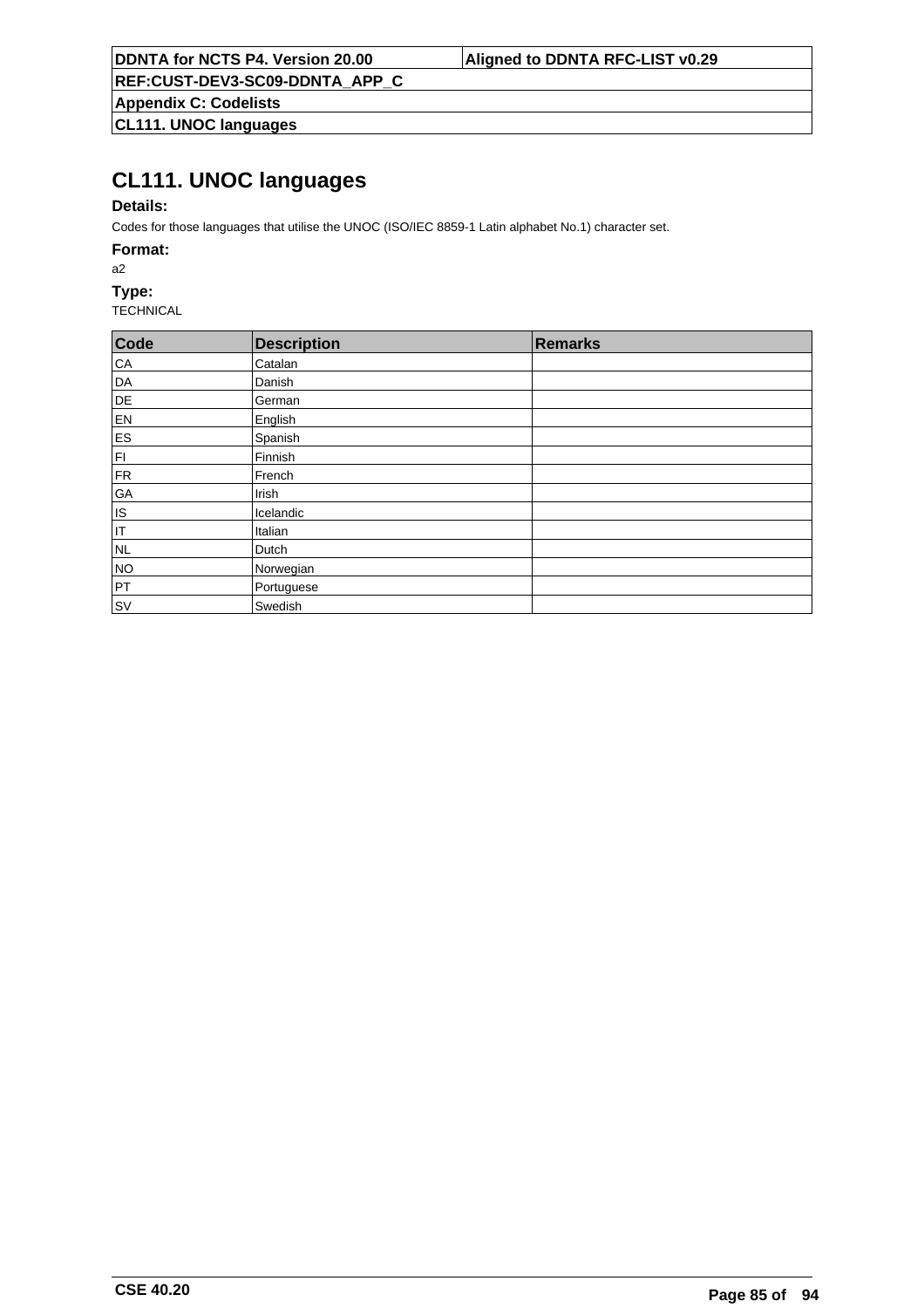# CL111. UNOC languages

**Details:**

Codes for those languages that utilise the UNOC (ISO/IEC 8859-1 Latin alphabet No.1) character set.

**Format:**

a2

**Type:**

TECHNICAL

| Code | Description | Remarks |
|---|---|---|
| CA | Catalan | |
| DA | Danish | |
| DE | German | |
| EN | English | |
| ES | Spanish | |
| FI | Finnish | |
| FR | French | |
| GA | Irish | |
| IS | Icelandic | |
| IT | Italian | |
| NL | Dutch | |
| NO | Norwegian | |
| PT | Portuguese | |
| SV | Swedish | |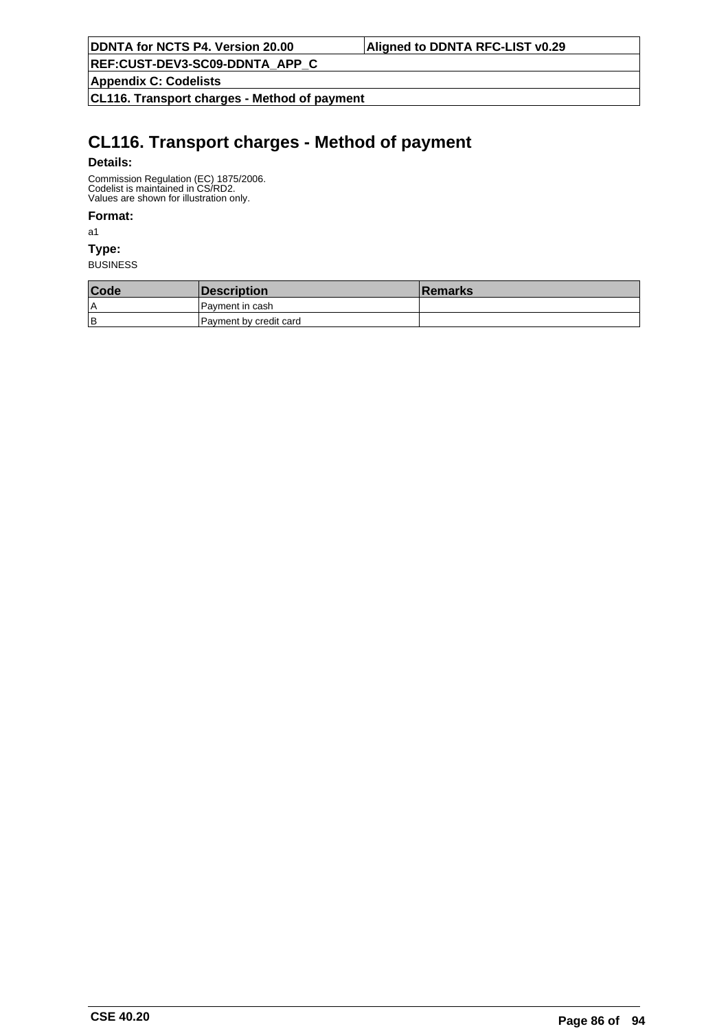# CL116. Transport charges - Method of payment

**Details:**

Commission Regulation (EC) 1875/2006.
Codelist is maintained in CS/RD2.
Values are shown for illustration only.

**Format:**

a1

**Type:**

BUSINESS

| Code | Description | Remarks |
|---|---|---|
| A | Payment in cash | |
| B | Payment by credit card | |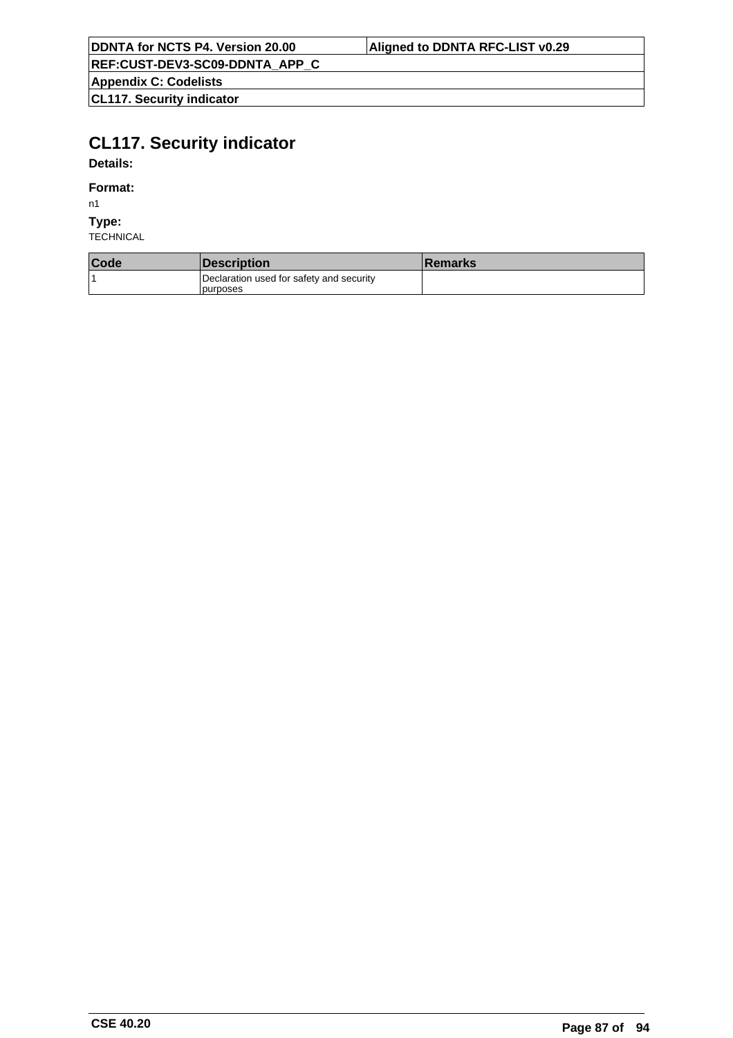# CL117. Security indicator

**Details:**

**Format:**

n1

**Type:**

TECHNICAL

| Code | Description | Remarks |
| --- | --- | --- |
| 1 | Declaration used for safety and security purposes | |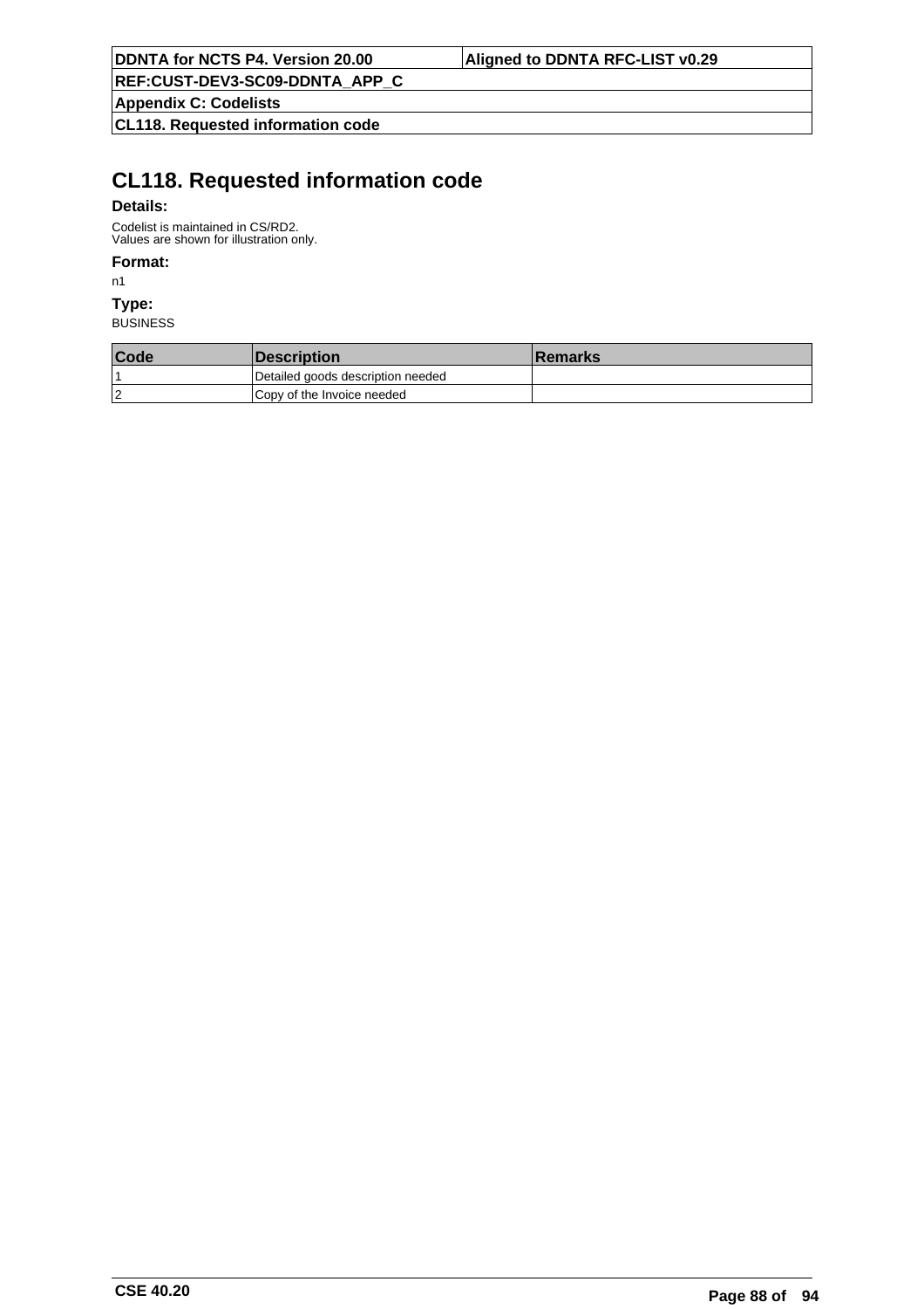# CL118. Requested information code

**Details:**

Codelist is maintained in CS/RD2.
Values are shown for illustration only.

**Format:**

n1

**Type:**

BUSINESS

| Code | Description | Remarks |
|---|---|---|
| 1 | Detailed goods description needed | |
| 2 | Copy of the Invoice needed | |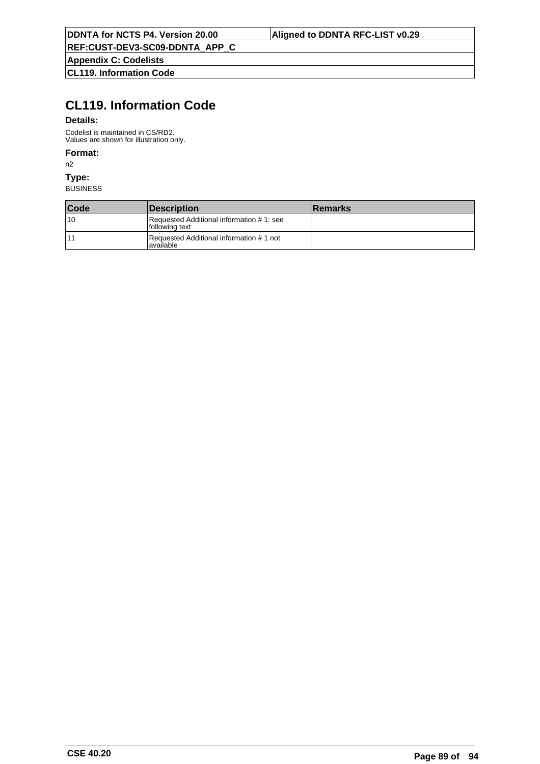# CL119. Information Code

**Details:**

Codelist is maintained in CS/RD2.
Values are shown for illustration only.

**Format:**

n2

**Type:**

BUSINESS

| Code | Description | Remarks |
|---|---|---|
| 10 | Requested Additional information # 1: see following text | |
| 11 | Requested Additional information # 1 not available | |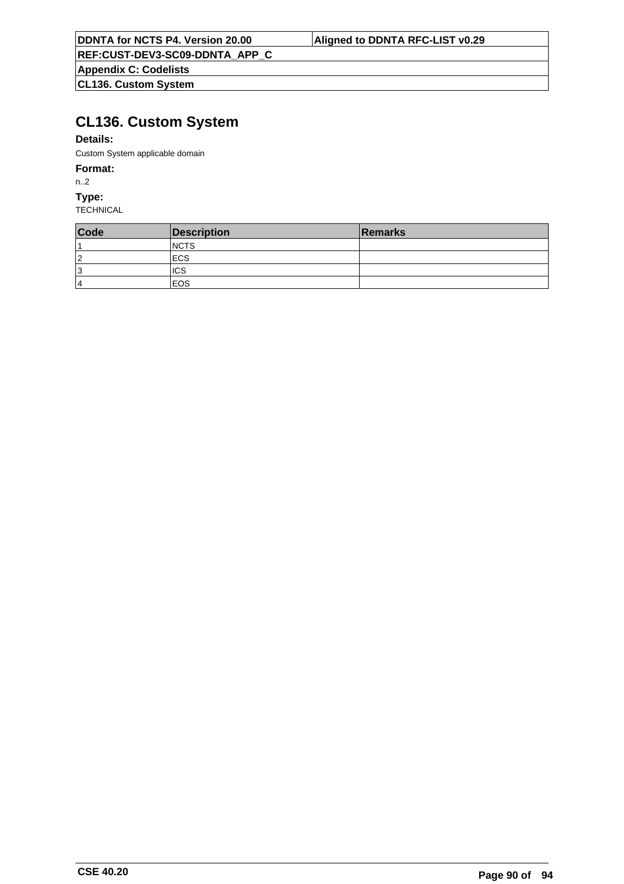# CL136. Custom System

**Details:**

Custom System applicable domain

**Format:**

n..2

**Type:**

TECHNICAL

| Code | Description | Remarks |
|---|---|---|
| 1 | NCTS | |
| 2 | ECS | |
| 3 | ICS | |
| 4 | EOS | |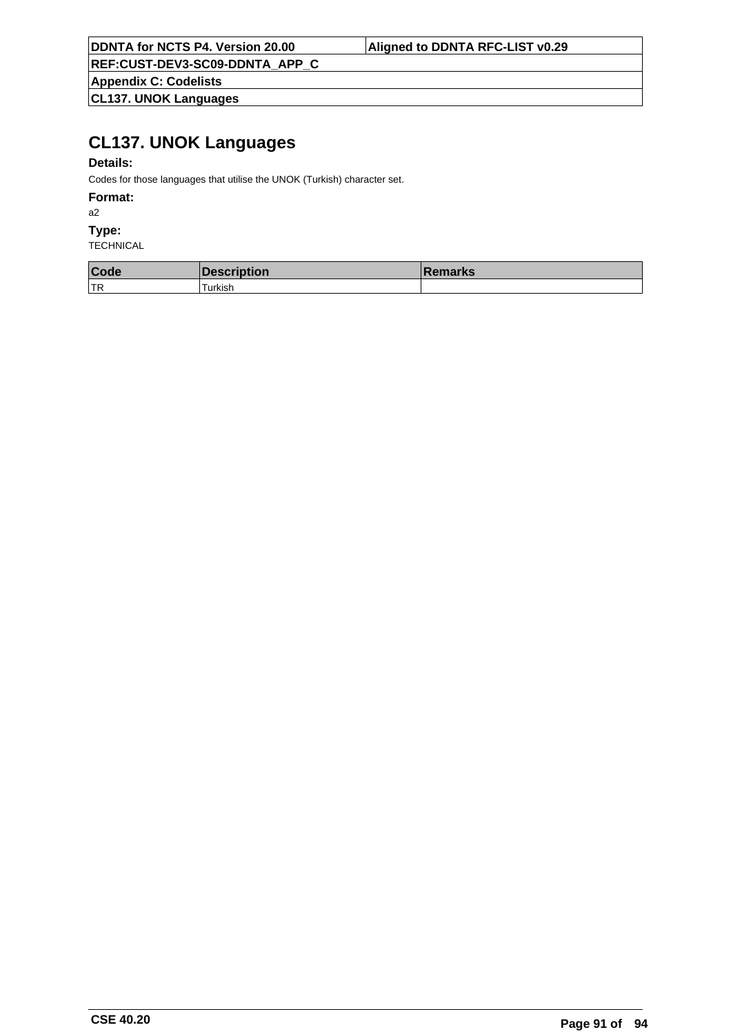# CL137. UNOK Languages

**Details:**

Codes for those languages that utilise the UNOK (Turkish) character set.

**Format:**

a2

**Type:**

TECHNICAL

| Code | Description | Remarks |
|---|---|---|
| TR | Turkish | |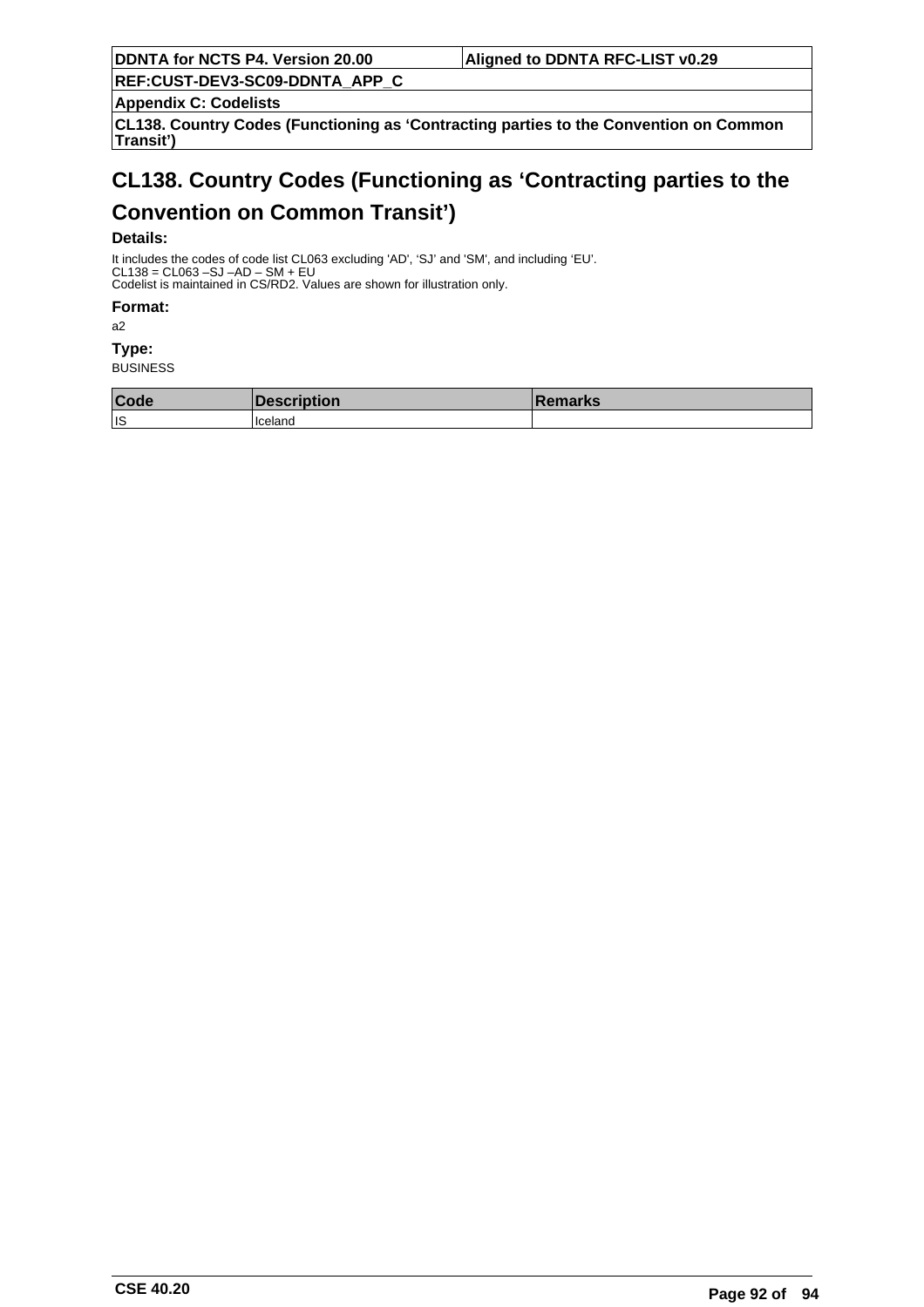# CL138. Country Codes (Functioning as ‘Contracting parties to the Convention on Common Transit’)

**Details:**

It includes the codes of code list CL063 excluding 'AD', ‘SJ’ and 'SM', and including ‘EU’.
CL138 = CL063 –SJ –AD – SM + EU
Codelist is maintained in CS/RD2. Values are shown for illustration only.

**Format:**

a2

**Type:**

BUSINESS

| Code | Description | Remarks |
|---|---|---|
| IS | Iceland | |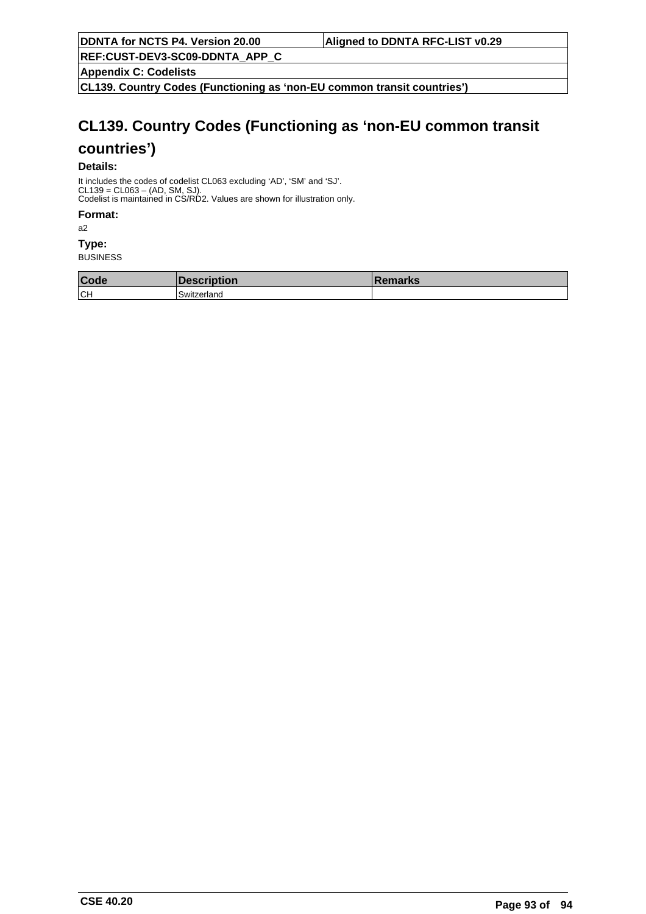# CL139. Country Codes (Functioning as ‘non-EU common transit countries’)

**Details:**

It includes the codes of codelist CL063 excluding ‘AD’, ‘SM’ and ‘SJ’.
CL139 = CL063 – (AD, SM, SJ).
Codelist is maintained in CS/RD2. Values are shown for illustration only.

**Format:**

a2

**Type:**

BUSINESS

| Code | Description | Remarks |
|---|---|---|
| CH | Switzerland | |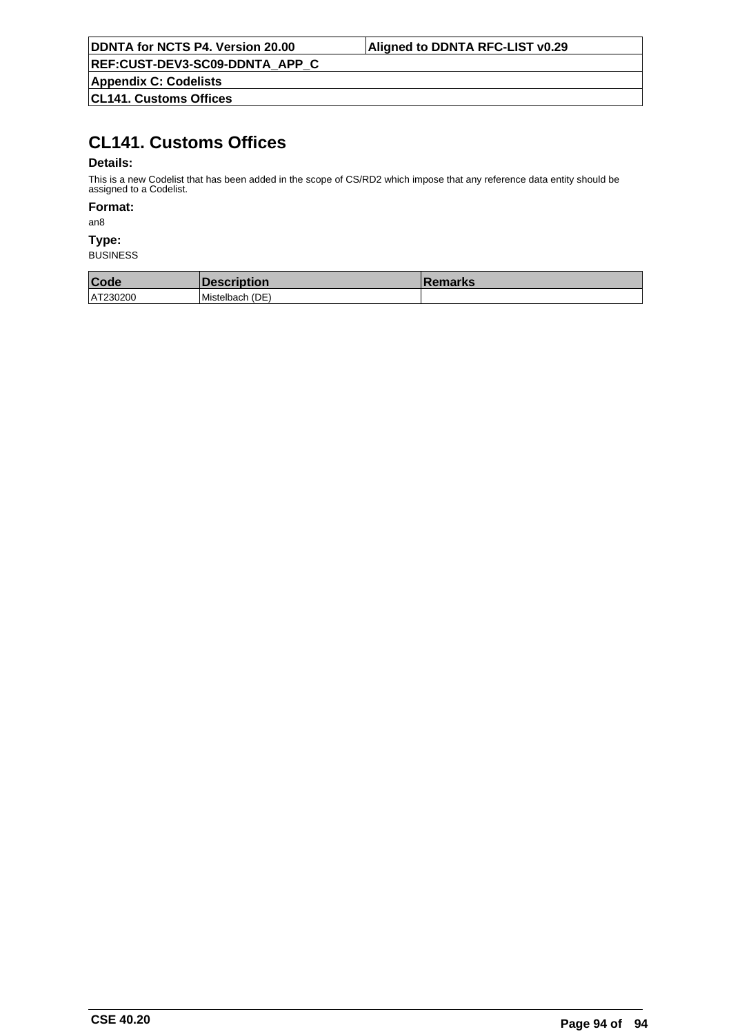# CL141. Customs Offices

**Details:**

This is a new Codelist that has been added in the scope of CS/RD2 which impose that any reference data entity should be assigned to a Codelist.

**Format:**

an8

**Type:**

BUSINESS

| Code | Description | Remarks |
|---|---|---|
| AT230200 | Mistelbach (DE) | |